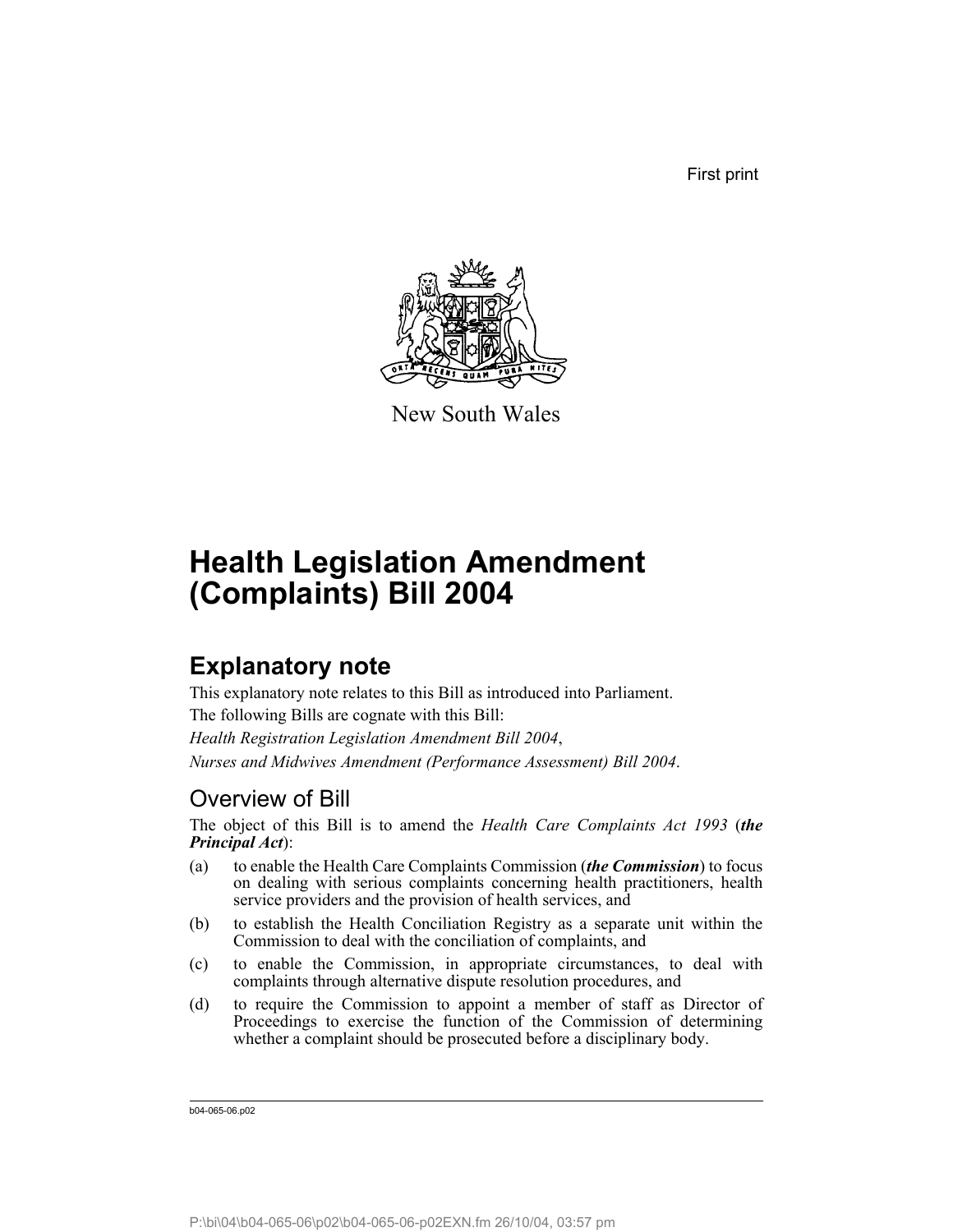First print

New South Wales

# Health Legislation Amendment (Complaints) Bill 2004

## Explanatory note

This explanatory note relates to this Bill as introduced into Parliament.

The following Bills are cognate with this Bill:

*Health Registration Legislation Amendment Bill 2004*,

*Nurses and Midwives Amendment (Performance Assessment) Bill 2004*.

### Overview of Bill

The object of this Bill is to amend the *Health Care Complaints Act 1993* (***the Principal Act***):

(a) to enable the Health Care Complaints Commission (***the Commission***) to focus on dealing with serious complaints concerning health practitioners, health service providers and the provision of health services, and

(b) to establish the Health Conciliation Registry as a separate unit within the Commission to deal with the conciliation of complaints, and

(c) to enable the Commission, in appropriate circumstances, to deal with complaints through alternative dispute resolution procedures, and

(d) to require the Commission to appoint a member of staff as Director of Proceedings to exercise the function of the Commission of determining whether a complaint should be prosecuted before a disciplinary body.

b04-065-06.p02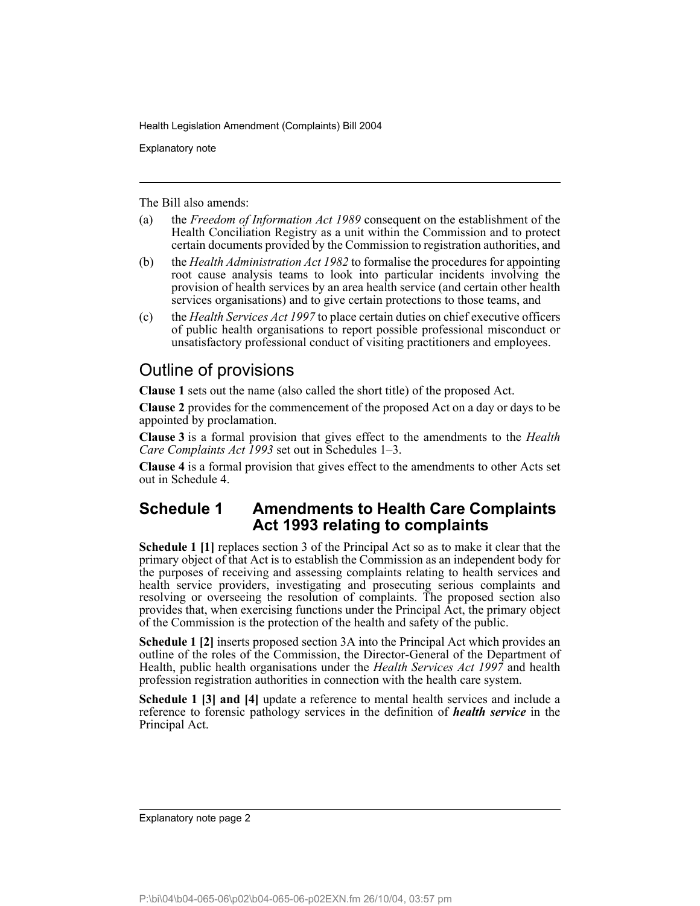The Bill also amends:

(a) the *Freedom of Information Act 1989* consequent on the establishment of the Health Conciliation Registry as a unit within the Commission and to protect certain documents provided by the Commission to registration authorities, and

(b) the *Health Administration Act 1982* to formalise the procedures for appointing root cause analysis teams to look into particular incidents involving the provision of health services by an area health service (and certain other health services organisations) and to give certain protections to those teams, and

(c) the *Health Services Act 1997* to place certain duties on chief executive officers of public health organisations to report possible professional misconduct or unsatisfactory professional conduct of visiting practitioners and employees.

## Outline of provisions

**Clause 1** sets out the name (also called the short title) of the proposed Act.

**Clause 2** provides for the commencement of the proposed Act on a day or days to be appointed by proclamation.

**Clause 3** is a formal provision that gives effect to the amendments to the *Health Care Complaints Act 1993* set out in Schedules 1–3.

**Clause 4** is a formal provision that gives effect to the amendments to other Acts set out in Schedule 4.

### Schedule 1 Amendments to Health Care Complaints Act 1993 relating to complaints

**Schedule 1 [1]** replaces section 3 of the Principal Act so as to make it clear that the primary object of that Act is to establish the Commission as an independent body for the purposes of receiving and assessing complaints relating to health services and health service providers, investigating and prosecuting serious complaints and resolving or overseeing the resolution of complaints. The proposed section also provides that, when exercising functions under the Principal Act, the primary object of the Commission is the protection of the health and safety of the public.

**Schedule 1 [2]** inserts proposed section 3A into the Principal Act which provides an outline of the roles of the Commission, the Director-General of the Department of Health, public health organisations under the *Health Services Act 1997* and health profession registration authorities in connection with the health care system.

**Schedule 1 [3] and [4]** update a reference to mental health services and include a reference to forensic pathology services in the definition of ***health service*** in the Principal Act.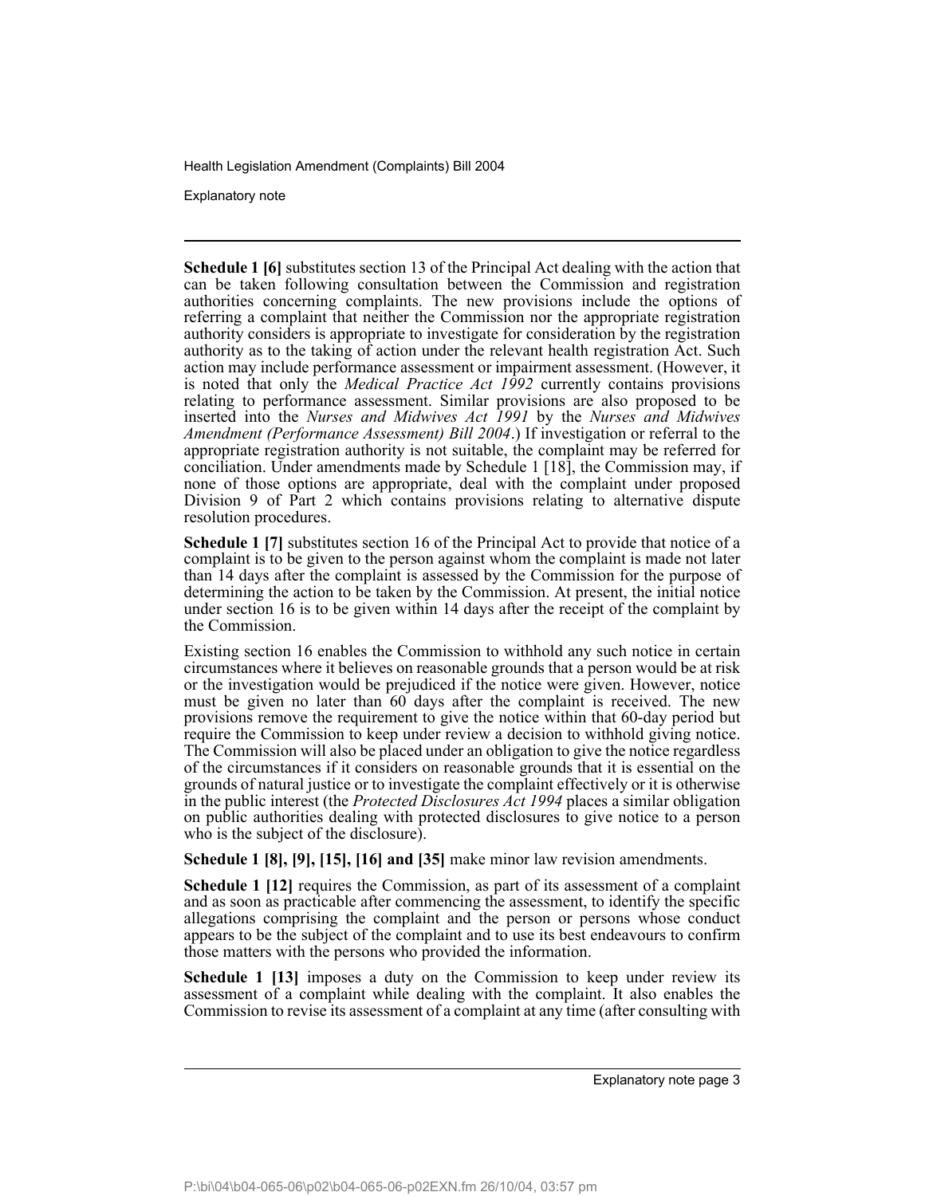**Schedule 1 [6]** substitutes section 13 of the Principal Act dealing with the action that can be taken following consultation between the Commission and registration authorities concerning complaints. The new provisions include the options of referring a complaint that neither the Commission nor the appropriate registration authority considers is appropriate to investigate for consideration by the registration authority as to the taking of action under the relevant health registration Act. Such action may include performance assessment or impairment assessment. (However, it is noted that only the *Medical Practice Act 1992* currently contains provisions relating to performance assessment. Similar provisions are also proposed to be inserted into the *Nurses and Midwives Act 1991* by the *Nurses and Midwives Amendment (Performance Assessment) Bill 2004*.) If investigation or referral to the appropriate registration authority is not suitable, the complaint may be referred for conciliation. Under amendments made by Schedule 1 [18], the Commission may, if none of those options are appropriate, deal with the complaint under proposed Division 9 of Part 2 which contains provisions relating to alternative dispute resolution procedures.

**Schedule 1 [7]** substitutes section 16 of the Principal Act to provide that notice of a complaint is to be given to the person against whom the complaint is made not later than 14 days after the complaint is assessed by the Commission for the purpose of determining the action to be taken by the Commission. At present, the initial notice under section 16 is to be given within 14 days after the receipt of the complaint by the Commission.

Existing section 16 enables the Commission to withhold any such notice in certain circumstances where it believes on reasonable grounds that a person would be at risk or the investigation would be prejudiced if the notice were given. However, notice must be given no later than 60 days after the complaint is received. The new provisions remove the requirement to give the notice within that 60-day period but require the Commission to keep under review a decision to withhold giving notice. The Commission will also be placed under an obligation to give the notice regardless of the circumstances if it considers on reasonable grounds that it is essential on the grounds of natural justice or to investigate the complaint effectively or it is otherwise in the public interest (the *Protected Disclosures Act 1994* places a similar obligation on public authorities dealing with protected disclosures to give notice to a person who is the subject of the disclosure).

**Schedule 1 [8], [9], [15], [16] and [35]** make minor law revision amendments.

**Schedule 1 [12]** requires the Commission, as part of its assessment of a complaint and as soon as practicable after commencing the assessment, to identify the specific allegations comprising the complaint and the person or persons whose conduct appears to be the subject of the complaint and to use its best endeavours to confirm those matters with the persons who provided the information.

**Schedule 1 [13]** imposes a duty on the Commission to keep under review its assessment of a complaint while dealing with the complaint. It also enables the Commission to revise its assessment of a complaint at any time (after consulting with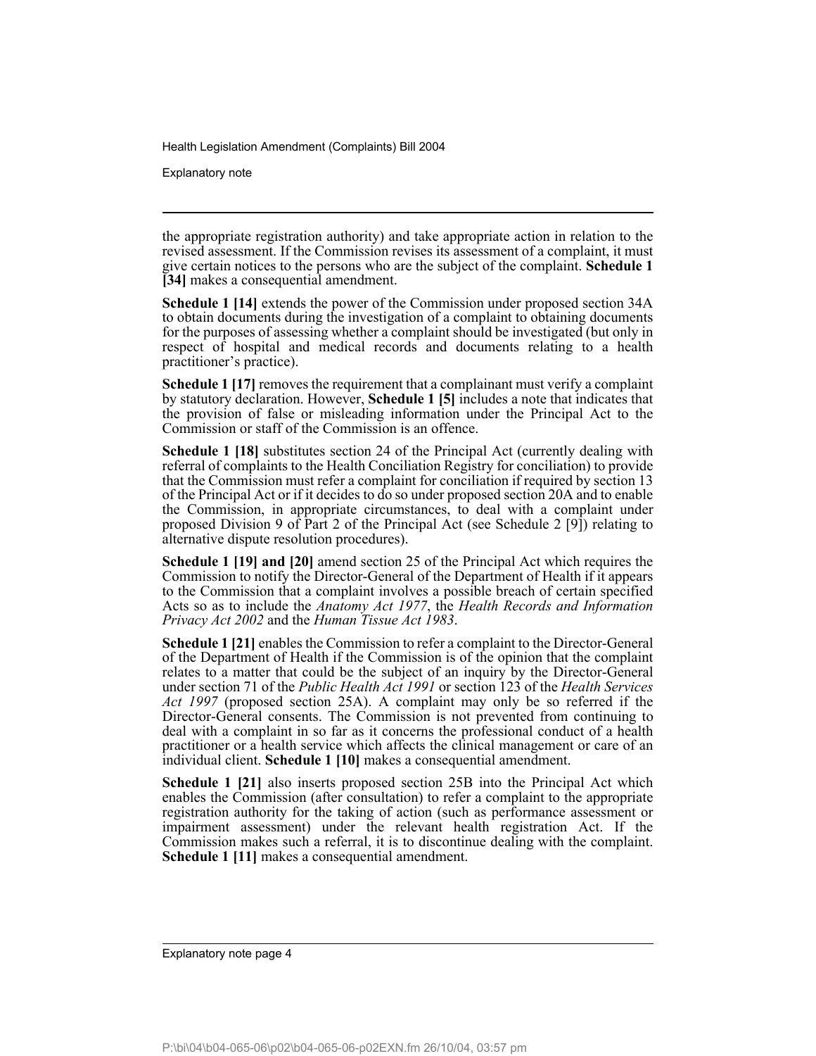the appropriate registration authority) and take appropriate action in relation to the revised assessment. If the Commission revises its assessment of a complaint, it must give certain notices to the persons who are the subject of the complaint. **Schedule 1 [34]** makes a consequential amendment.

**Schedule 1 [14]** extends the power of the Commission under proposed section 34A to obtain documents during the investigation of a complaint to obtaining documents for the purposes of assessing whether a complaint should be investigated (but only in respect of hospital and medical records and documents relating to a health practitioner's practice).

**Schedule 1 [17]** removes the requirement that a complainant must verify a complaint by statutory declaration. However, **Schedule 1 [5]** includes a note that indicates that the provision of false or misleading information under the Principal Act to the Commission or staff of the Commission is an offence.

**Schedule 1 [18]** substitutes section 24 of the Principal Act (currently dealing with referral of complaints to the Health Conciliation Registry for conciliation) to provide that the Commission must refer a complaint for conciliation if required by section 13 of the Principal Act or if it decides to do so under proposed section 20A and to enable the Commission, in appropriate circumstances, to deal with a complaint under proposed Division 9 of Part 2 of the Principal Act (see Schedule 2 [9]) relating to alternative dispute resolution procedures).

**Schedule 1 [19] and [20]** amend section 25 of the Principal Act which requires the Commission to notify the Director-General of the Department of Health if it appears to the Commission that a complaint involves a possible breach of certain specified Acts so as to include the *Anatomy Act 1977*, the *Health Records and Information Privacy Act 2002* and the *Human Tissue Act 1983*.

**Schedule 1 [21]** enables the Commission to refer a complaint to the Director-General of the Department of Health if the Commission is of the opinion that the complaint relates to a matter that could be the subject of an inquiry by the Director-General under section 71 of the *Public Health Act 1991* or section 123 of the *Health Services Act 1997* (proposed section 25A). A complaint may only be so referred if the Director-General consents. The Commission is not prevented from continuing to deal with a complaint in so far as it concerns the professional conduct of a health practitioner or a health service which affects the clinical management or care of an individual client. **Schedule 1 [10]** makes a consequential amendment.

**Schedule 1 [21]** also inserts proposed section 25B into the Principal Act which enables the Commission (after consultation) to refer a complaint to the appropriate registration authority for the taking of action (such as performance assessment or impairment assessment) under the relevant health registration Act. If the Commission makes such a referral, it is to discontinue dealing with the complaint. **Schedule 1 [11]** makes a consequential amendment.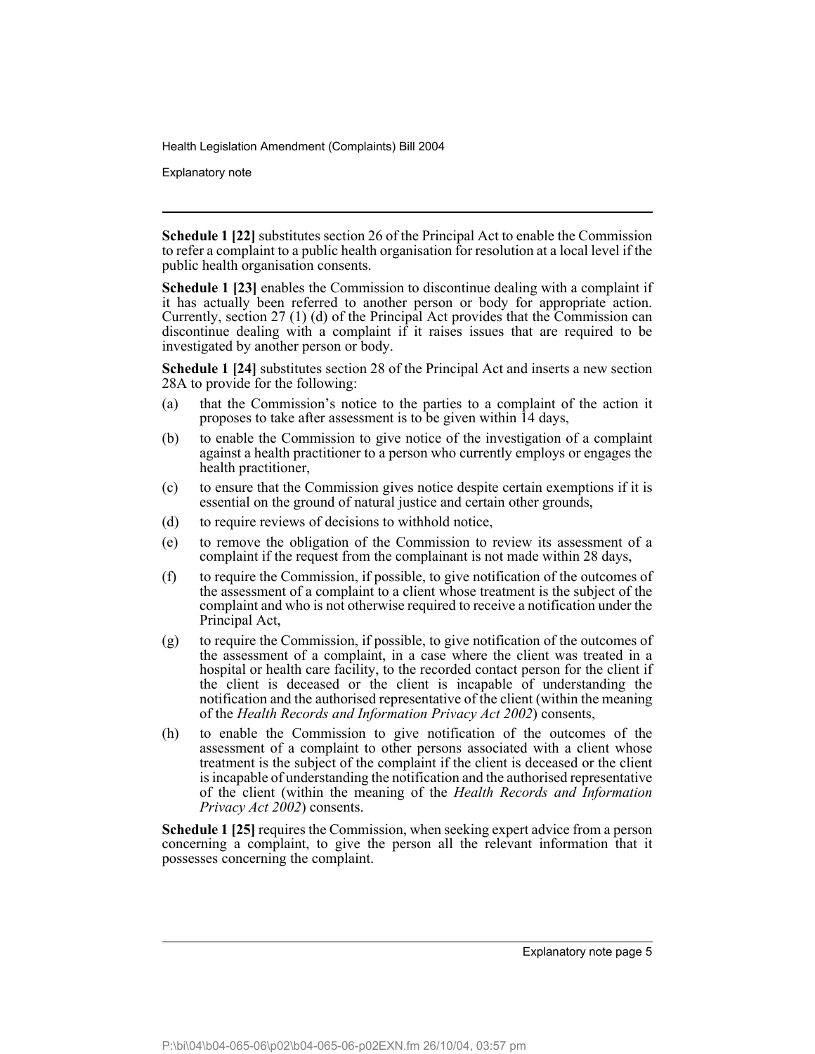**Schedule 1 [22]** substitutes section 26 of the Principal Act to enable the Commission to refer a complaint to a public health organisation for resolution at a local level if the public health organisation consents.

**Schedule 1 [23]** enables the Commission to discontinue dealing with a complaint if it has actually been referred to another person or body for appropriate action. Currently, section 27 (1) (d) of the Principal Act provides that the Commission can discontinue dealing with a complaint if it raises issues that are required to be investigated by another person or body.

**Schedule 1 [24]** substitutes section 28 of the Principal Act and inserts a new section 28A to provide for the following:

(a) that the Commission's notice to the parties to a complaint of the action it proposes to take after assessment is to be given within 14 days,

(b) to enable the Commission to give notice of the investigation of a complaint against a health practitioner to a person who currently employs or engages the health practitioner,

(c) to ensure that the Commission gives notice despite certain exemptions if it is essential on the ground of natural justice and certain other grounds,

(d) to require reviews of decisions to withhold notice,

(e) to remove the obligation of the Commission to review its assessment of a complaint if the request from the complainant is not made within 28 days,

(f) to require the Commission, if possible, to give notification of the outcomes of the assessment of a complaint to a client whose treatment is the subject of the complaint and who is not otherwise required to receive a notification under the Principal Act,

(g) to require the Commission, if possible, to give notification of the outcomes of the assessment of a complaint, in a case where the client was treated in a hospital or health care facility, to the recorded contact person for the client if the client is deceased or the client is incapable of understanding the notification and the authorised representative of the client (within the meaning of the *Health Records and Information Privacy Act 2002*) consents,

(h) to enable the Commission to give notification of the outcomes of the assessment of a complaint to other persons associated with a client whose treatment is the subject of the complaint if the client is deceased or the client is incapable of understanding the notification and the authorised representative of the client (within the meaning of the *Health Records and Information Privacy Act 2002*) consents.

**Schedule 1 [25]** requires the Commission, when seeking expert advice from a person concerning a complaint, to give the person all the relevant information that it possesses concerning the complaint.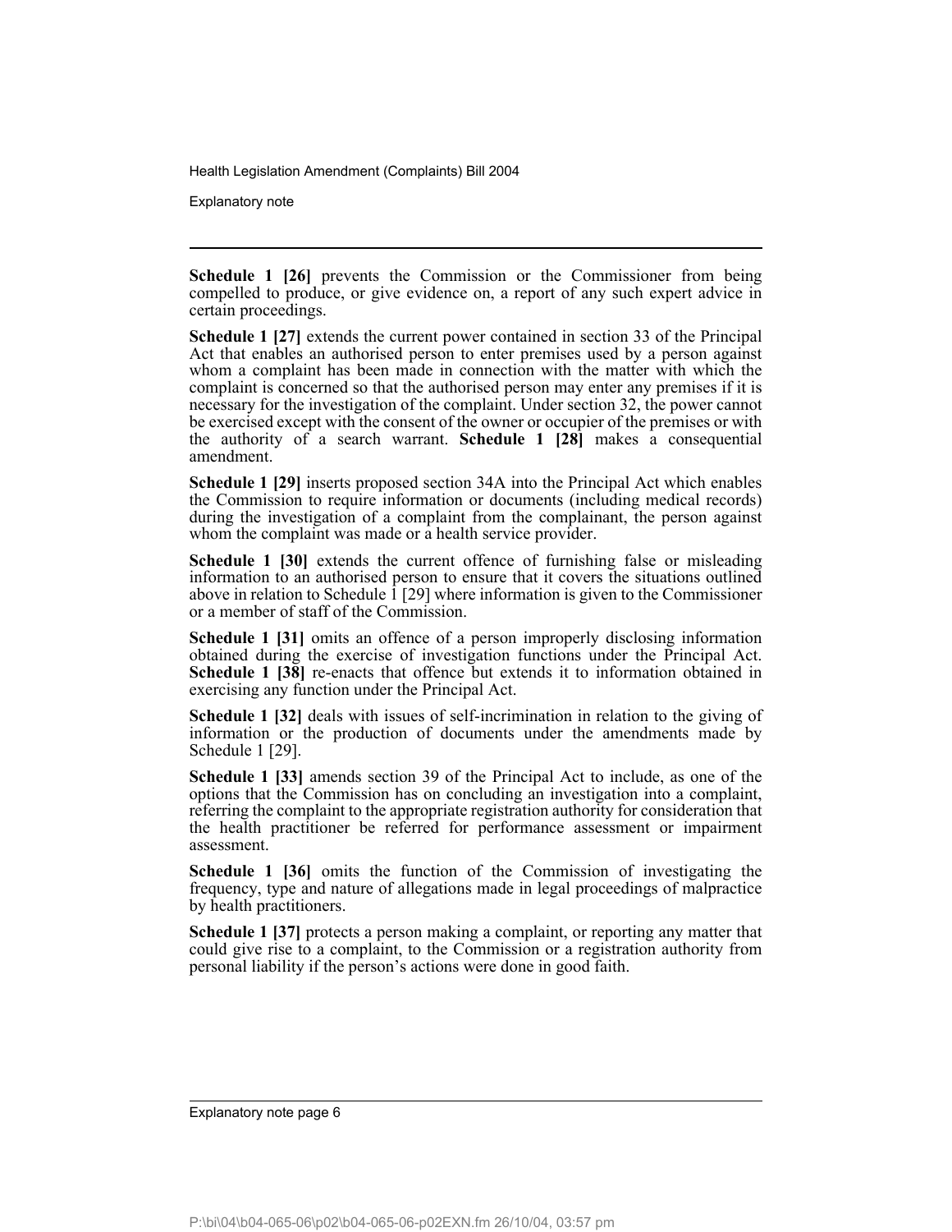**Schedule 1 [26]** prevents the Commission or the Commissioner from being compelled to produce, or give evidence on, a report of any such expert advice in certain proceedings.

**Schedule 1 [27]** extends the current power contained in section 33 of the Principal Act that enables an authorised person to enter premises used by a person against whom a complaint has been made in connection with the matter with which the complaint is concerned so that the authorised person may enter any premises if it is necessary for the investigation of the complaint. Under section 32, the power cannot be exercised except with the consent of the owner or occupier of the premises or with the authority of a search warrant. **Schedule 1 [28]** makes a consequential amendment.

**Schedule 1 [29]** inserts proposed section 34A into the Principal Act which enables the Commission to require information or documents (including medical records) during the investigation of a complaint from the complainant, the person against whom the complaint was made or a health service provider.

**Schedule 1 [30]** extends the current offence of furnishing false or misleading information to an authorised person to ensure that it covers the situations outlined above in relation to Schedule 1 [29] where information is given to the Commissioner or a member of staff of the Commission.

**Schedule 1 [31]** omits an offence of a person improperly disclosing information obtained during the exercise of investigation functions under the Principal Act. **Schedule 1 [38]** re-enacts that offence but extends it to information obtained in exercising any function under the Principal Act.

**Schedule 1 [32]** deals with issues of self-incrimination in relation to the giving of information or the production of documents under the amendments made by Schedule 1 [29].

**Schedule 1 [33]** amends section 39 of the Principal Act to include, as one of the options that the Commission has on concluding an investigation into a complaint, referring the complaint to the appropriate registration authority for consideration that the health practitioner be referred for performance assessment or impairment assessment.

**Schedule 1 [36]** omits the function of the Commission of investigating the frequency, type and nature of allegations made in legal proceedings of malpractice by health practitioners.

**Schedule 1 [37]** protects a person making a complaint, or reporting any matter that could give rise to a complaint, to the Commission or a registration authority from personal liability if the person's actions were done in good faith.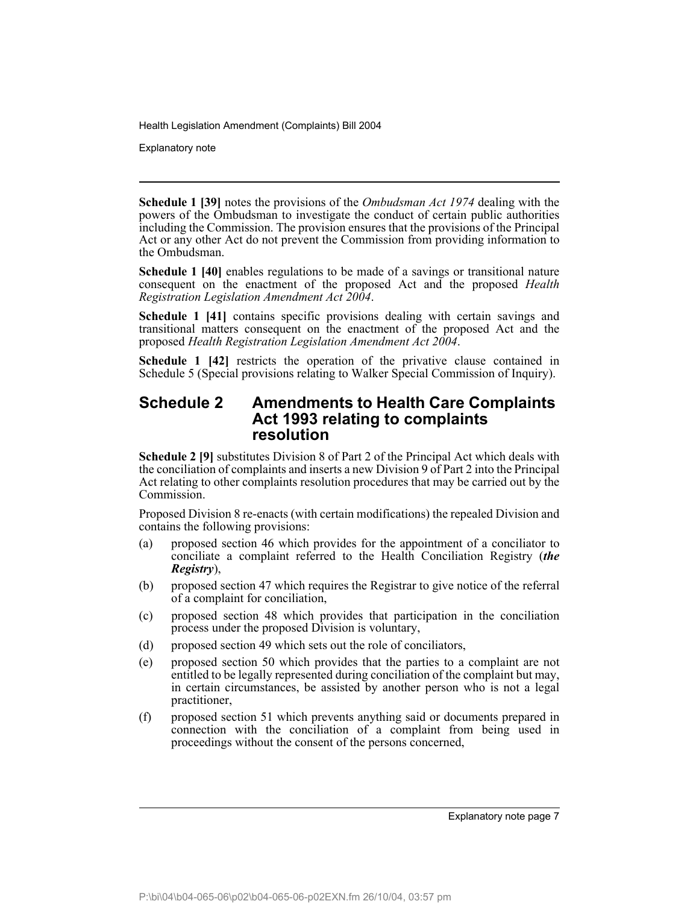**Schedule 1 [39]** notes the provisions of the *Ombudsman Act 1974* dealing with the powers of the Ombudsman to investigate the conduct of certain public authorities including the Commission. The provision ensures that the provisions of the Principal Act or any other Act do not prevent the Commission from providing information to the Ombudsman.

**Schedule 1 [40]** enables regulations to be made of a savings or transitional nature consequent on the enactment of the proposed Act and the proposed *Health Registration Legislation Amendment Act 2004*.

**Schedule 1 [41]** contains specific provisions dealing with certain savings and transitional matters consequent on the enactment of the proposed Act and the proposed *Health Registration Legislation Amendment Act 2004*.

**Schedule 1 [42]** restricts the operation of the privative clause contained in Schedule 5 (Special provisions relating to Walker Special Commission of Inquiry).

## Schedule 2 Amendments to Health Care Complaints Act 1993 relating to complaints resolution

**Schedule 2 [9]** substitutes Division 8 of Part 2 of the Principal Act which deals with the conciliation of complaints and inserts a new Division 9 of Part 2 into the Principal Act relating to other complaints resolution procedures that may be carried out by the Commission.

Proposed Division 8 re-enacts (with certain modifications) the repealed Division and contains the following provisions:

(a) proposed section 46 which provides for the appointment of a conciliator to conciliate a complaint referred to the Health Conciliation Registry (***the Registry***),

(b) proposed section 47 which requires the Registrar to give notice of the referral of a complaint for conciliation,

(c) proposed section 48 which provides that participation in the conciliation process under the proposed Division is voluntary,

(d) proposed section 49 which sets out the role of conciliators,

(e) proposed section 50 which provides that the parties to a complaint are not entitled to be legally represented during conciliation of the complaint but may, in certain circumstances, be assisted by another person who is not a legal practitioner,

(f) proposed section 51 which prevents anything said or documents prepared in connection with the conciliation of a complaint from being used in proceedings without the consent of the persons concerned,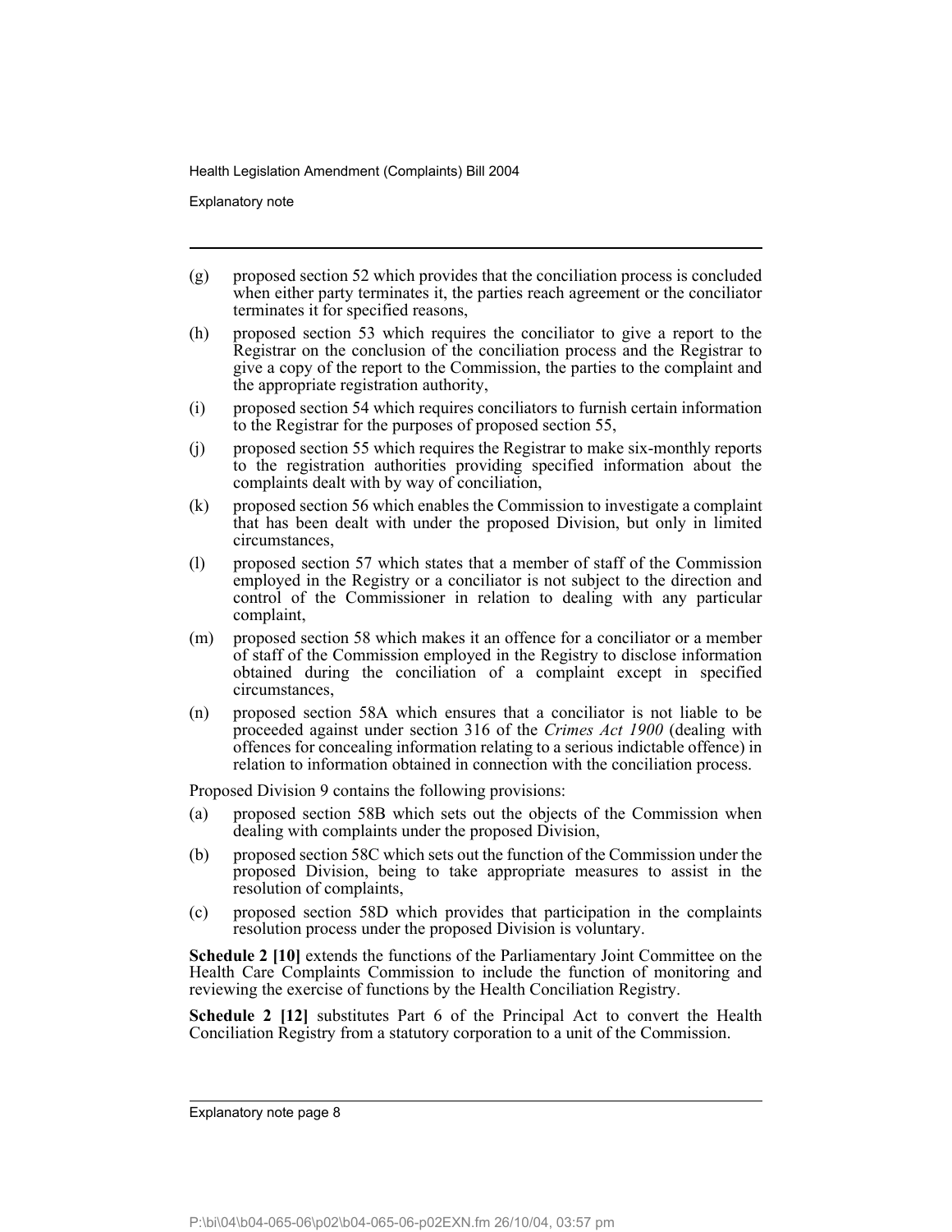- (g) proposed section 52 which provides that the conciliation process is concluded when either party terminates it, the parties reach agreement or the conciliator terminates it for specified reasons,
- (h) proposed section 53 which requires the conciliator to give a report to the Registrar on the conclusion of the conciliation process and the Registrar to give a copy of the report to the Commission, the parties to the complaint and the appropriate registration authority,
- (i) proposed section 54 which requires conciliators to furnish certain information to the Registrar for the purposes of proposed section 55,
- (j) proposed section 55 which requires the Registrar to make six-monthly reports to the registration authorities providing specified information about the complaints dealt with by way of conciliation,
- (k) proposed section 56 which enables the Commission to investigate a complaint that has been dealt with under the proposed Division, but only in limited circumstances,
- (l) proposed section 57 which states that a member of staff of the Commission employed in the Registry or a conciliator is not subject to the direction and control of the Commissioner in relation to dealing with any particular complaint,
- (m) proposed section 58 which makes it an offence for a conciliator or a member of staff of the Commission employed in the Registry to disclose information obtained during the conciliation of a complaint except in specified circumstances,
- (n) proposed section 58A which ensures that a conciliator is not liable to be proceeded against under section 316 of the *Crimes Act 1900* (dealing with offences for concealing information relating to a serious indictable offence) in relation to information obtained in connection with the conciliation process.

Proposed Division 9 contains the following provisions:

- (a) proposed section 58B which sets out the objects of the Commission when dealing with complaints under the proposed Division,
- (b) proposed section 58C which sets out the function of the Commission under the proposed Division, being to take appropriate measures to assist in the resolution of complaints,
- (c) proposed section 58D which provides that participation in the complaints resolution process under the proposed Division is voluntary.

**Schedule 2 [10]** extends the functions of the Parliamentary Joint Committee on the Health Care Complaints Commission to include the function of monitoring and reviewing the exercise of functions by the Health Conciliation Registry.

**Schedule 2 [12]** substitutes Part 6 of the Principal Act to convert the Health Conciliation Registry from a statutory corporation to a unit of the Commission.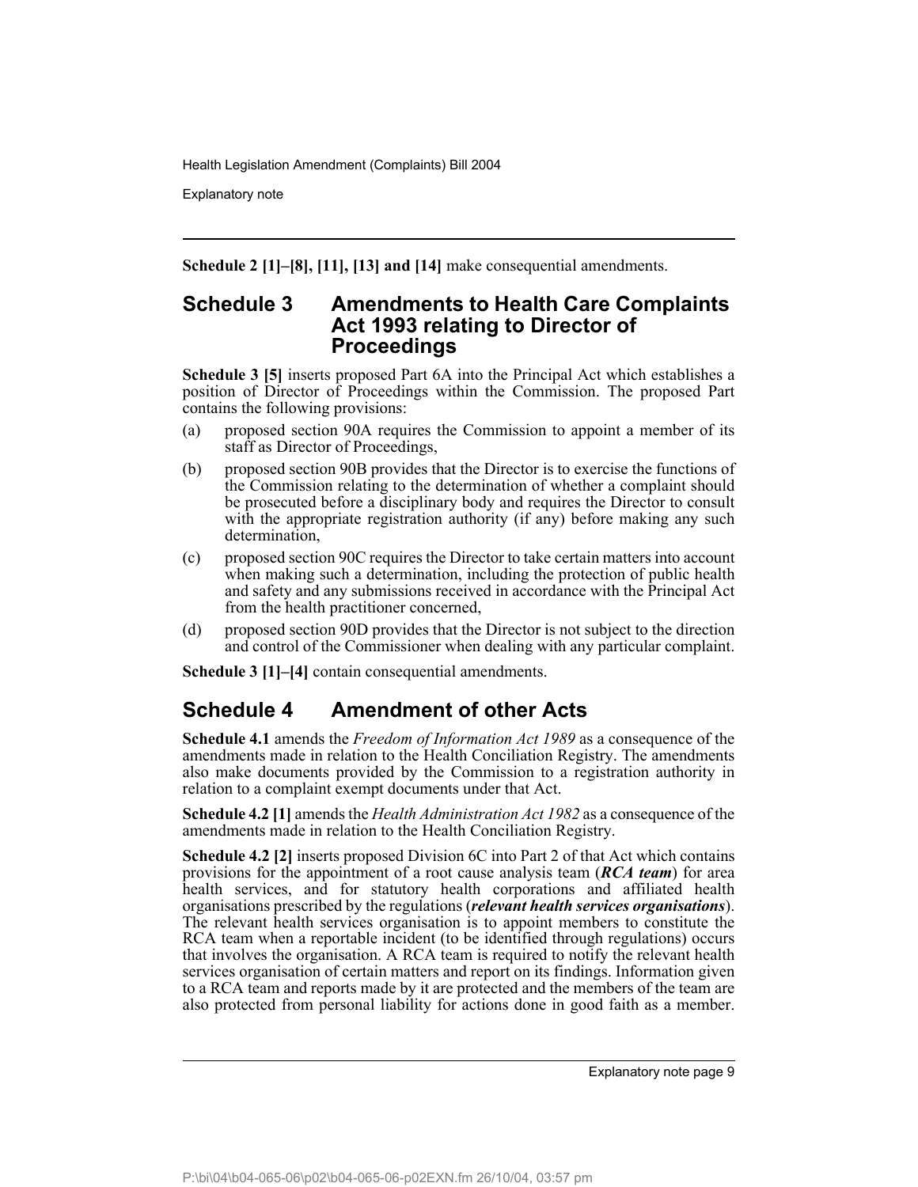**Schedule 2 [1]–[8], [11], [13] and [14]** make consequential amendments.

## Schedule 3 Amendments to Health Care Complaints Act 1993 relating to Director of Proceedings

**Schedule 3 [5]** inserts proposed Part 6A into the Principal Act which establishes a position of Director of Proceedings within the Commission. The proposed Part contains the following provisions:

(a) proposed section 90A requires the Commission to appoint a member of its staff as Director of Proceedings,

(b) proposed section 90B provides that the Director is to exercise the functions of the Commission relating to the determination of whether a complaint should be prosecuted before a disciplinary body and requires the Director to consult with the appropriate registration authority (if any) before making any such determination,

(c) proposed section 90C requires the Director to take certain matters into account when making such a determination, including the protection of public health and safety and any submissions received in accordance with the Principal Act from the health practitioner concerned,

(d) proposed section 90D provides that the Director is not subject to the direction and control of the Commissioner when dealing with any particular complaint.

**Schedule 3 [1]–[4]** contain consequential amendments.

## Schedule 4 Amendment of other Acts

**Schedule 4.1** amends the *Freedom of Information Act 1989* as a consequence of the amendments made in relation to the Health Conciliation Registry. The amendments also make documents provided by the Commission to a registration authority in relation to a complaint exempt documents under that Act.

**Schedule 4.2 [1]** amends the *Health Administration Act 1982* as a consequence of the amendments made in relation to the Health Conciliation Registry.

**Schedule 4.2 [2]** inserts proposed Division 6C into Part 2 of that Act which contains provisions for the appointment of a root cause analysis team (***RCA team***) for area health services, and for statutory health corporations and affiliated health organisations prescribed by the regulations (***relevant health services organisations***). The relevant health services organisation is to appoint members to constitute the RCA team when a reportable incident (to be identified through regulations) occurs that involves the organisation. A RCA team is required to notify the relevant health services organisation of certain matters and report on its findings. Information given to a RCA team and reports made by it are protected and the members of the team are also protected from personal liability for actions done in good faith as a member.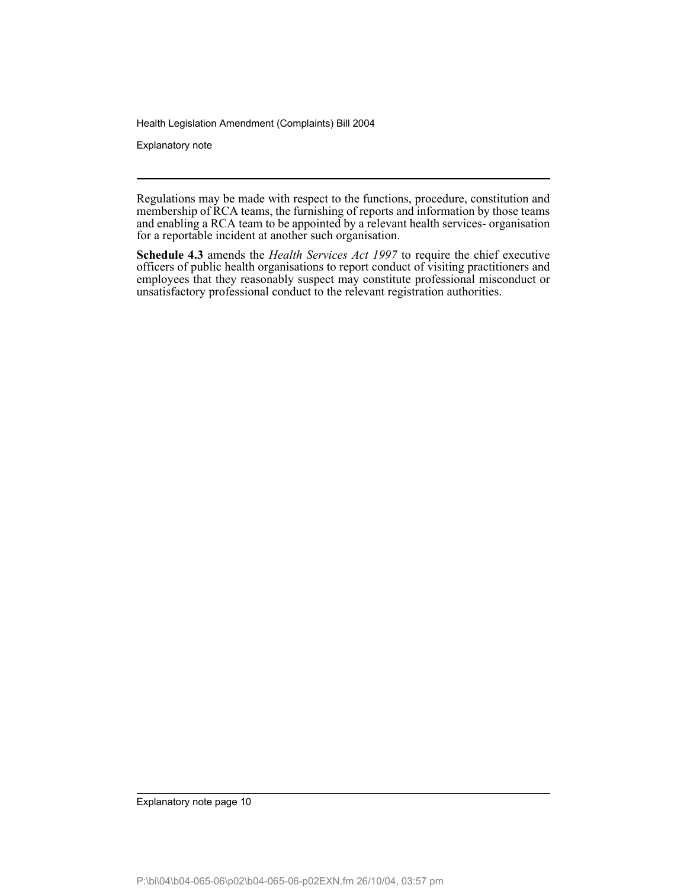Regulations may be made with respect to the functions, procedure, constitution and membership of RCA teams, the furnishing of reports and information by those teams and enabling a RCA team to be appointed by a relevant health services- organisation for a reportable incident at another such organisation.

**Schedule 4.3** amends the *Health Services Act 1997* to require the chief executive officers of public health organisations to report conduct of visiting practitioners and employees that they reasonably suspect may constitute professional misconduct or unsatisfactory professional conduct to the relevant registration authorities.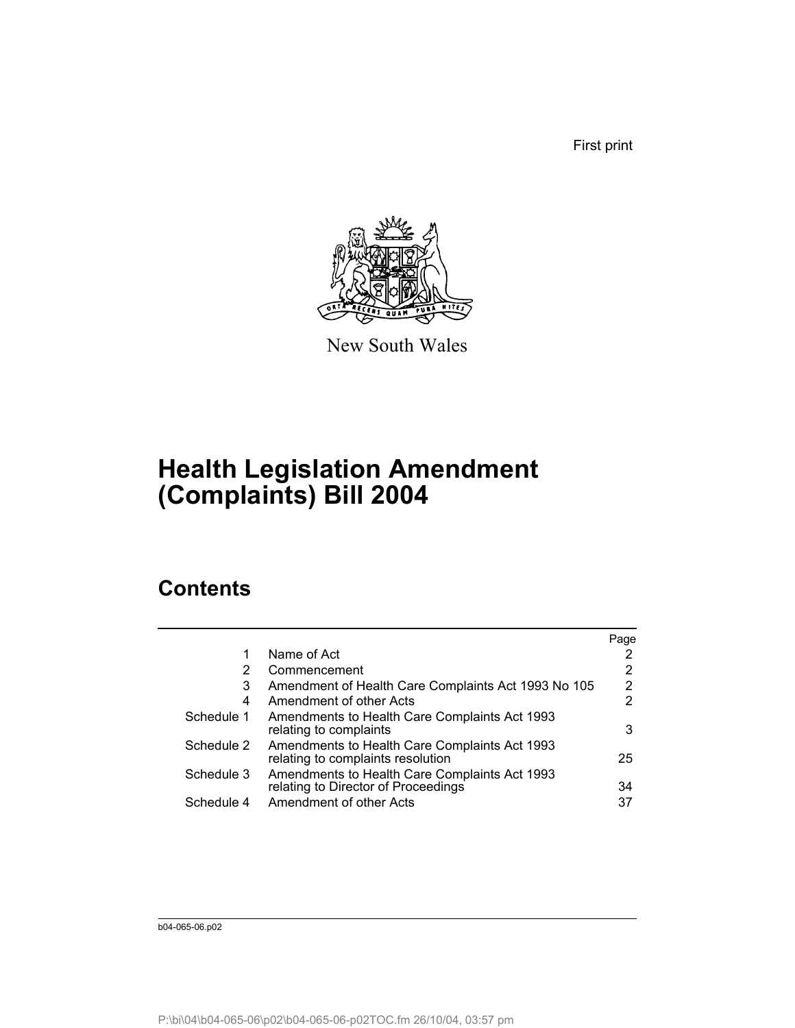First print

New South Wales

# Health Legislation Amendment (Complaints) Bill 2004

## Contents

| | | Page |
|---|---|---|
| 1 | Name of Act | 2 |
| 2 | Commencement | 2 |
| 3 | Amendment of Health Care Complaints Act 1993 No 105 | 2 |
| 4 | Amendment of other Acts | 2 |
| Schedule 1 | Amendments to Health Care Complaints Act 1993 relating to complaints | 3 |
| Schedule 2 | Amendments to Health Care Complaints Act 1993 relating to complaints resolution | 25 |
| Schedule 3 | Amendments to Health Care Complaints Act 1993 relating to Director of Proceedings | 34 |
| Schedule 4 | Amendment of other Acts | 37 |

b04-065-06.p02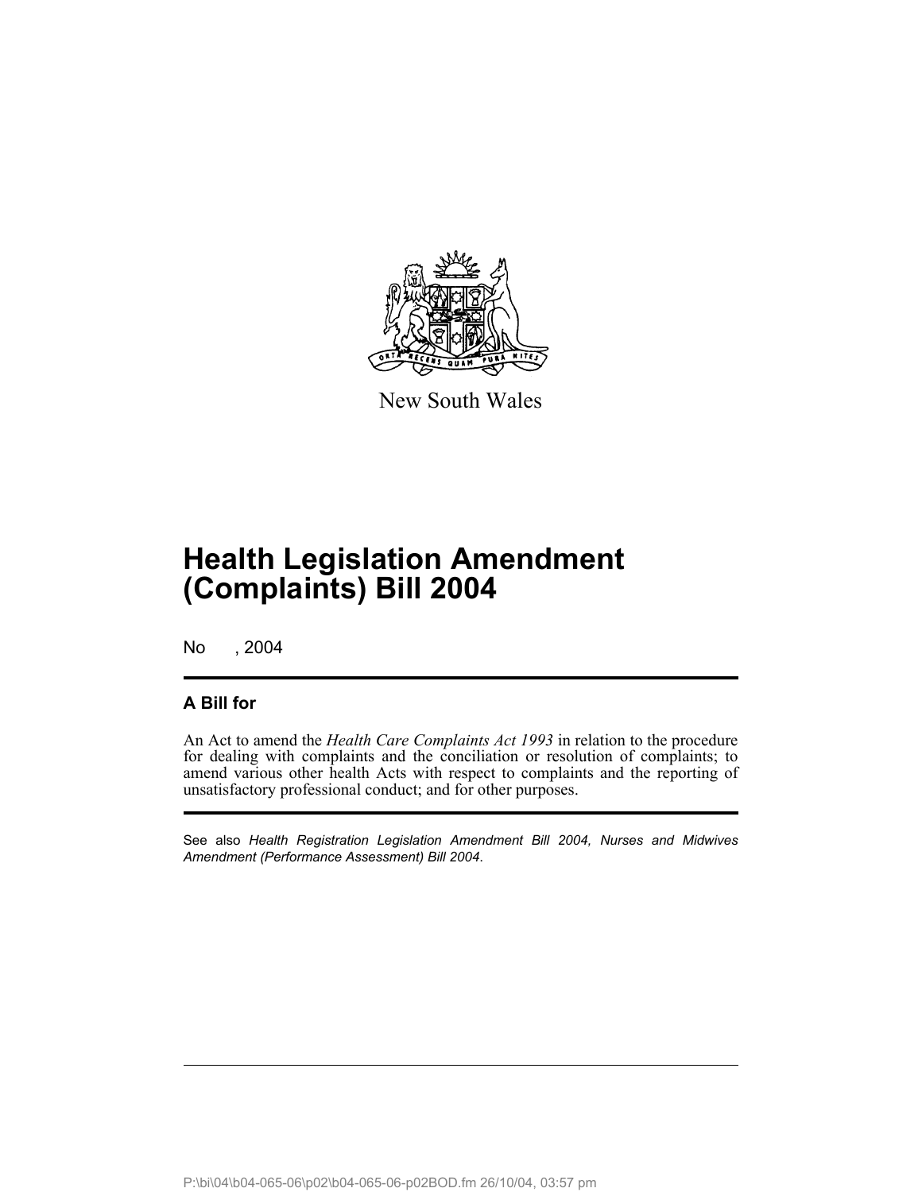New South Wales

# Health Legislation Amendment (Complaints) Bill 2004

No , 2004

## A Bill for

An Act to amend the *Health Care Complaints Act 1993* in relation to the procedure for dealing with complaints and the conciliation or resolution of complaints; to amend various other health Acts with respect to complaints and the reporting of unsatisfactory professional conduct; and for other purposes.

See also *Health Registration Legislation Amendment Bill 2004, Nurses and Midwives Amendment (Performance Assessment) Bill 2004*.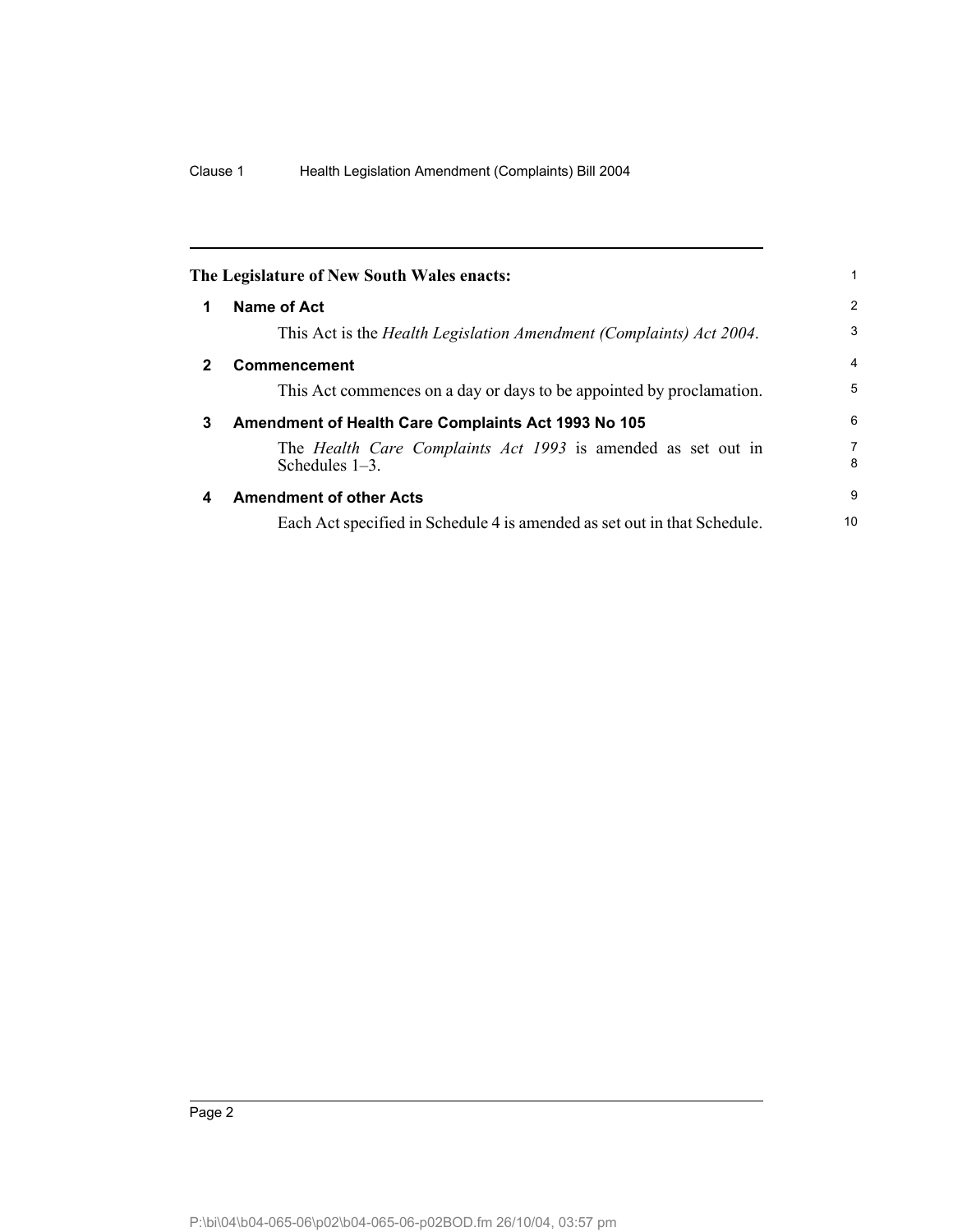**The Legislature of New South Wales enacts:**

## 1 Name of Act

This Act is the *Health Legislation Amendment (Complaints) Act 2004*.

## 2 Commencement

This Act commences on a day or days to be appointed by proclamation.

## 3 Amendment of Health Care Complaints Act 1993 No 105

The *Health Care Complaints Act 1993* is amended as set out in Schedules 1–3.

## 4 Amendment of other Acts

Each Act specified in Schedule 4 is amended as set out in that Schedule.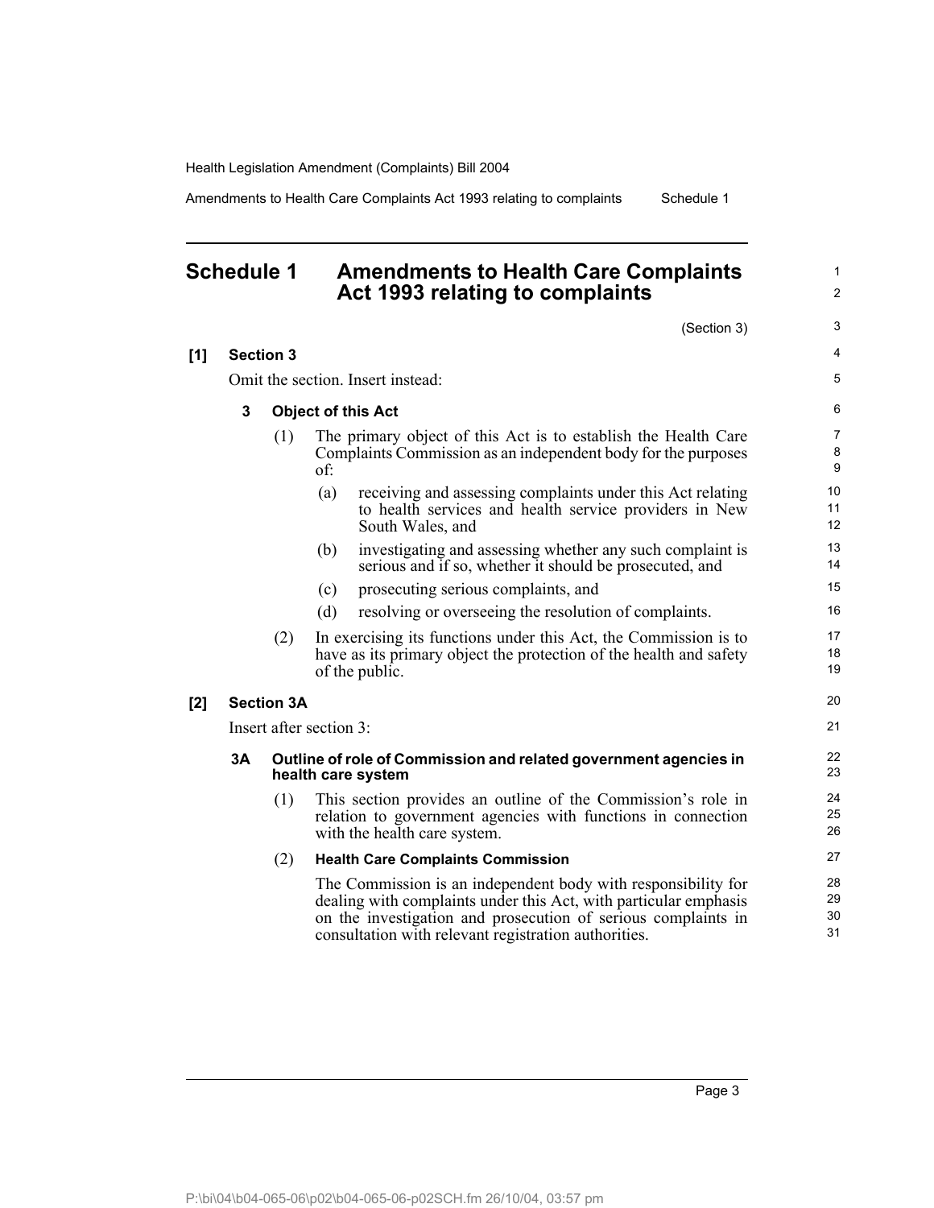# Schedule 1 Amendments to Health Care Complaints Act 1993 relating to complaints

(Section 3)

**[1] Section 3**

Omit the section. Insert instead:

**3 Object of this Act**

(1) The primary object of this Act is to establish the Health Care Complaints Commission as an independent body for the purposes of:

(a) receiving and assessing complaints under this Act relating to health services and health service providers in New South Wales, and

(b) investigating and assessing whether any such complaint is serious and if so, whether it should be prosecuted, and

(c) prosecuting serious complaints, and

(d) resolving or overseeing the resolution of complaints.

(2) In exercising its functions under this Act, the Commission is to have as its primary object the protection of the health and safety of the public.

**[2] Section 3A**

Insert after section 3:

**3A Outline of role of Commission and related government agencies in health care system**

(1) This section provides an outline of the Commission's role in relation to government agencies with functions in connection with the health care system.

(2) **Health Care Complaints Commission**

The Commission is an independent body with responsibility for dealing with complaints under this Act, with particular emphasis on the investigation and prosecution of serious complaints in consultation with relevant registration authorities.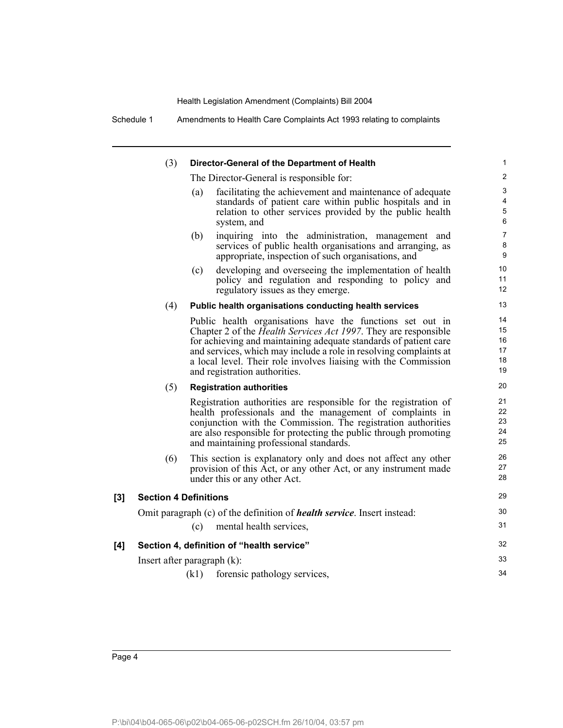(3) **Director-General of the Department of Health**

The Director-General is responsible for:

(a) facilitating the achievement and maintenance of adequate standards of patient care within public hospitals and in relation to other services provided by the public health system, and

(b) inquiring into the administration, management and services of public health organisations and arranging, as appropriate, inspection of such organisations, and

(c) developing and overseeing the implementation of health policy and regulation and responding to policy and regulatory issues as they emerge.

(4) **Public health organisations conducting health services**

Public health organisations have the functions set out in Chapter 2 of the *Health Services Act 1997*. They are responsible for achieving and maintaining adequate standards of patient care and services, which may include a role in resolving complaints at a local level. Their role involves liaising with the Commission and registration authorities.

(5) **Registration authorities**

Registration authorities are responsible for the registration of health professionals and the management of complaints in conjunction with the Commission. The registration authorities are also responsible for protecting the public through promoting and maintaining professional standards.

(6) This section is explanatory only and does not affect any other provision of this Act, or any other Act, or any instrument made under this or any other Act.

**[3] Section 4 Definitions**

Omit paragraph (c) of the definition of ***health service***. Insert instead:

(c) mental health services,

**[4] Section 4, definition of "health service"**

Insert after paragraph (k):

(k1) forensic pathology services,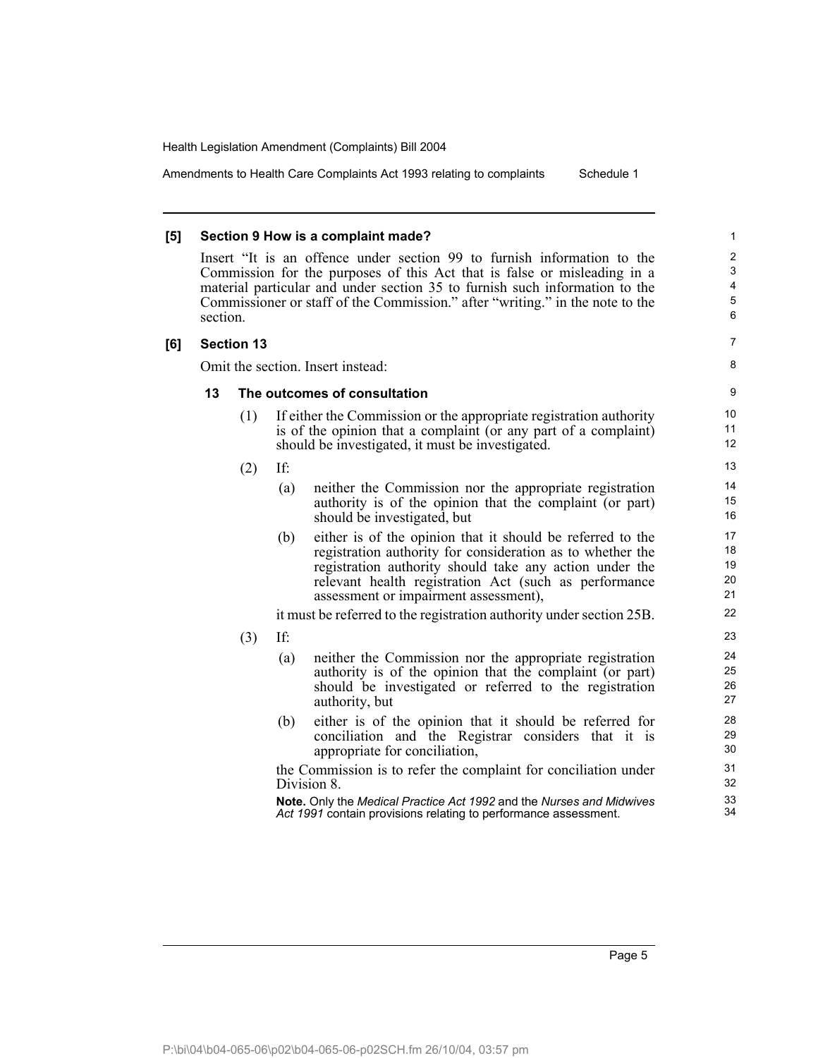**[5] Section 9 How is a complaint made?**

Insert "It is an offence under section 99 to furnish information to the Commission for the purposes of this Act that is false or misleading in a material particular and under section 35 to furnish such information to the Commissioner or staff of the Commission." after "writing." in the note to the section.

**[6] Section 13**

Omit the section. Insert instead:

**13 The outcomes of consultation**

(1) If either the Commission or the appropriate registration authority is of the opinion that a complaint (or any part of a complaint) should be investigated, it must be investigated.

(2) If:

(a) neither the Commission nor the appropriate registration authority is of the opinion that the complaint (or part) should be investigated, but

(b) either is of the opinion that it should be referred to the registration authority for consideration as to whether the registration authority should take any action under the relevant health registration Act (such as performance assessment or impairment assessment),

it must be referred to the registration authority under section 25B.

(3) If:

(a) neither the Commission nor the appropriate registration authority is of the opinion that the complaint (or part) should be investigated or referred to the registration authority, but

(b) either is of the opinion that it should be referred for conciliation and the Registrar considers that it is appropriate for conciliation,

the Commission is to refer the complaint for conciliation under Division 8.

**Note.** Only the *Medical Practice Act 1992* and the *Nurses and Midwives Act 1991* contain provisions relating to performance assessment.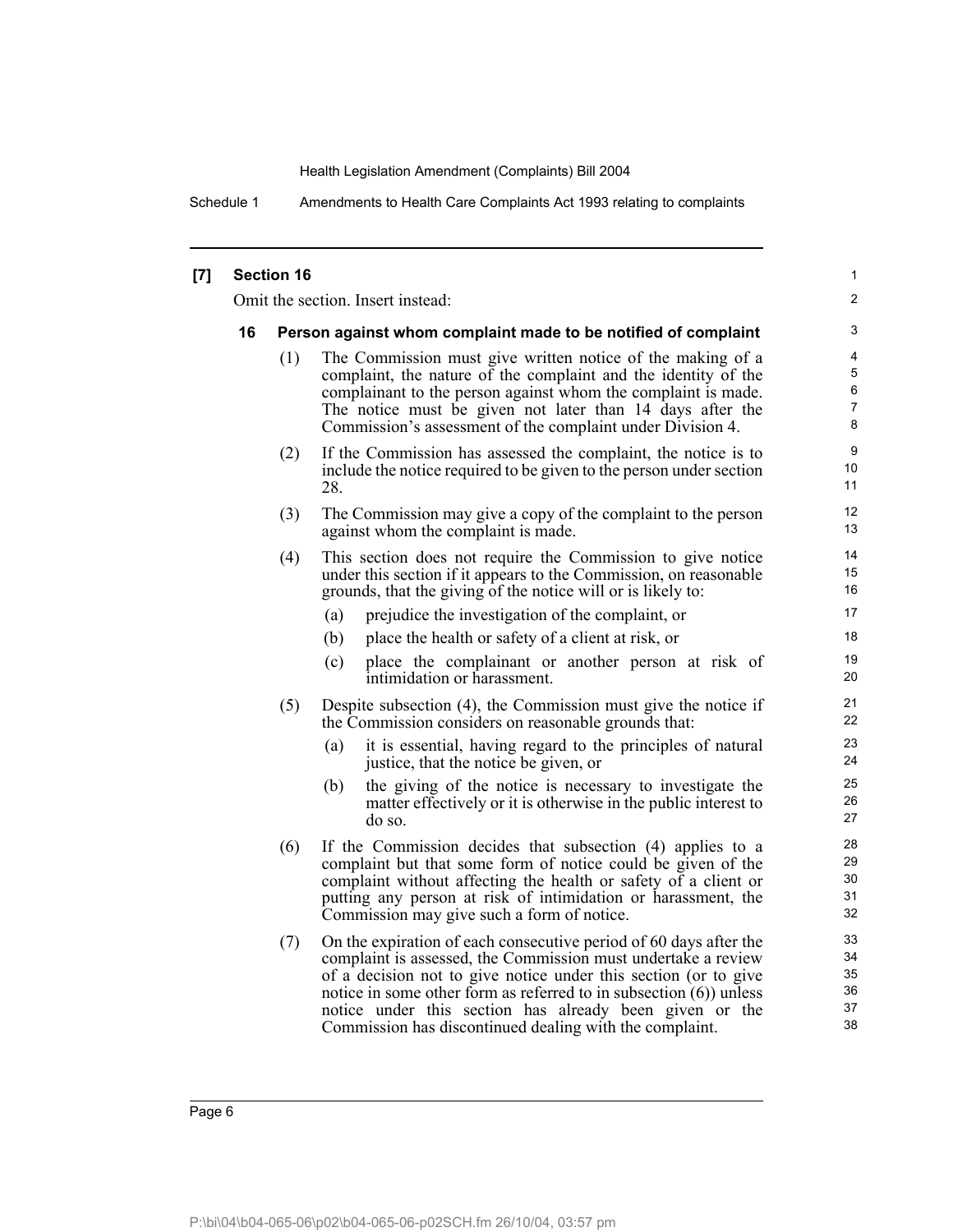**[7] Section 16**

Omit the section. Insert instead:

**16 Person against whom complaint made to be notified of complaint**

(1) The Commission must give written notice of the making of a complaint, the nature of the complaint and the identity of the complainant to the person against whom the complaint is made. The notice must be given not later than 14 days after the Commission's assessment of the complaint under Division 4.

(2) If the Commission has assessed the complaint, the notice is to include the notice required to be given to the person under section 28.

(3) The Commission may give a copy of the complaint to the person against whom the complaint is made.

(4) This section does not require the Commission to give notice under this section if it appears to the Commission, on reasonable grounds, that the giving of the notice will or is likely to:

(a) prejudice the investigation of the complaint, or

(b) place the health or safety of a client at risk, or

(c) place the complainant or another person at risk of intimidation or harassment.

(5) Despite subsection (4), the Commission must give the notice if the Commission considers on reasonable grounds that:

(a) it is essential, having regard to the principles of natural justice, that the notice be given, or

(b) the giving of the notice is necessary to investigate the matter effectively or it is otherwise in the public interest to do so.

(6) If the Commission decides that subsection (4) applies to a complaint but that some form of notice could be given of the complaint without affecting the health or safety of a client or putting any person at risk of intimidation or harassment, the Commission may give such a form of notice.

(7) On the expiration of each consecutive period of 60 days after the complaint is assessed, the Commission must undertake a review of a decision not to give notice under this section (or to give notice in some other form as referred to in subsection (6)) unless notice under this section has already been given or the Commission has discontinued dealing with the complaint.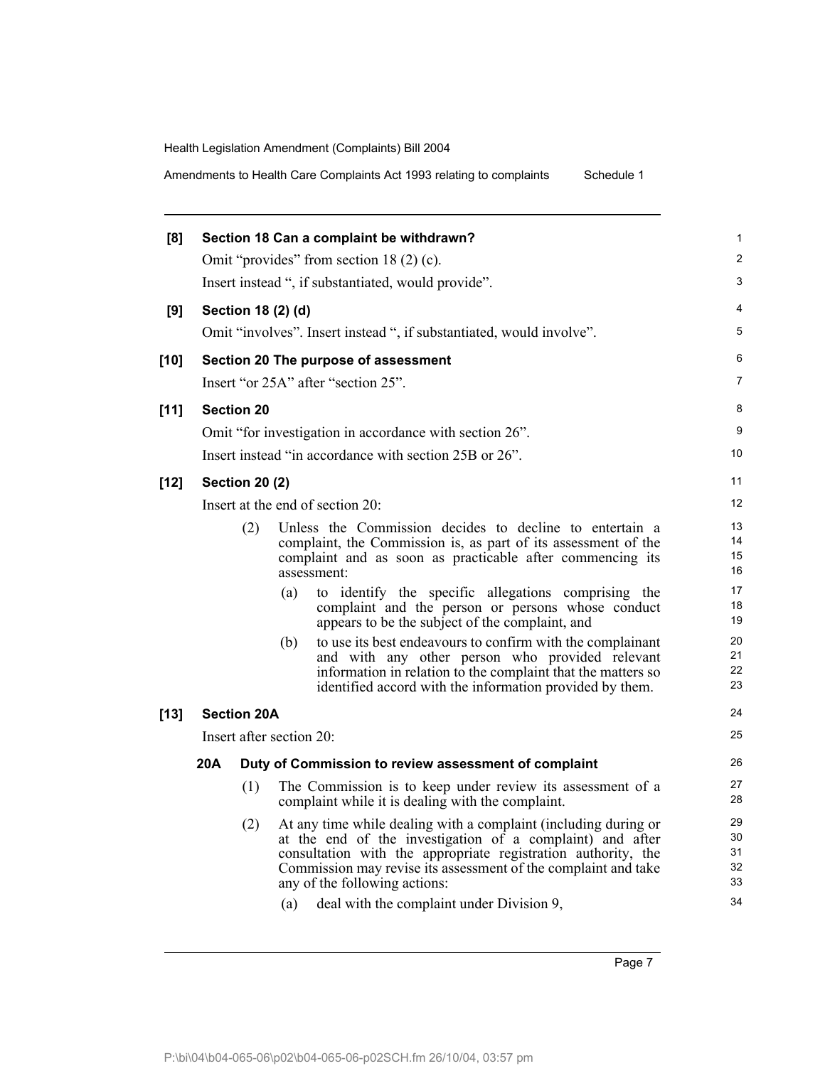**[8] Section 18 Can a complaint be withdrawn?**

Omit "provides" from section 18 (2) (c).

Insert instead ", if substantiated, would provide".

**[9] Section 18 (2) (d)**

Omit "involves". Insert instead ", if substantiated, would involve".

**[10] Section 20 The purpose of assessment**

Insert "or 25A" after "section 25".

**[11] Section 20**

Omit "for investigation in accordance with section 26".

Insert instead "in accordance with section 25B or 26".

**[12] Section 20 (2)**

Insert at the end of section 20:

(2) Unless the Commission decides to decline to entertain a complaint, the Commission is, as part of its assessment of the complaint and as soon as practicable after commencing its assessment:

(a) to identify the specific allegations comprising the complaint and the person or persons whose conduct appears to be the subject of the complaint, and

(b) to use its best endeavours to confirm with the complainant and with any other person who provided relevant information in relation to the complaint that the matters so identified accord with the information provided by them.

**[13] Section 20A**

Insert after section 20:

**20A Duty of Commission to review assessment of complaint**

(1) The Commission is to keep under review its assessment of a complaint while it is dealing with the complaint.

(2) At any time while dealing with a complaint (including during or at the end of the investigation of a complaint) and after consultation with the appropriate registration authority, the Commission may revise its assessment of the complaint and take any of the following actions:

(a) deal with the complaint under Division 9,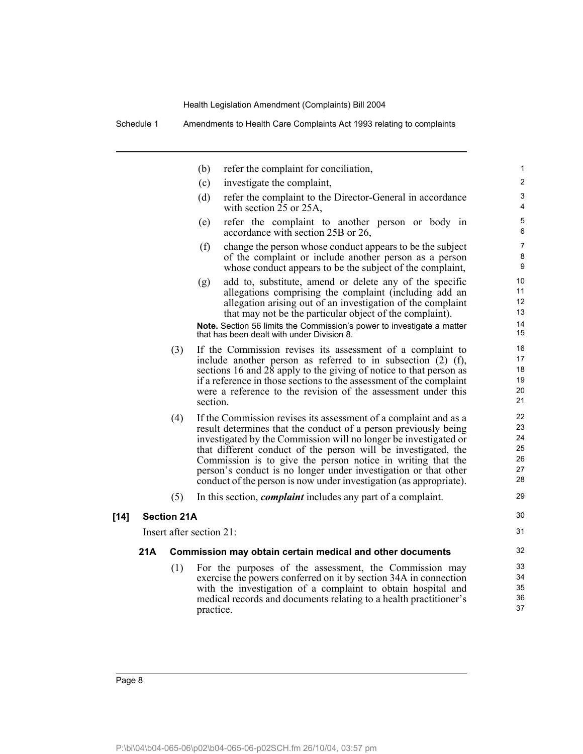(b) refer the complaint for conciliation,

(c) investigate the complaint,

(d) refer the complaint to the Director-General in accordance with section 25 or 25A,

(e) refer the complaint to another person or body in accordance with section 25B or 26,

(f) change the person whose conduct appears to be the subject of the complaint or include another person as a person whose conduct appears to be the subject of the complaint,

(g) add to, substitute, amend or delete any of the specific allegations comprising the complaint (including add an allegation arising out of an investigation of the complaint that may not be the particular object of the complaint).

**Note.** Section 56 limits the Commission's power to investigate a matter that has been dealt with under Division 8.

(3) If the Commission revises its assessment of a complaint to include another person as referred to in subsection (2) (f), sections 16 and 28 apply to the giving of notice to that person as if a reference in those sections to the assessment of the complaint were a reference to the revision of the assessment under this section.

(4) If the Commission revises its assessment of a complaint and as a result determines that the conduct of a person previously being investigated by the Commission will no longer be investigated or that different conduct of the person will be investigated, the Commission is to give the person notice in writing that the person's conduct is no longer under investigation or that other conduct of the person is now under investigation (as appropriate).

(5) In this section, ***complaint*** includes any part of a complaint.

**[14] Section 21A**

Insert after section 21:

### 21A Commission may obtain certain medical and other documents

(1) For the purposes of the assessment, the Commission may exercise the powers conferred on it by section 34A in connection with the investigation of a complaint to obtain hospital and medical records and documents relating to a health practitioner's practice.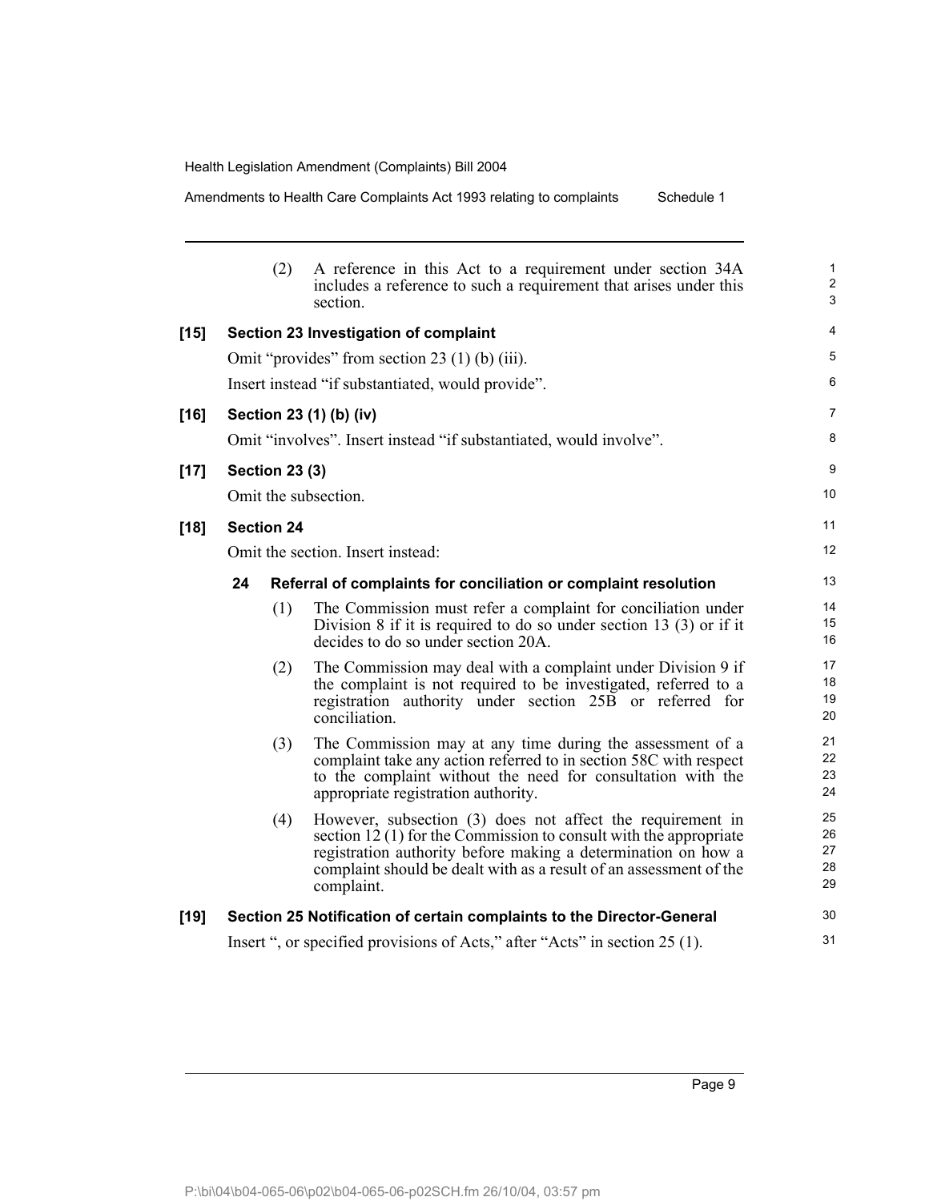(2) A reference in this Act to a requirement under section 34A includes a reference to such a requirement that arises under this section.

**[15] Section 23 Investigation of complaint**

Omit "provides" from section 23 (1) (b) (iii).

Insert instead "if substantiated, would provide".

**[16] Section 23 (1) (b) (iv)**

Omit "involves". Insert instead "if substantiated, would involve".

**[17] Section 23 (3)**

Omit the subsection.

**[18] Section 24**

Omit the section. Insert instead:

**24 Referral of complaints for conciliation or complaint resolution**

(1) The Commission must refer a complaint for conciliation under Division 8 if it is required to do so under section 13 (3) or if it decides to do so under section 20A.

(2) The Commission may deal with a complaint under Division 9 if the complaint is not required to be investigated, referred to a registration authority under section 25B or referred for conciliation.

(3) The Commission may at any time during the assessment of a complaint take any action referred to in section 58C with respect to the complaint without the need for consultation with the appropriate registration authority.

(4) However, subsection (3) does not affect the requirement in section 12 (1) for the Commission to consult with the appropriate registration authority before making a determination on how a complaint should be dealt with as a result of an assessment of the complaint.

**[19] Section 25 Notification of certain complaints to the Director-General**

Insert ", or specified provisions of Acts," after "Acts" in section 25 (1).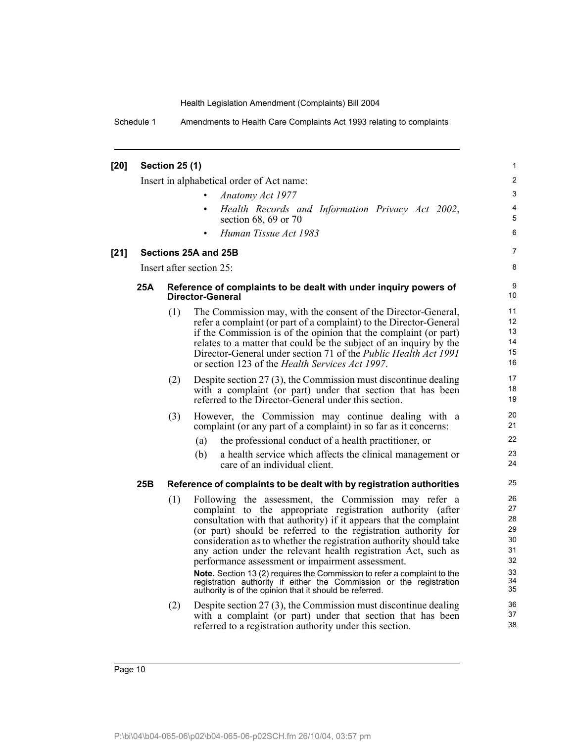**[20] Section 25 (1)**

Insert in alphabetical order of Act name:

- *Anatomy Act 1977*
- *Health Records and Information Privacy Act 2002*, section 68, 69 or 70
- *Human Tissue Act 1983*

**[21] Sections 25A and 25B**

Insert after section 25:

**25A Reference of complaints to be dealt with under inquiry powers of Director-General**

(1) The Commission may, with the consent of the Director-General, refer a complaint (or part of a complaint) to the Director-General if the Commission is of the opinion that the complaint (or part) relates to a matter that could be the subject of an inquiry by the Director-General under section 71 of the *Public Health Act 1991* or section 123 of the *Health Services Act 1997*.

(2) Despite section 27 (3), the Commission must discontinue dealing with a complaint (or part) under that section that has been referred to the Director-General under this section.

(3) However, the Commission may continue dealing with a complaint (or any part of a complaint) in so far as it concerns:

(a) the professional conduct of a health practitioner, or

(b) a health service which affects the clinical management or care of an individual client.

**25B Reference of complaints to be dealt with by registration authorities**

(1) Following the assessment, the Commission may refer a complaint to the appropriate registration authority (after consultation with that authority) if it appears that the complaint (or part) should be referred to the registration authority for consideration as to whether the registration authority should take any action under the relevant health registration Act, such as performance assessment or impairment assessment.

**Note.** Section 13 (2) requires the Commission to refer a complaint to the registration authority if either the Commission or the registration authority is of the opinion that it should be referred.

(2) Despite section 27 (3), the Commission must discontinue dealing with a complaint (or part) under that section that has been referred to a registration authority under this section.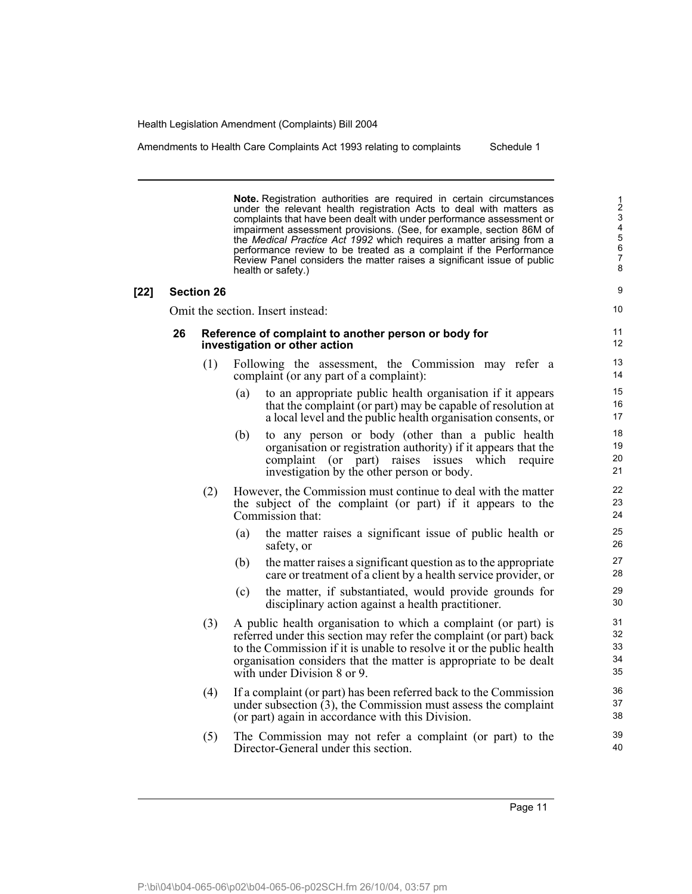**Note.** Registration authorities are required in certain circumstances under the relevant health registration Acts to deal with matters as complaints that have been dealt with under performance assessment or impairment assessment provisions. (See, for example, section 86M of the *Medical Practice Act 1992* which requires a matter arising from a performance review to be treated as a complaint if the Performance Review Panel considers the matter raises a significant issue of public health or safety.)

**[22] Section 26**

Omit the section. Insert instead:

**26 Reference of complaint to another person or body for investigation or other action**

(1) Following the assessment, the Commission may refer a complaint (or any part of a complaint):

(a) to an appropriate public health organisation if it appears that the complaint (or part) may be capable of resolution at a local level and the public health organisation consents, or

(b) to any person or body (other than a public health organisation or registration authority) if it appears that the complaint (or part) raises issues which require investigation by the other person or body.

(2) However, the Commission must continue to deal with the matter the subject of the complaint (or part) if it appears to the Commission that:

(a) the matter raises a significant issue of public health or safety, or

(b) the matter raises a significant question as to the appropriate care or treatment of a client by a health service provider, or

(c) the matter, if substantiated, would provide grounds for disciplinary action against a health practitioner.

(3) A public health organisation to which a complaint (or part) is referred under this section may refer the complaint (or part) back to the Commission if it is unable to resolve it or the public health organisation considers that the matter is appropriate to be dealt with under Division 8 or 9.

(4) If a complaint (or part) has been referred back to the Commission under subsection (3), the Commission must assess the complaint (or part) again in accordance with this Division.

(5) The Commission may not refer a complaint (or part) to the Director-General under this section.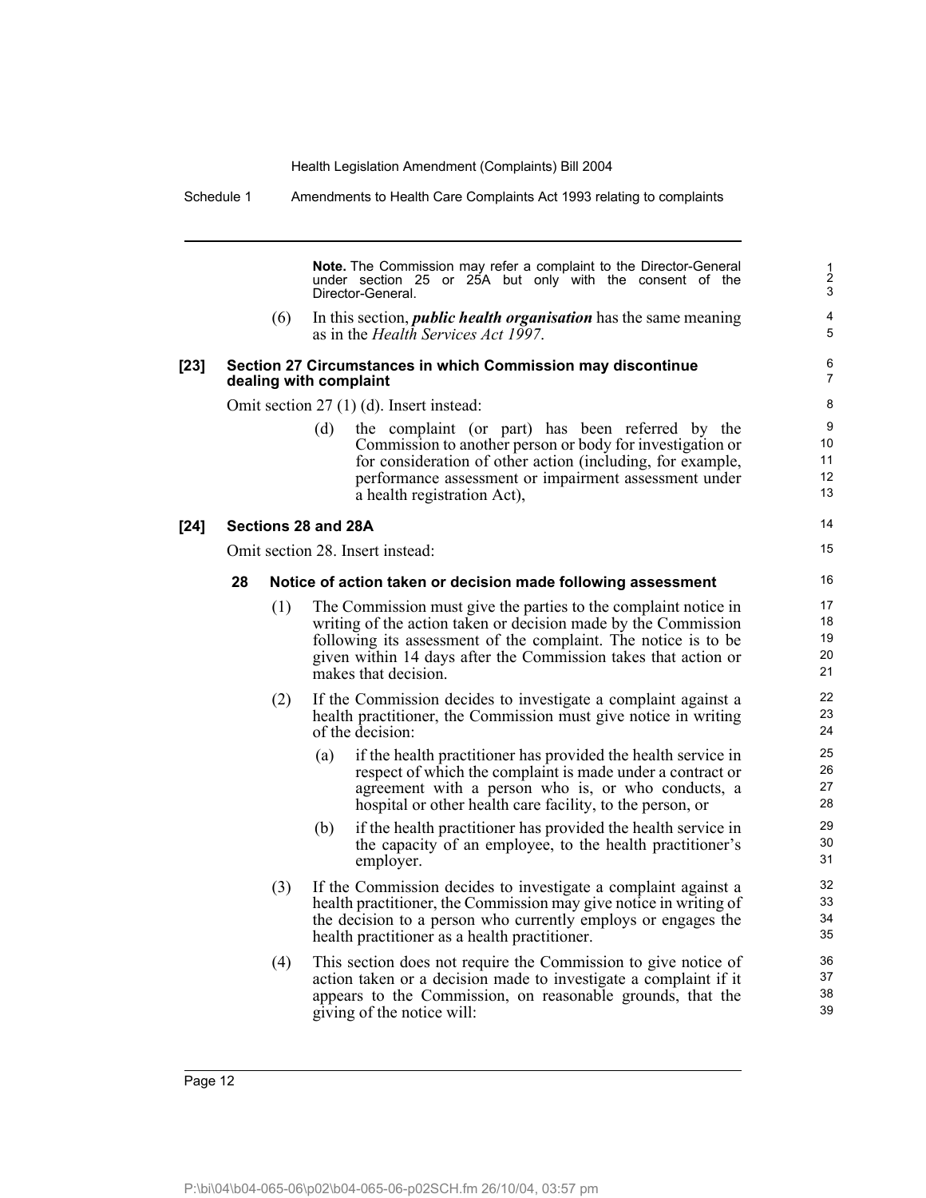**Note.** The Commission may refer a complaint to the Director-General under section 25 or 25A but only with the consent of the Director-General.

(6) In this section, ***public health organisation*** has the same meaning as in the *Health Services Act 1997*.

**[23] Section 27 Circumstances in which Commission may discontinue dealing with complaint**

Omit section 27 (1) (d). Insert instead:

(d) the complaint (or part) has been referred by the Commission to another person or body for investigation or for consideration of other action (including, for example, performance assessment or impairment assessment under a health registration Act),

**[24] Sections 28 and 28A**

Omit section 28. Insert instead:

**28 Notice of action taken or decision made following assessment**

(1) The Commission must give the parties to the complaint notice in writing of the action taken or decision made by the Commission following its assessment of the complaint. The notice is to be given within 14 days after the Commission takes that action or makes that decision.

(2) If the Commission decides to investigate a complaint against a health practitioner, the Commission must give notice in writing of the decision:

(a) if the health practitioner has provided the health service in respect of which the complaint is made under a contract or agreement with a person who is, or who conducts, a hospital or other health care facility, to the person, or

(b) if the health practitioner has provided the health service in the capacity of an employee, to the health practitioner's employer.

(3) If the Commission decides to investigate a complaint against a health practitioner, the Commission may give notice in writing of the decision to a person who currently employs or engages the health practitioner as a health practitioner.

(4) This section does not require the Commission to give notice of action taken or a decision made to investigate a complaint if it appears to the Commission, on reasonable grounds, that the giving of the notice will: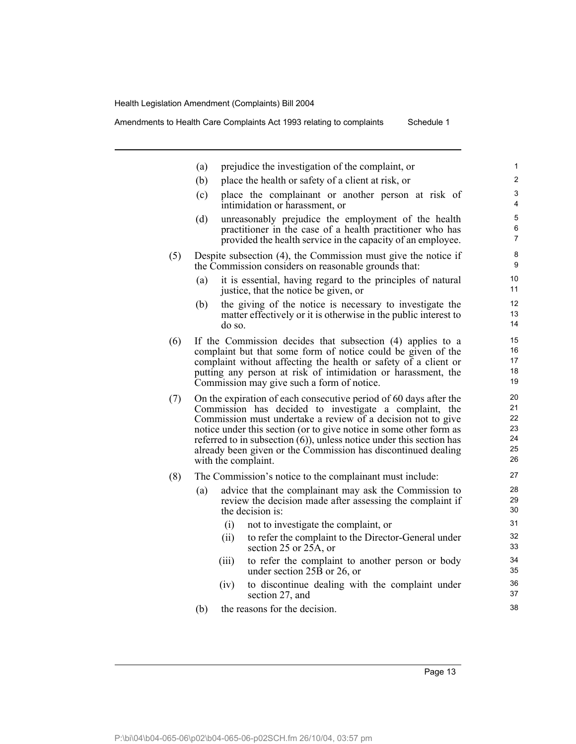(a) prejudice the investigation of the complaint, or

(b) place the health or safety of a client at risk, or

(c) place the complainant or another person at risk of intimidation or harassment, or

(d) unreasonably prejudice the employment of the health practitioner in the case of a health practitioner who has provided the health service in the capacity of an employee.

(5) Despite subsection (4), the Commission must give the notice if the Commission considers on reasonable grounds that:

(a) it is essential, having regard to the principles of natural justice, that the notice be given, or

(b) the giving of the notice is necessary to investigate the matter effectively or it is otherwise in the public interest to do so.

(6) If the Commission decides that subsection (4) applies to a complaint but that some form of notice could be given of the complaint without affecting the health or safety of a client or putting any person at risk of intimidation or harassment, the Commission may give such a form of notice.

(7) On the expiration of each consecutive period of 60 days after the Commission has decided to investigate a complaint, the Commission must undertake a review of a decision not to give notice under this section (or to give notice in some other form as referred to in subsection (6)), unless notice under this section has already been given or the Commission has discontinued dealing with the complaint.

(8) The Commission's notice to the complainant must include:

(a) advice that the complainant may ask the Commission to review the decision made after assessing the complaint if the decision is:

(i) not to investigate the complaint, or

(ii) to refer the complaint to the Director-General under section 25 or 25A, or

(iii) to refer the complaint to another person or body under section 25B or 26, or

(iv) to discontinue dealing with the complaint under section 27, and

(b) the reasons for the decision.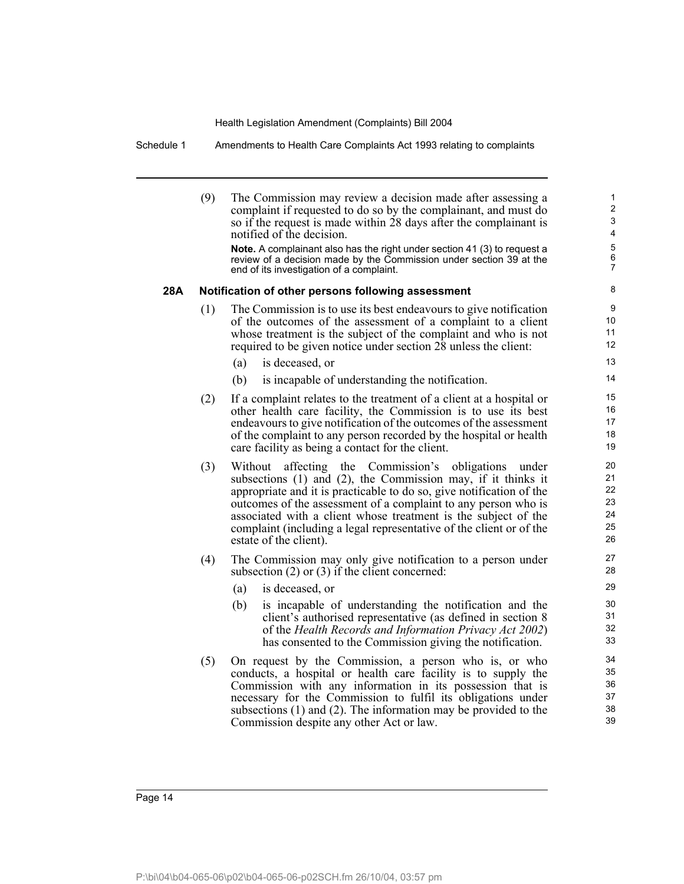(9) The Commission may review a decision made after assessing a complaint if requested to do so by the complainant, and must do so if the request is made within 28 days after the complainant is notified of the decision.

**Note.** A complainant also has the right under section 41 (3) to request a review of a decision made by the Commission under section 39 at the end of its investigation of a complaint.

### 28A Notification of other persons following assessment

(1) The Commission is to use its best endeavours to give notification of the outcomes of the assessment of a complaint to a client whose treatment is the subject of the complaint and who is not required to be given notice under section 28 unless the client:

(a) is deceased, or

(b) is incapable of understanding the notification.

(2) If a complaint relates to the treatment of a client at a hospital or other health care facility, the Commission is to use its best endeavours to give notification of the outcomes of the assessment of the complaint to any person recorded by the hospital or health care facility as being a contact for the client.

(3) Without affecting the Commission's obligations under subsections (1) and (2), the Commission may, if it thinks it appropriate and it is practicable to do so, give notification of the outcomes of the assessment of a complaint to any person who is associated with a client whose treatment is the subject of the complaint (including a legal representative of the client or of the estate of the client).

(4) The Commission may only give notification to a person under subsection (2) or (3) if the client concerned:

(a) is deceased, or

(b) is incapable of understanding the notification and the client's authorised representative (as defined in section 8 of the *Health Records and Information Privacy Act 2002*) has consented to the Commission giving the notification.

(5) On request by the Commission, a person who is, or who conducts, a hospital or health care facility is to supply the Commission with any information in its possession that is necessary for the Commission to fulfil its obligations under subsections (1) and (2). The information may be provided to the Commission despite any other Act or law.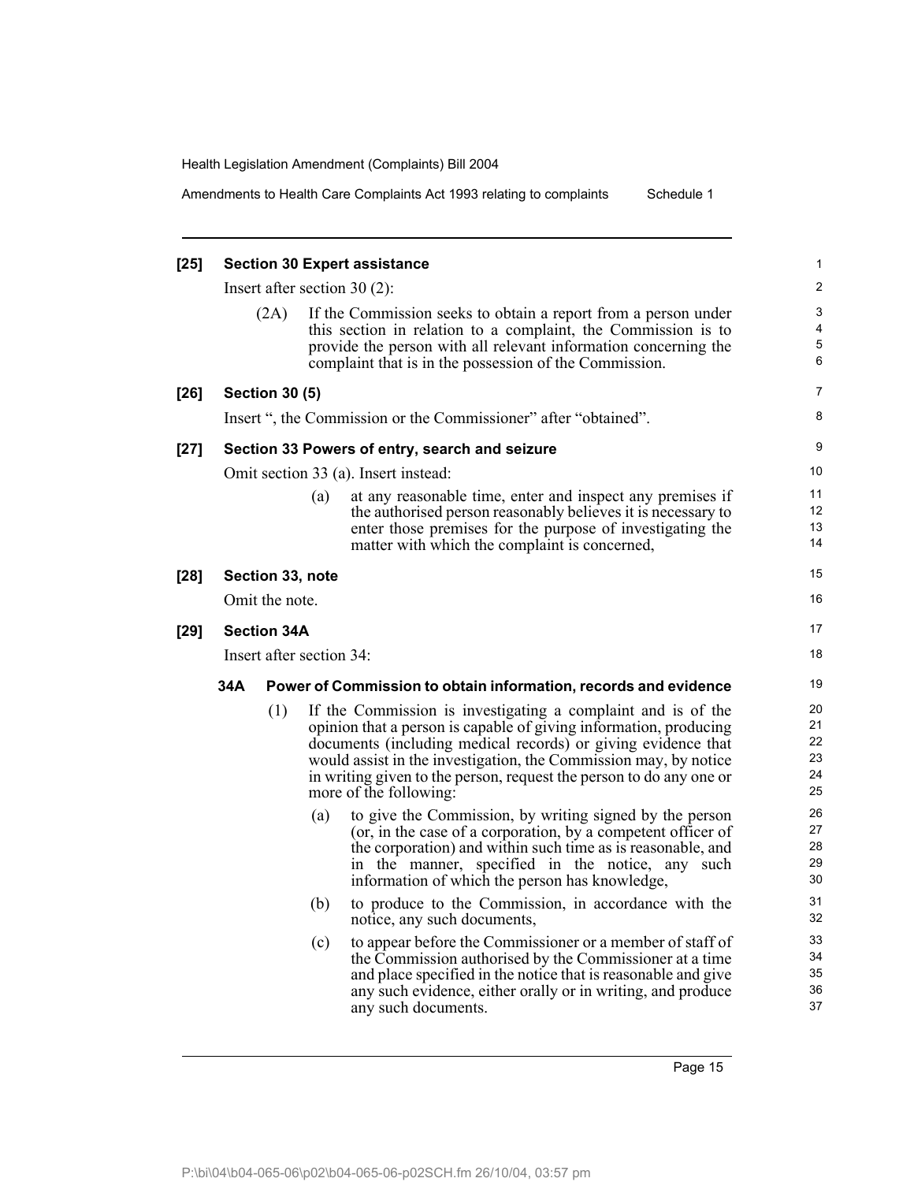**[25] Section 30 Expert assistance**

Insert after section 30 (2):

(2A) If the Commission seeks to obtain a report from a person under this section in relation to a complaint, the Commission is to provide the person with all relevant information concerning the complaint that is in the possession of the Commission.

**[26] Section 30 (5)**

Insert ", the Commission or the Commissioner" after "obtained".

**[27] Section 33 Powers of entry, search and seizure**

Omit section 33 (a). Insert instead:

(a) at any reasonable time, enter and inspect any premises if the authorised person reasonably believes it is necessary to enter those premises for the purpose of investigating the matter with which the complaint is concerned,

**[28] Section 33, note**

Omit the note.

**[29] Section 34A**

Insert after section 34:

**34A Power of Commission to obtain information, records and evidence**

(1) If the Commission is investigating a complaint and is of the opinion that a person is capable of giving information, producing documents (including medical records) or giving evidence that would assist in the investigation, the Commission may, by notice in writing given to the person, request the person to do any one or more of the following:

(a) to give the Commission, by writing signed by the person (or, in the case of a corporation, by a competent officer of the corporation) and within such time as is reasonable, and in the manner, specified in the notice, any such information of which the person has knowledge,

(b) to produce to the Commission, in accordance with the notice, any such documents,

(c) to appear before the Commissioner or a member of staff of the Commission authorised by the Commissioner at a time and place specified in the notice that is reasonable and give any such evidence, either orally or in writing, and produce any such documents.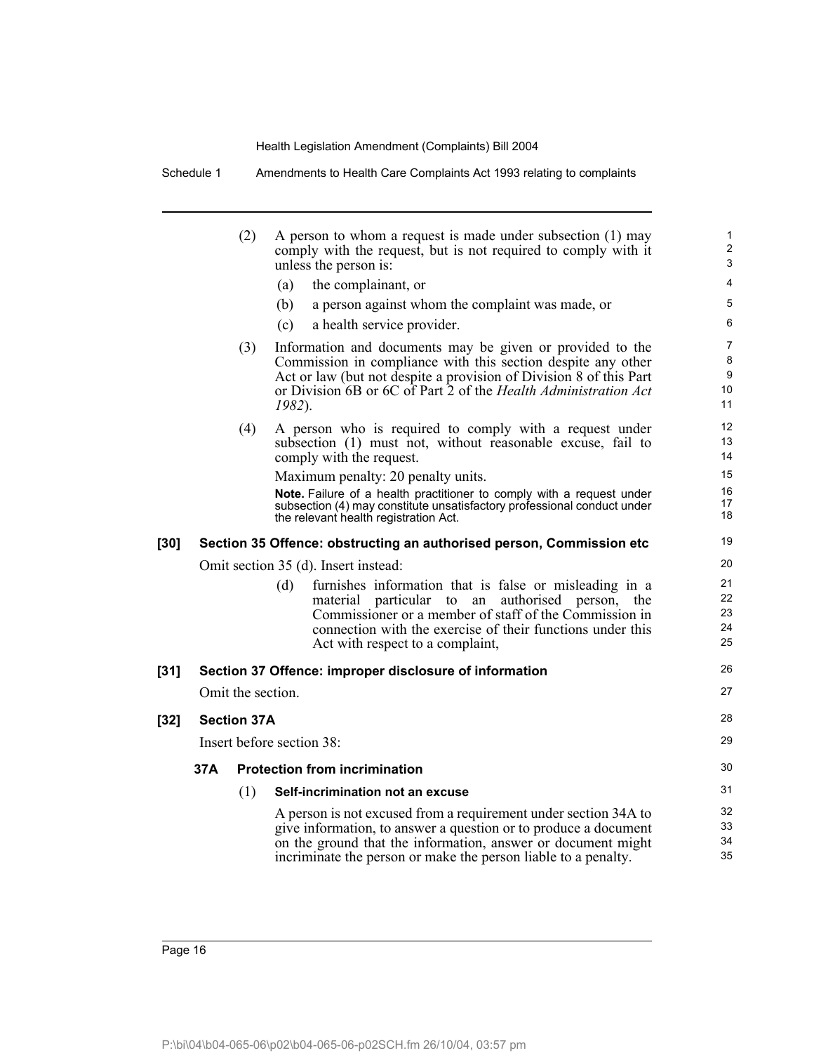(2) A person to whom a request is made under subsection (1) may comply with the request, but is not required to comply with it unless the person is:

(a) the complainant, or

(b) a person against whom the complaint was made, or

(c) a health service provider.

(3) Information and documents may be given or provided to the Commission in compliance with this section despite any other Act or law (but not despite a provision of Division 8 of this Part or Division 6B or 6C of Part 2 of the *Health Administration Act 1982*).

(4) A person who is required to comply with a request under subsection (1) must not, without reasonable excuse, fail to comply with the request.

Maximum penalty: 20 penalty units.

**Note.** Failure of a health practitioner to comply with a request under subsection (4) may constitute unsatisfactory professional conduct under the relevant health registration Act.

**[30] Section 35 Offence: obstructing an authorised person, Commission etc**

Omit section 35 (d). Insert instead:

(d) furnishes information that is false or misleading in a material particular to an authorised person, the Commissioner or a member of staff of the Commission in connection with the exercise of their functions under this Act with respect to a complaint,

**[31] Section 37 Offence: improper disclosure of information**

Omit the section.

**[32] Section 37A**

Insert before section 38:

**37A Protection from incrimination**

(1) **Self-incrimination not an excuse**

A person is not excused from a requirement under section 34A to give information, to answer a question or to produce a document on the ground that the information, answer or document might incriminate the person or make the person liable to a penalty.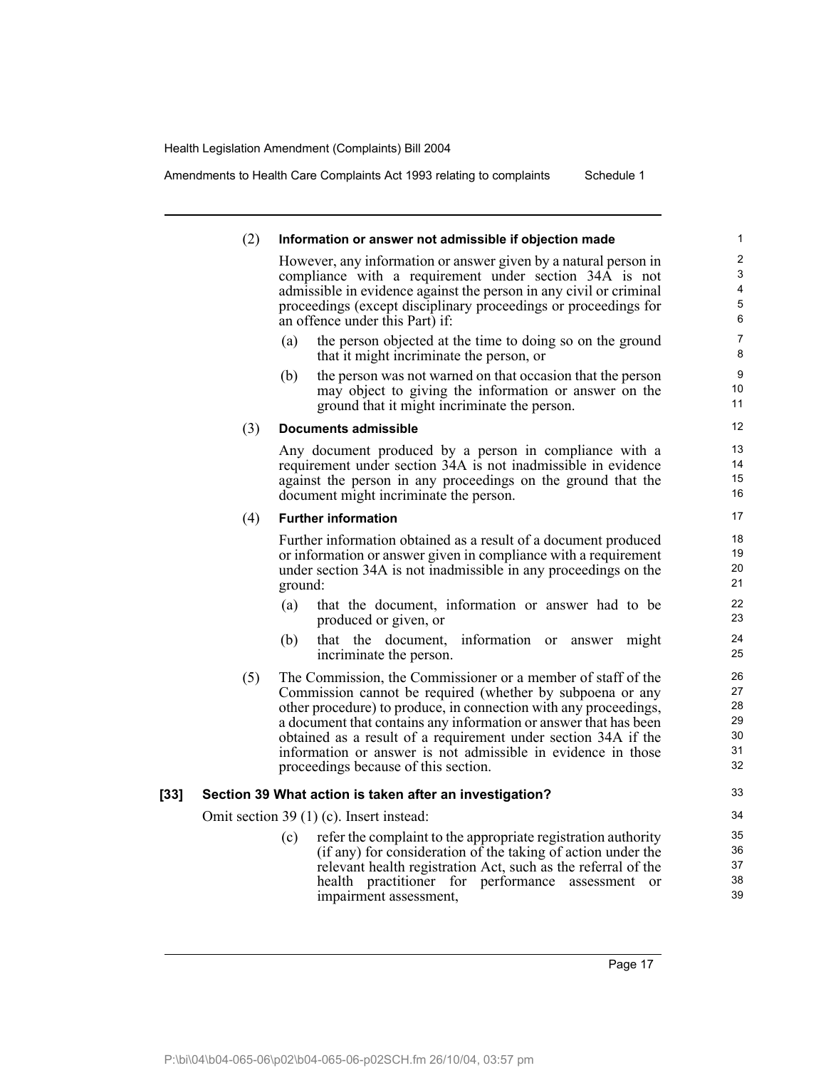(2) **Information or answer not admissible if objection made**

However, any information or answer given by a natural person in compliance with a requirement under section 34A is not admissible in evidence against the person in any civil or criminal proceedings (except disciplinary proceedings or proceedings for an offence under this Part) if:

(a) the person objected at the time to doing so on the ground that it might incriminate the person, or

(b) the person was not warned on that occasion that the person may object to giving the information or answer on the ground that it might incriminate the person.

(3) **Documents admissible**

Any document produced by a person in compliance with a requirement under section 34A is not inadmissible in evidence against the person in any proceedings on the ground that the document might incriminate the person.

(4) **Further information**

Further information obtained as a result of a document produced or information or answer given in compliance with a requirement under section 34A is not inadmissible in any proceedings on the ground:

(a) that the document, information or answer had to be produced or given, or

(b) that the document, information or answer might incriminate the person.

(5) The Commission, the Commissioner or a member of staff of the Commission cannot be required (whether by subpoena or any other procedure) to produce, in connection with any proceedings, a document that contains any information or answer that has been obtained as a result of a requirement under section 34A if the information or answer is not admissible in evidence in those proceedings because of this section.

**[33] Section 39 What action is taken after an investigation?**

Omit section 39 (1) (c). Insert instead:

(c) refer the complaint to the appropriate registration authority (if any) for consideration of the taking of action under the relevant health registration Act, such as the referral of the health practitioner for performance assessment or impairment assessment,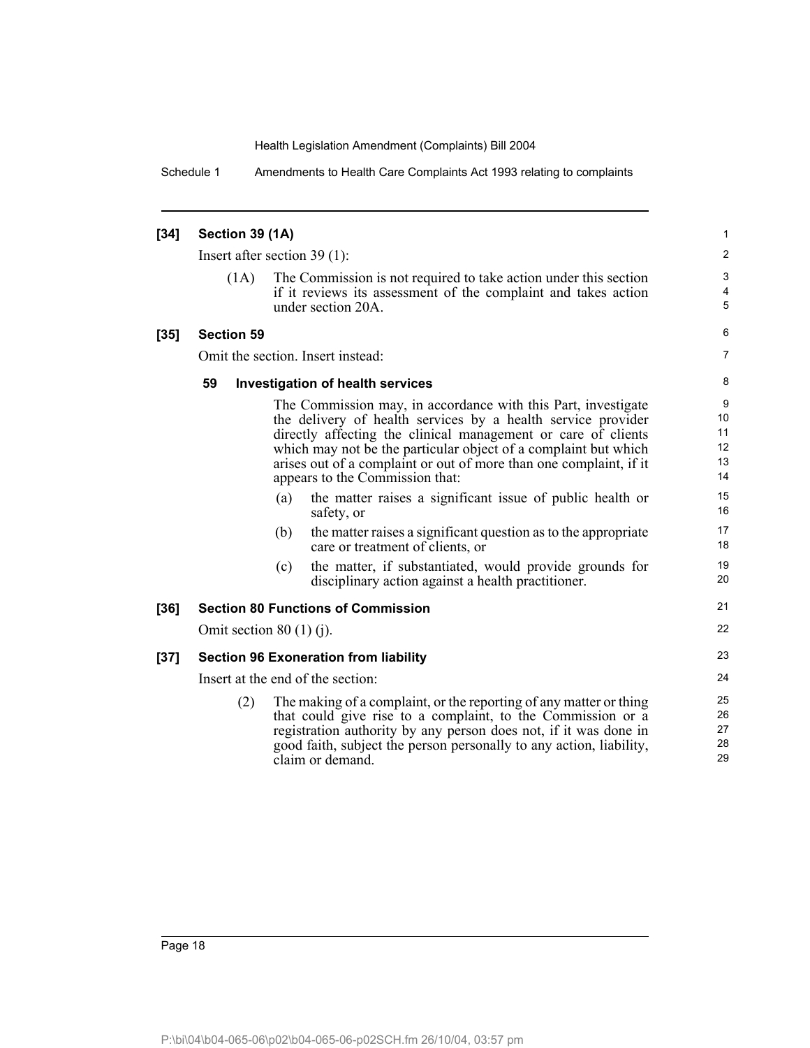**[34] Section 39 (1A)**

Insert after section 39 (1):

(1A) The Commission is not required to take action under this section if it reviews its assessment of the complaint and takes action under section 20A.

**[35] Section 59**

Omit the section. Insert instead:

**59 Investigation of health services**

The Commission may, in accordance with this Part, investigate the delivery of health services by a health service provider directly affecting the clinical management or care of clients which may not be the particular object of a complaint but which arises out of a complaint or out of more than one complaint, if it appears to the Commission that:

(a) the matter raises a significant issue of public health or safety, or

(b) the matter raises a significant question as to the appropriate care or treatment of clients, or

(c) the matter, if substantiated, would provide grounds for disciplinary action against a health practitioner.

**[36] Section 80 Functions of Commission**

Omit section 80 (1) (j).

**[37] Section 96 Exoneration from liability**

Insert at the end of the section:

(2) The making of a complaint, or the reporting of any matter or thing that could give rise to a complaint, to the Commission or a registration authority by any person does not, if it was done in good faith, subject the person personally to any action, liability, claim or demand.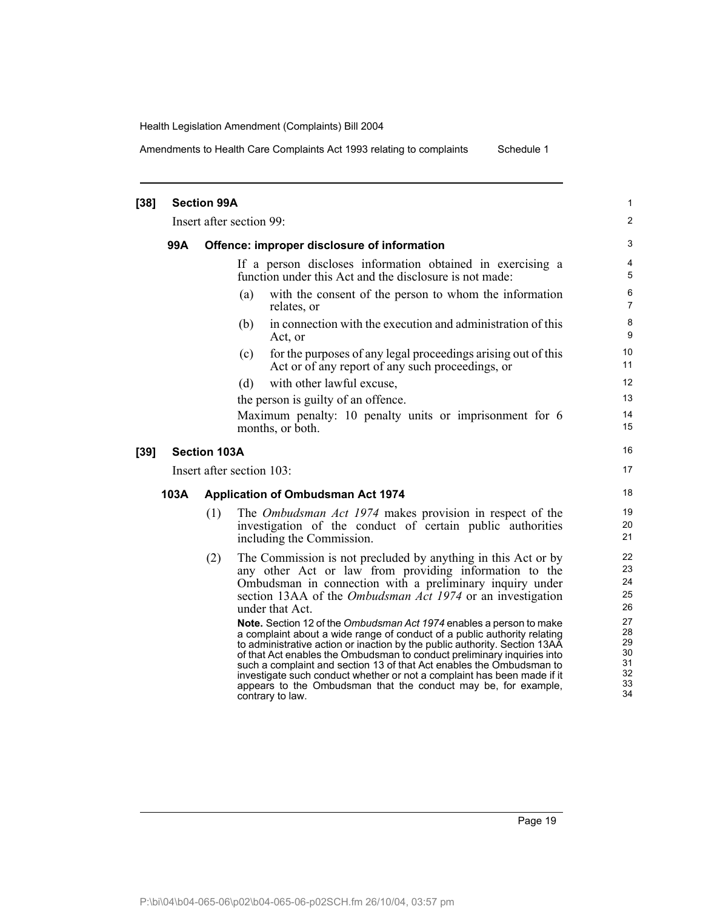**[38] Section 99A**

Insert after section 99:

**99A Offence: improper disclosure of information**

If a person discloses information obtained in exercising a function under this Act and the disclosure is not made:

(a) with the consent of the person to whom the information relates, or

(b) in connection with the execution and administration of this Act, or

(c) for the purposes of any legal proceedings arising out of this Act or of any report of any such proceedings, or

(d) with other lawful excuse,

the person is guilty of an offence.

Maximum penalty: 10 penalty units or imprisonment for 6 months, or both.

**[39] Section 103A**

Insert after section 103:

**103A Application of Ombudsman Act 1974**

(1) The *Ombudsman Act 1974* makes provision in respect of the investigation of the conduct of certain public authorities including the Commission.

(2) The Commission is not precluded by anything in this Act or by any other Act or law from providing information to the Ombudsman in connection with a preliminary inquiry under section 13AA of the *Ombudsman Act 1974* or an investigation under that Act.

**Note.** Section 12 of the *Ombudsman Act 1974* enables a person to make a complaint about a wide range of conduct of a public authority relating to administrative action or inaction by the public authority. Section 13AA of that Act enables the Ombudsman to conduct preliminary inquiries into such a complaint and section 13 of that Act enables the Ombudsman to investigate such conduct whether or not a complaint has been made if it appears to the Ombudsman that the conduct may be, for example, contrary to law.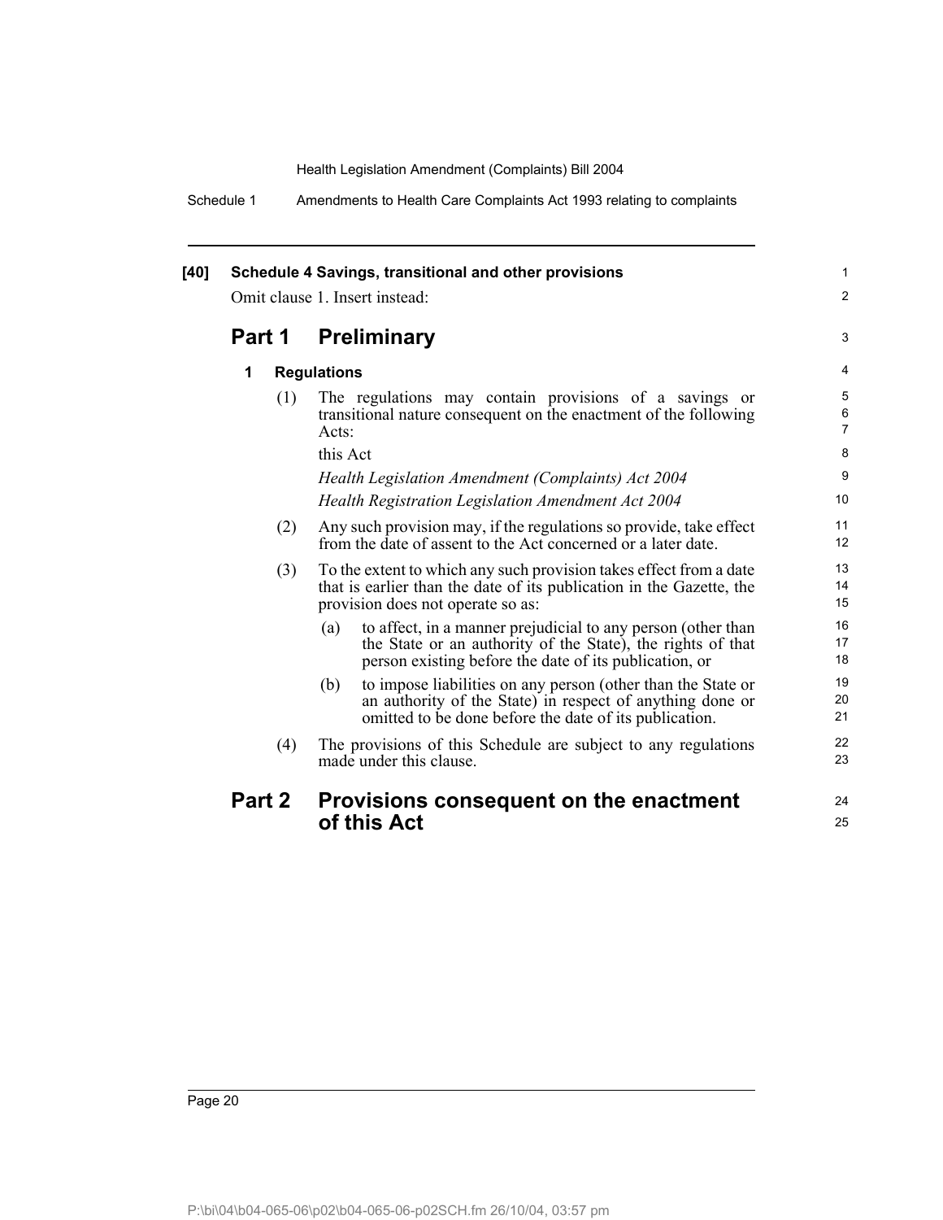**[40] Schedule 4 Savings, transitional and other provisions**

Omit clause 1. Insert instead:

## Part 1 Preliminary

### 1 Regulations

(1) The regulations may contain provisions of a savings or transitional nature consequent on the enactment of the following Acts:

this Act

*Health Legislation Amendment (Complaints) Act 2004*

*Health Registration Legislation Amendment Act 2004*

(2) Any such provision may, if the regulations so provide, take effect from the date of assent to the Act concerned or a later date.

(3) To the extent to which any such provision takes effect from a date that is earlier than the date of its publication in the Gazette, the provision does not operate so as:

(a) to affect, in a manner prejudicial to any person (other than the State or an authority of the State), the rights of that person existing before the date of its publication, or

(b) to impose liabilities on any person (other than the State or an authority of the State) in respect of anything done or omitted to be done before the date of its publication.

(4) The provisions of this Schedule are subject to any regulations made under this clause.

## Part 2 Provisions consequent on the enactment of this Act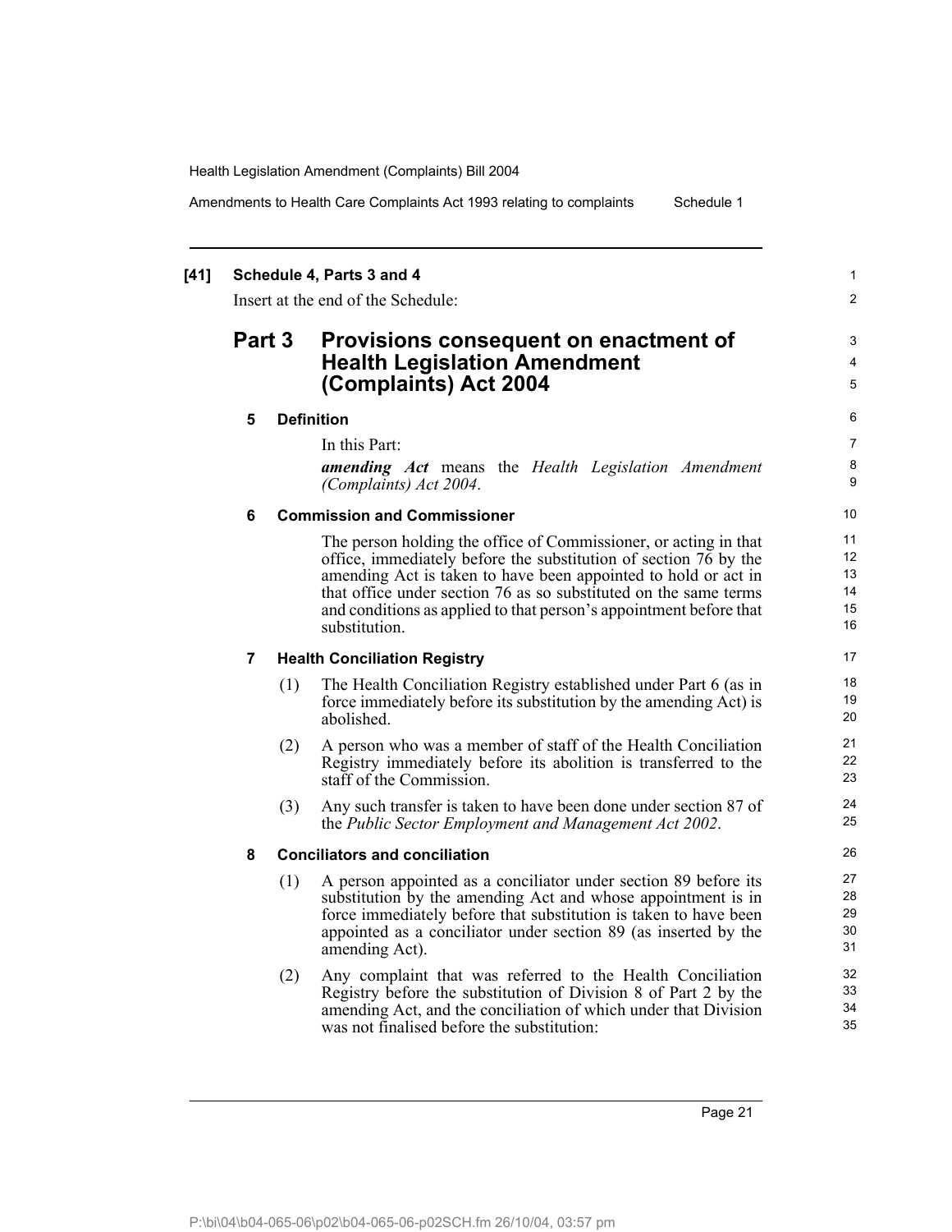**[41] Schedule 4, Parts 3 and 4**

Insert at the end of the Schedule:

## Part 3 Provisions consequent on enactment of Health Legislation Amendment (Complaints) Act 2004

**5 Definition**

In this Part:

***amending Act*** means the *Health Legislation Amendment (Complaints) Act 2004*.

**6 Commission and Commissioner**

The person holding the office of Commissioner, or acting in that office, immediately before the substitution of section 76 by the amending Act is taken to have been appointed to hold or act in that office under section 76 as so substituted on the same terms and conditions as applied to that person's appointment before that substitution.

**7 Health Conciliation Registry**

(1) The Health Conciliation Registry established under Part 6 (as in force immediately before its substitution by the amending Act) is abolished.

(2) A person who was a member of staff of the Health Conciliation Registry immediately before its abolition is transferred to the staff of the Commission.

(3) Any such transfer is taken to have been done under section 87 of the *Public Sector Employment and Management Act 2002*.

**8 Conciliators and conciliation**

(1) A person appointed as a conciliator under section 89 before its substitution by the amending Act and whose appointment is in force immediately before that substitution is taken to have been appointed as a conciliator under section 89 (as inserted by the amending Act).

(2) Any complaint that was referred to the Health Conciliation Registry before the substitution of Division 8 of Part 2 by the amending Act, and the conciliation of which under that Division was not finalised before the substitution: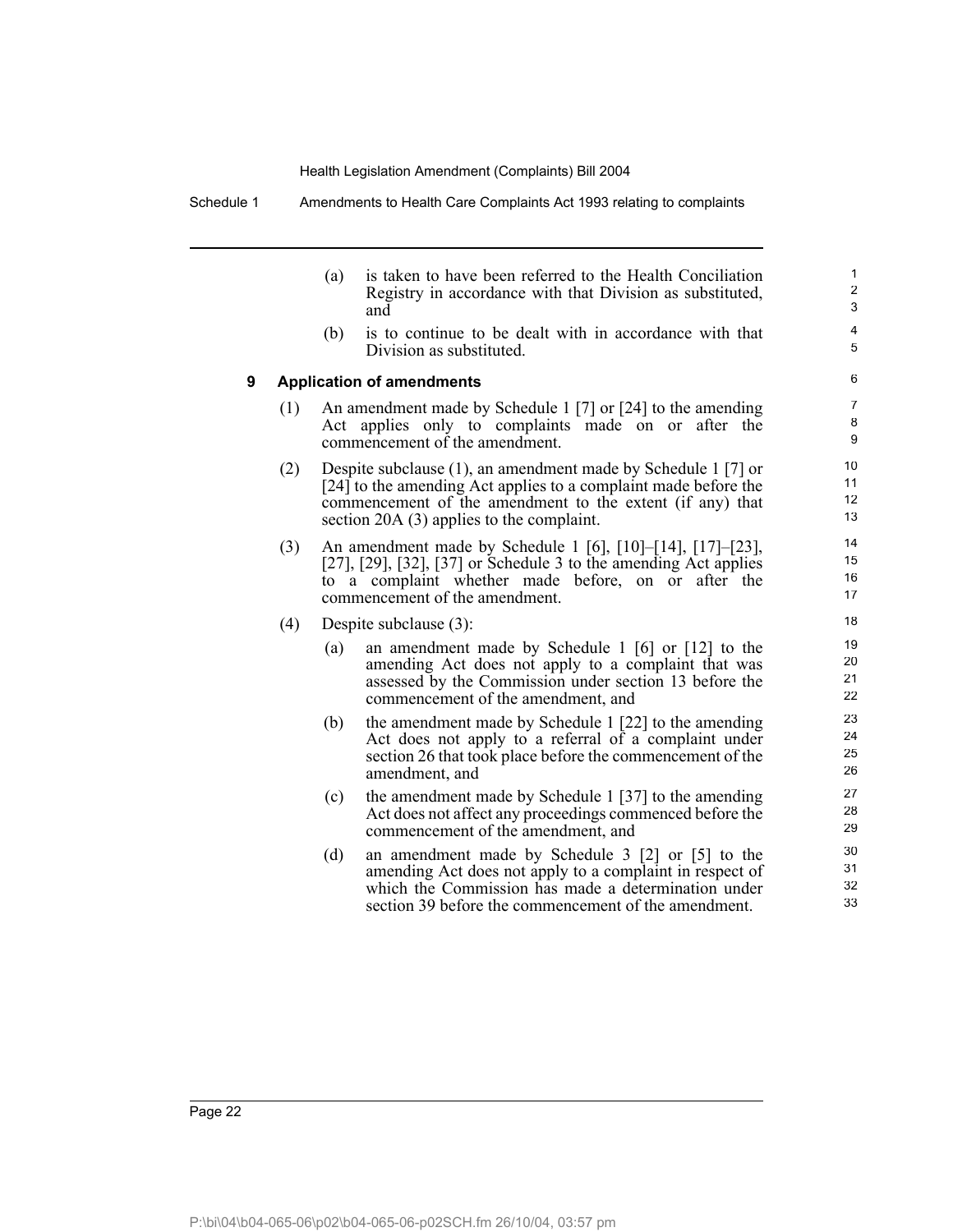(a) is taken to have been referred to the Health Conciliation Registry in accordance with that Division as substituted, and

(b) is to continue to be dealt with in accordance with that Division as substituted.

### 9 Application of amendments

(1) An amendment made by Schedule 1 [7] or [24] to the amending Act applies only to complaints made on or after the commencement of the amendment.

(2) Despite subclause (1), an amendment made by Schedule 1 [7] or [24] to the amending Act applies to a complaint made before the commencement of the amendment to the extent (if any) that section 20A (3) applies to the complaint.

(3) An amendment made by Schedule 1 [6], [10]–[14], [17]–[23], [27], [29], [32], [37] or Schedule 3 to the amending Act applies to a complaint whether made before, on or after the commencement of the amendment.

(4) Despite subclause (3):

(a) an amendment made by Schedule 1 [6] or [12] to the amending Act does not apply to a complaint that was assessed by the Commission under section 13 before the commencement of the amendment, and

(b) the amendment made by Schedule 1 [22] to the amending Act does not apply to a referral of a complaint under section 26 that took place before the commencement of the amendment, and

(c) the amendment made by Schedule 1 [37] to the amending Act does not affect any proceedings commenced before the commencement of the amendment, and

(d) an amendment made by Schedule 3 [2] or [5] to the amending Act does not apply to a complaint in respect of which the Commission has made a determination under section 39 before the commencement of the amendment.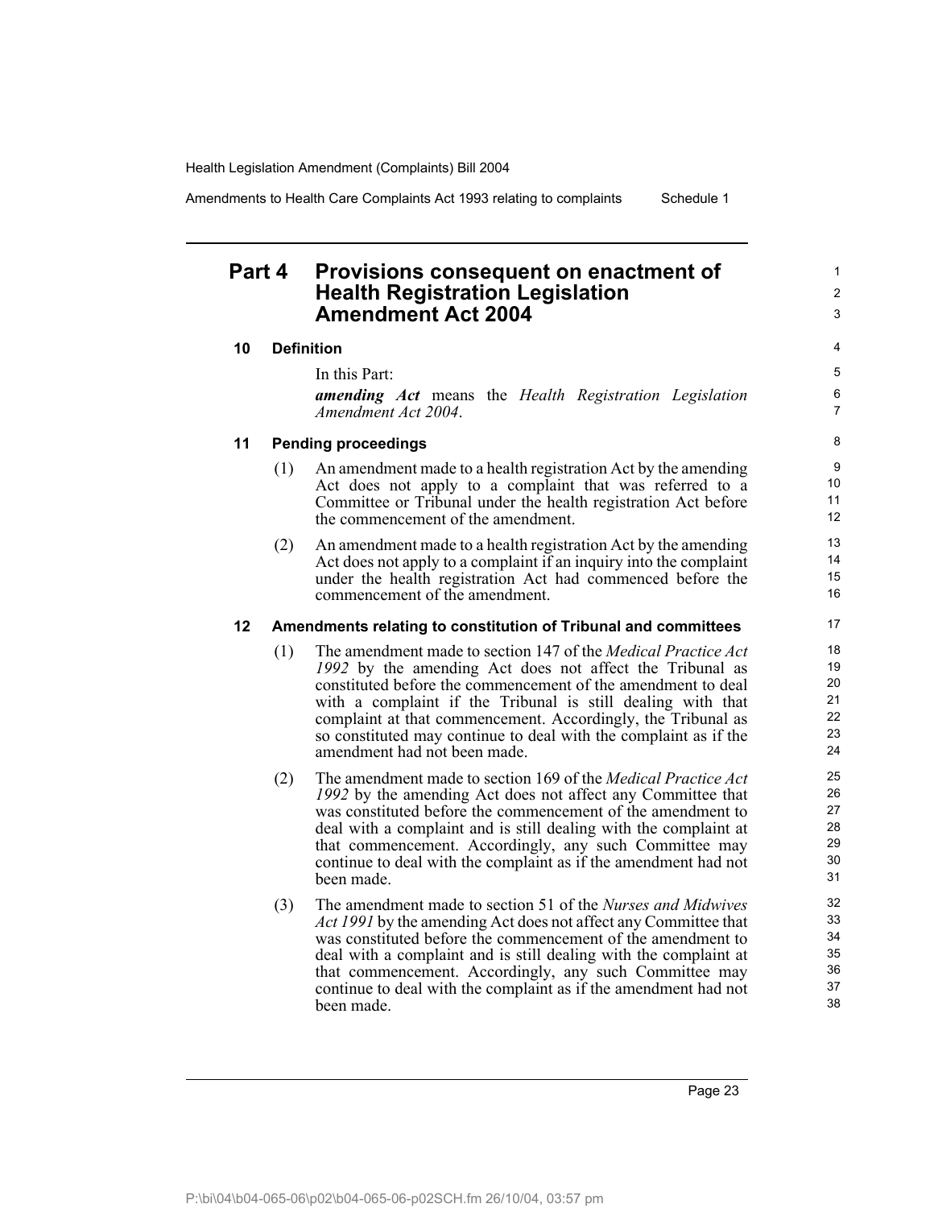## Part 4 Provisions consequent on enactment of Health Registration Legislation Amendment Act 2004

### 10 Definition

In this Part:

***amending Act*** means the *Health Registration Legislation Amendment Act 2004*.

### 11 Pending proceedings

(1) An amendment made to a health registration Act by the amending Act does not apply to a complaint that was referred to a Committee or Tribunal under the health registration Act before the commencement of the amendment.

(2) An amendment made to a health registration Act by the amending Act does not apply to a complaint if an inquiry into the complaint under the health registration Act had commenced before the commencement of the amendment.

### 12 Amendments relating to constitution of Tribunal and committees

(1) The amendment made to section 147 of the *Medical Practice Act 1992* by the amending Act does not affect the Tribunal as constituted before the commencement of the amendment to deal with a complaint if the Tribunal is still dealing with that complaint at that commencement. Accordingly, the Tribunal as so constituted may continue to deal with the complaint as if the amendment had not been made.

(2) The amendment made to section 169 of the *Medical Practice Act 1992* by the amending Act does not affect any Committee that was constituted before the commencement of the amendment to deal with a complaint and is still dealing with the complaint at that commencement. Accordingly, any such Committee may continue to deal with the complaint as if the amendment had not been made.

(3) The amendment made to section 51 of the *Nurses and Midwives Act 1991* by the amending Act does not affect any Committee that was constituted before the commencement of the amendment to deal with a complaint and is still dealing with the complaint at that commencement. Accordingly, any such Committee may continue to deal with the complaint as if the amendment had not been made.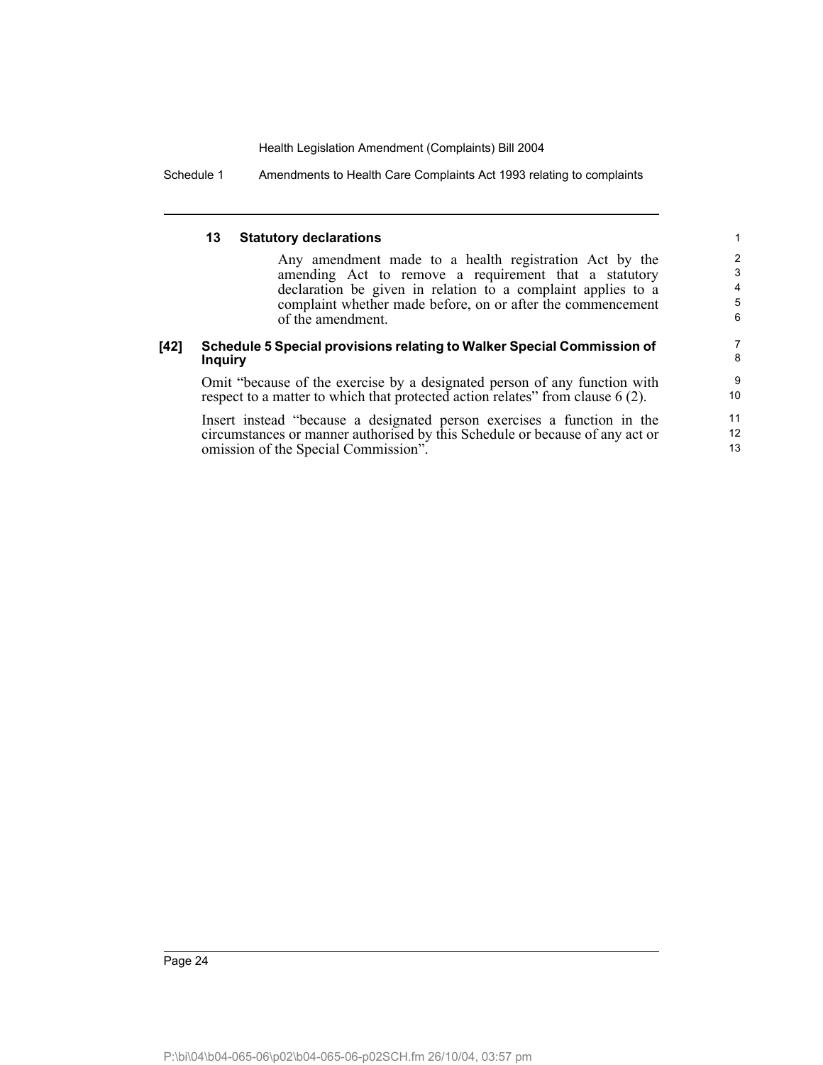**13 Statutory declarations**

Any amendment made to a health registration Act by the amending Act to remove a requirement that a statutory declaration be given in relation to a complaint applies to a complaint whether made before, on or after the commencement of the amendment.

**[42] Schedule 5 Special provisions relating to Walker Special Commission of Inquiry**

Omit "because of the exercise by a designated person of any function with respect to a matter to which that protected action relates" from clause 6 (2).

Insert instead "because a designated person exercises a function in the circumstances or manner authorised by this Schedule or because of any act or omission of the Special Commission".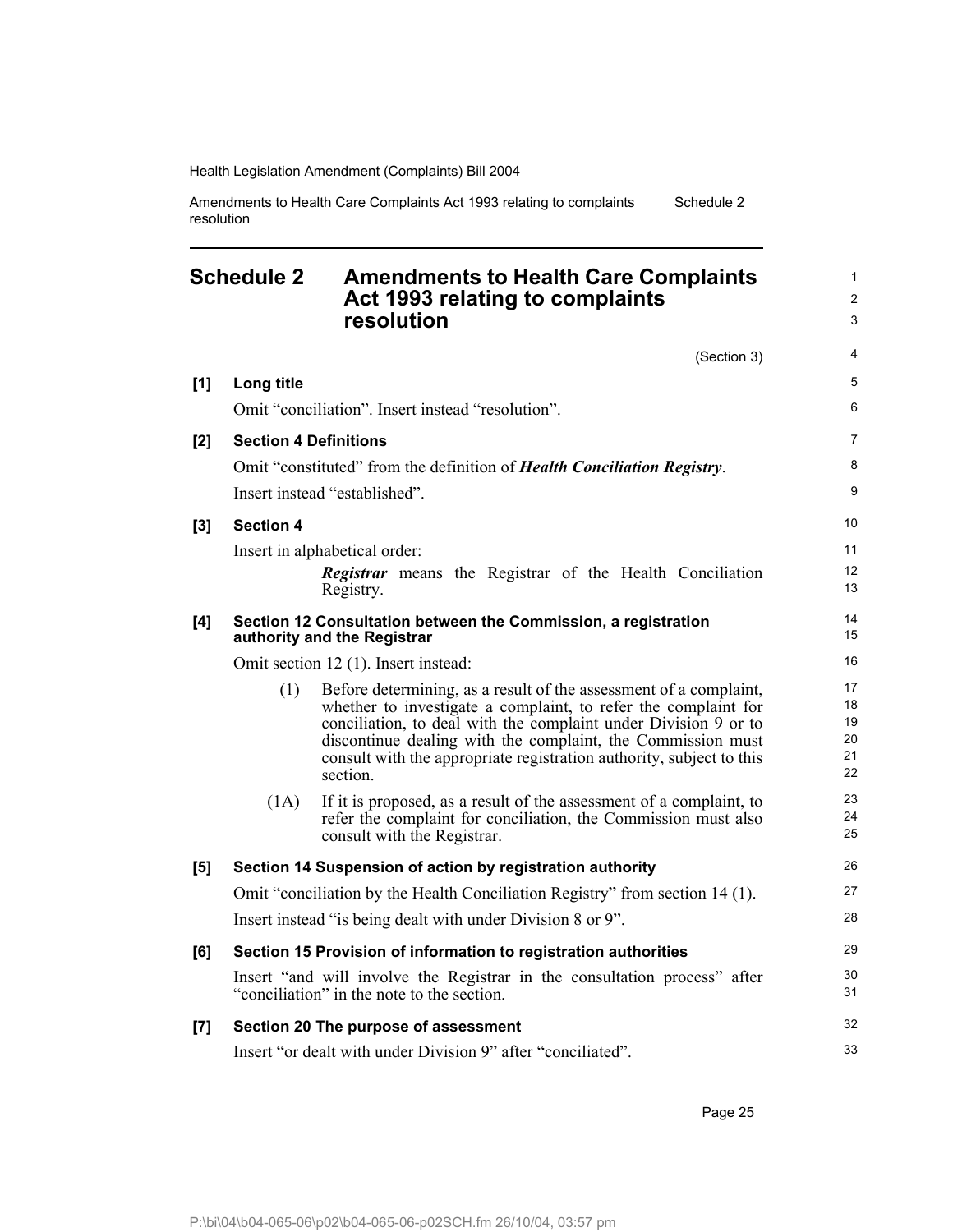# Schedule 2 Amendments to Health Care Complaints Act 1993 relating to complaints resolution

(Section 3)

**[1] Long title**

Omit "conciliation". Insert instead "resolution".

**[2] Section 4 Definitions**

Omit "constituted" from the definition of ***Health Conciliation Registry***.

Insert instead "established".

**[3] Section 4**

Insert in alphabetical order:

> ***Registrar*** means the Registrar of the Health Conciliation Registry.

**[4] Section 12 Consultation between the Commission, a registration authority and the Registrar**

Omit section 12 (1). Insert instead:

> (1) Before determining, as a result of the assessment of a complaint, whether to investigate a complaint, to refer the complaint for conciliation, to deal with the complaint under Division 9 or to discontinue dealing with the complaint, the Commission must consult with the appropriate registration authority, subject to this section.
>
> (1A) If it is proposed, as a result of the assessment of a complaint, to refer the complaint for conciliation, the Commission must also consult with the Registrar.

**[5] Section 14 Suspension of action by registration authority**

Omit "conciliation by the Health Conciliation Registry" from section 14 (1).

Insert instead "is being dealt with under Division 8 or 9".

**[6] Section 15 Provision of information to registration authorities**

Insert "and will involve the Registrar in the consultation process" after "conciliation" in the note to the section.

**[7] Section 20 The purpose of assessment**

Insert "or dealt with under Division 9" after "conciliated".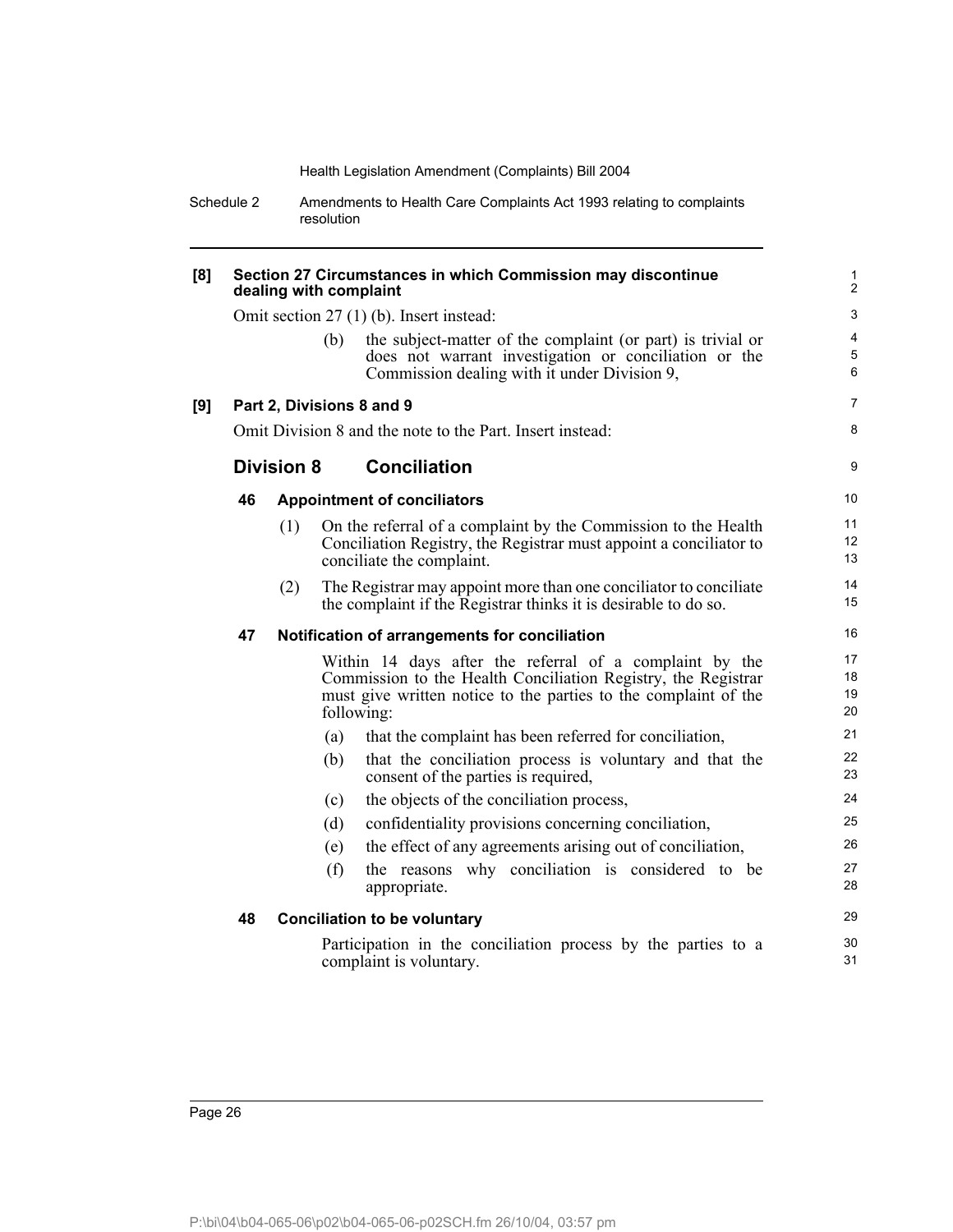**[8] Section 27 Circumstances in which Commission may discontinue dealing with complaint**

Omit section 27 (1) (b). Insert instead:

(b) the subject-matter of the complaint (or part) is trivial or does not warrant investigation or conciliation or the Commission dealing with it under Division 9,

**[9] Part 2, Divisions 8 and 9**

Omit Division 8 and the note to the Part. Insert instead:

## Division 8 Conciliation

### 46 Appointment of conciliators

(1) On the referral of a complaint by the Commission to the Health Conciliation Registry, the Registrar must appoint a conciliator to conciliate the complaint.

(2) The Registrar may appoint more than one conciliator to conciliate the complaint if the Registrar thinks it is desirable to do so.

### 47 Notification of arrangements for conciliation

Within 14 days after the referral of a complaint by the Commission to the Health Conciliation Registry, the Registrar must give written notice to the parties to the complaint of the following:

(a) that the complaint has been referred for conciliation,

(b) that the conciliation process is voluntary and that the consent of the parties is required,

(c) the objects of the conciliation process,

(d) confidentiality provisions concerning conciliation,

(e) the effect of any agreements arising out of conciliation,

(f) the reasons why conciliation is considered to be appropriate.

### 48 Conciliation to be voluntary

Participation in the conciliation process by the parties to a complaint is voluntary.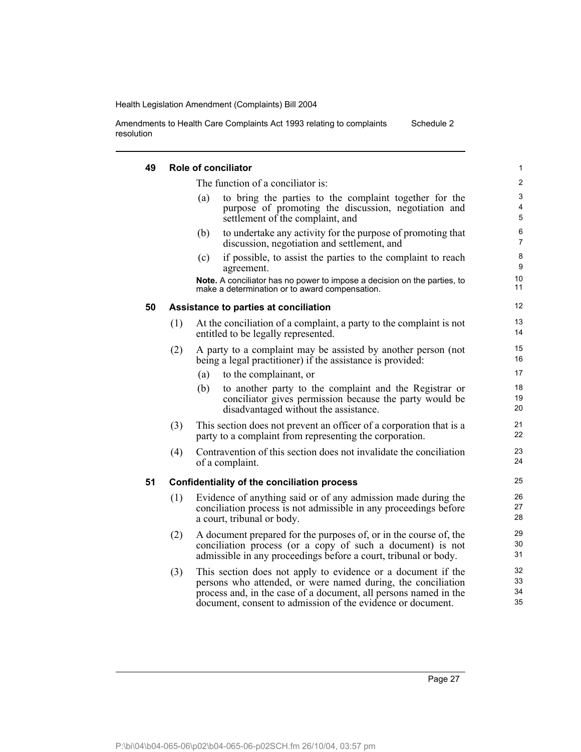### 49 Role of conciliator

The function of a conciliator is:

(a) to bring the parties to the complaint together for the purpose of promoting the discussion, negotiation and settlement of the complaint, and

(b) to undertake any activity for the purpose of promoting that discussion, negotiation and settlement, and

(c) if possible, to assist the parties to the complaint to reach agreement.

**Note.** A conciliator has no power to impose a decision on the parties, to make a determination or to award compensation.

### 50 Assistance to parties at conciliation

(1) At the conciliation of a complaint, a party to the complaint is not entitled to be legally represented.

(2) A party to a complaint may be assisted by another person (not being a legal practitioner) if the assistance is provided:

(a) to the complainant, or

(b) to another party to the complaint and the Registrar or conciliator gives permission because the party would be disadvantaged without the assistance.

(3) This section does not prevent an officer of a corporation that is a party to a complaint from representing the corporation.

(4) Contravention of this section does not invalidate the conciliation of a complaint.

### 51 Confidentiality of the conciliation process

(1) Evidence of anything said or of any admission made during the conciliation process is not admissible in any proceedings before a court, tribunal or body.

(2) A document prepared for the purposes of, or in the course of, the conciliation process (or a copy of such a document) is not admissible in any proceedings before a court, tribunal or body.

(3) This section does not apply to evidence or a document if the persons who attended, or were named during, the conciliation process and, in the case of a document, all persons named in the document, consent to admission of the evidence or document.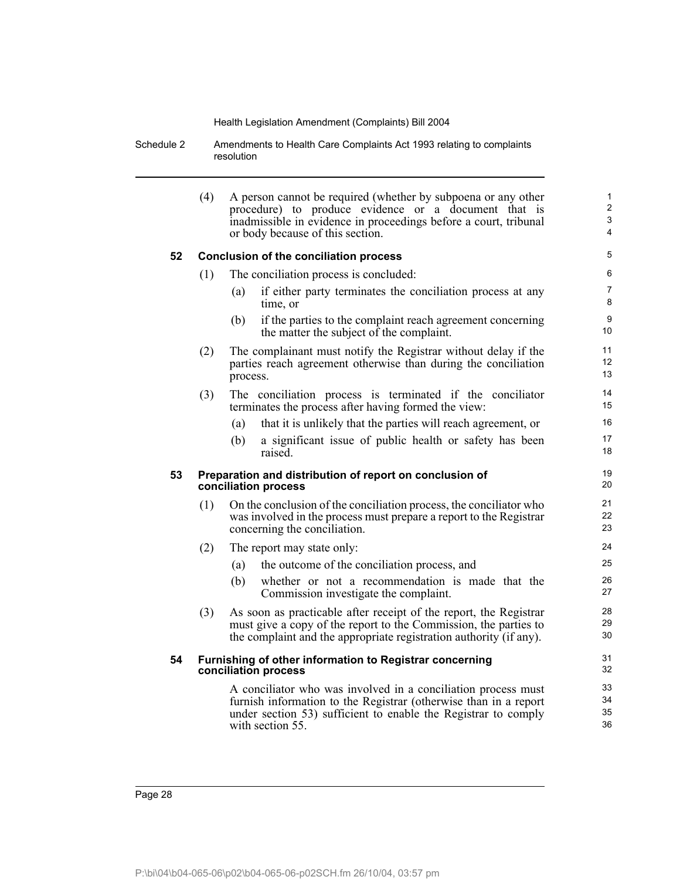(4) A person cannot be required (whether by subpoena or any other procedure) to produce evidence or a document that is inadmissible in evidence in proceedings before a court, tribunal or body because of this section.

### 52 Conclusion of the conciliation process

(1) The conciliation process is concluded:

- (a) if either party terminates the conciliation process at any time, or
- (b) if the parties to the complaint reach agreement concerning the matter the subject of the complaint.

(2) The complainant must notify the Registrar without delay if the parties reach agreement otherwise than during the conciliation process.

(3) The conciliation process is terminated if the conciliator terminates the process after having formed the view:

- (a) that it is unlikely that the parties will reach agreement, or
- (b) a significant issue of public health or safety has been raised.

### 53 Preparation and distribution of report on conclusion of conciliation process

(1) On the conclusion of the conciliation process, the conciliator who was involved in the process must prepare a report to the Registrar concerning the conciliation.

(2) The report may state only:

- (a) the outcome of the conciliation process, and
- (b) whether or not a recommendation is made that the Commission investigate the complaint.

(3) As soon as practicable after receipt of the report, the Registrar must give a copy of the report to the Commission, the parties to the complaint and the appropriate registration authority (if any).

### 54 Furnishing of other information to Registrar concerning conciliation process

A conciliator who was involved in a conciliation process must furnish information to the Registrar (otherwise than in a report under section 53) sufficient to enable the Registrar to comply with section 55.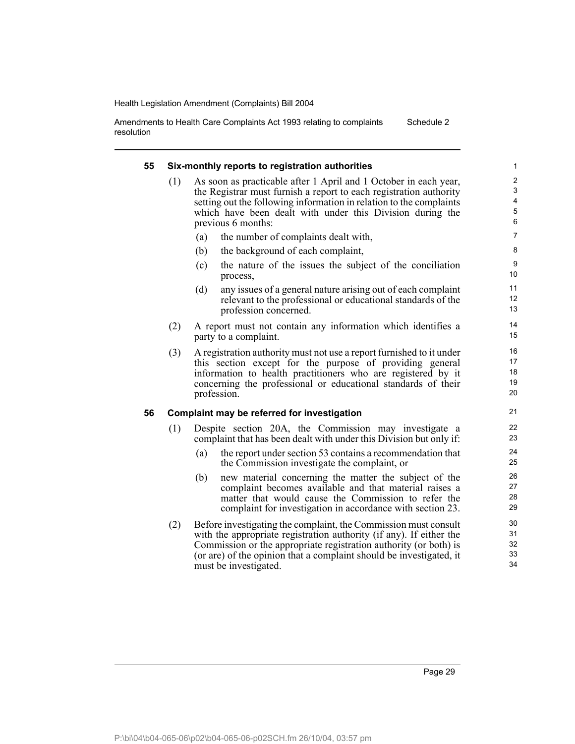### 55 Six-monthly reports to registration authorities

(1) As soon as practicable after 1 April and 1 October in each year, the Registrar must furnish a report to each registration authority setting out the following information in relation to the complaints which have been dealt with under this Division during the previous 6 months:

- (a) the number of complaints dealt with,
- (b) the background of each complaint,
- (c) the nature of the issues the subject of the conciliation process,
- (d) any issues of a general nature arising out of each complaint relevant to the professional or educational standards of the profession concerned.

(2) A report must not contain any information which identifies a party to a complaint.

(3) A registration authority must not use a report furnished to it under this section except for the purpose of providing general information to health practitioners who are registered by it concerning the professional or educational standards of their profession.

### 56 Complaint may be referred for investigation

(1) Despite section 20A, the Commission may investigate a complaint that has been dealt with under this Division but only if:

- (a) the report under section 53 contains a recommendation that the Commission investigate the complaint, or
- (b) new material concerning the matter the subject of the complaint becomes available and that material raises a matter that would cause the Commission to refer the complaint for investigation in accordance with section 23.

(2) Before investigating the complaint, the Commission must consult with the appropriate registration authority (if any). If either the Commission or the appropriate registration authority (or both) is (or are) of the opinion that a complaint should be investigated, it must be investigated.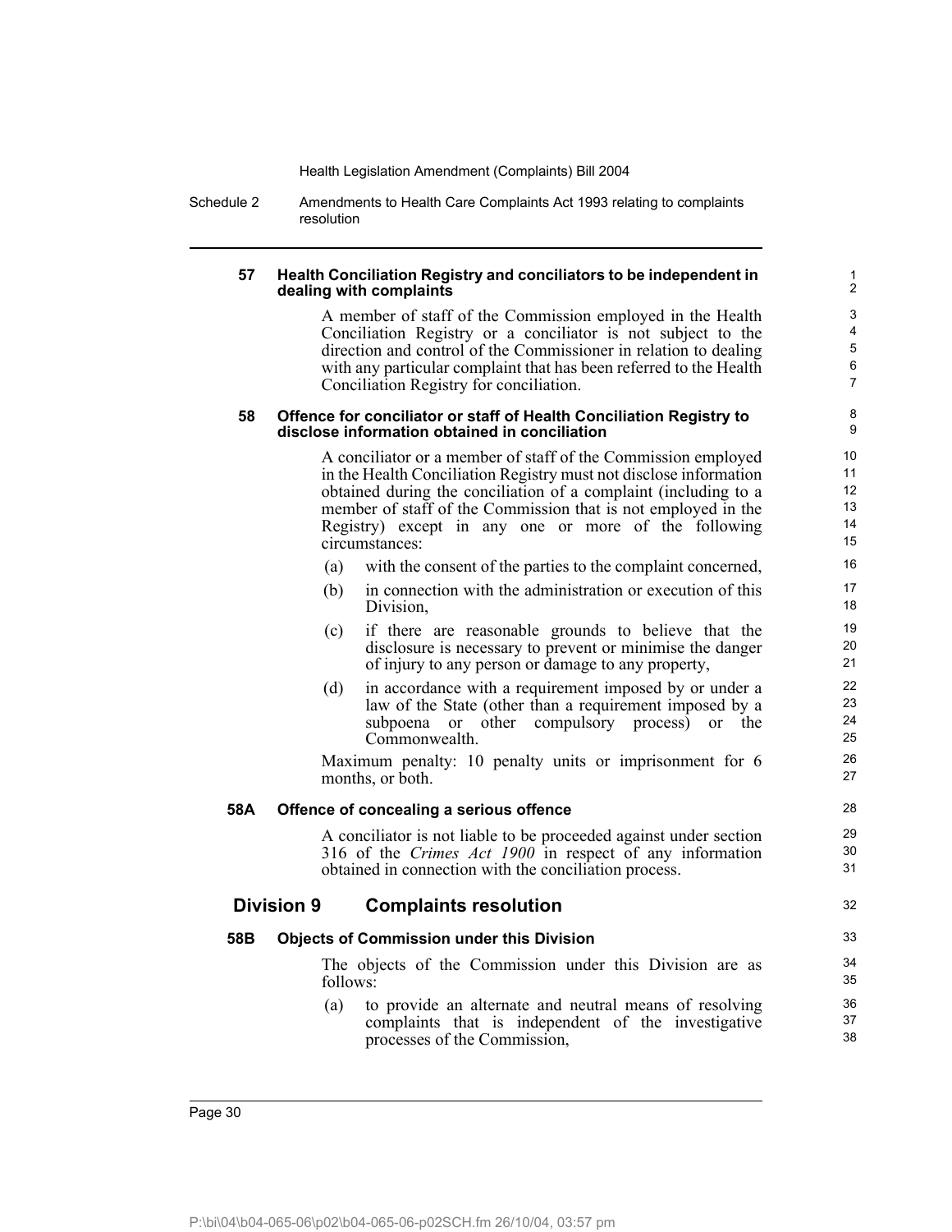#### 57 Health Conciliation Registry and conciliators to be independent in dealing with complaints

A member of staff of the Commission employed in the Health Conciliation Registry or a conciliator is not subject to the direction and control of the Commissioner in relation to dealing with any particular complaint that has been referred to the Health Conciliation Registry for conciliation.

#### 58 Offence for conciliator or staff of Health Conciliation Registry to disclose information obtained in conciliation

A conciliator or a member of staff of the Commission employed in the Health Conciliation Registry must not disclose information obtained during the conciliation of a complaint (including to a member of staff of the Commission that is not employed in the Registry) except in any one or more of the following circumstances:

(a) with the consent of the parties to the complaint concerned,

(b) in connection with the administration or execution of this Division,

(c) if there are reasonable grounds to believe that the disclosure is necessary to prevent or minimise the danger of injury to any person or damage to any property,

(d) in accordance with a requirement imposed by or under a law of the State (other than a requirement imposed by a subpoena or other compulsory process) or the Commonwealth.

Maximum penalty: 10 penalty units or imprisonment for 6 months, or both.

#### 58A Offence of concealing a serious offence

A conciliator is not liable to be proceeded against under section 316 of the *Crimes Act 1900* in respect of any information obtained in connection with the conciliation process.

### Division 9 Complaints resolution

#### 58B Objects of Commission under this Division

The objects of the Commission under this Division are as follows:

(a) to provide an alternate and neutral means of resolving complaints that is independent of the investigative processes of the Commission,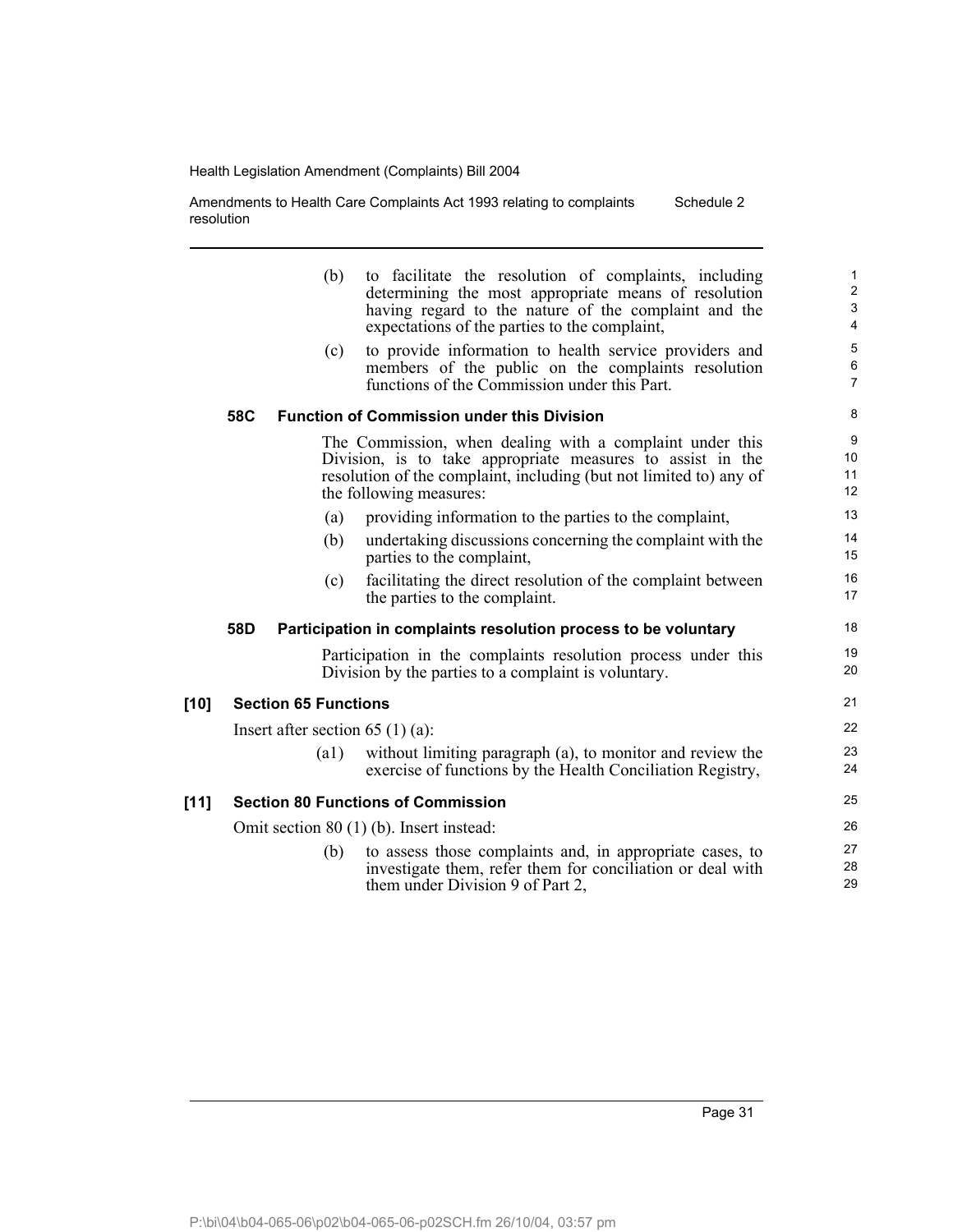(b) to facilitate the resolution of complaints, including determining the most appropriate means of resolution having regard to the nature of the complaint and the expectations of the parties to the complaint,

(c) to provide information to health service providers and members of the public on the complaints resolution functions of the Commission under this Part.

**58C Function of Commission under this Division**

The Commission, when dealing with a complaint under this Division, is to take appropriate measures to assist in the resolution of the complaint, including (but not limited to) any of the following measures:

(a) providing information to the parties to the complaint,

(b) undertaking discussions concerning the complaint with the parties to the complaint,

(c) facilitating the direct resolution of the complaint between the parties to the complaint.

**58D Participation in complaints resolution process to be voluntary**

Participation in the complaints resolution process under this Division by the parties to a complaint is voluntary.

**[10] Section 65 Functions**

Insert after section 65 (1) (a):

(a1) without limiting paragraph (a), to monitor and review the exercise of functions by the Health Conciliation Registry,

**[11] Section 80 Functions of Commission**

Omit section 80 (1) (b). Insert instead:

(b) to assess those complaints and, in appropriate cases, to investigate them, refer them for conciliation or deal with them under Division 9 of Part 2,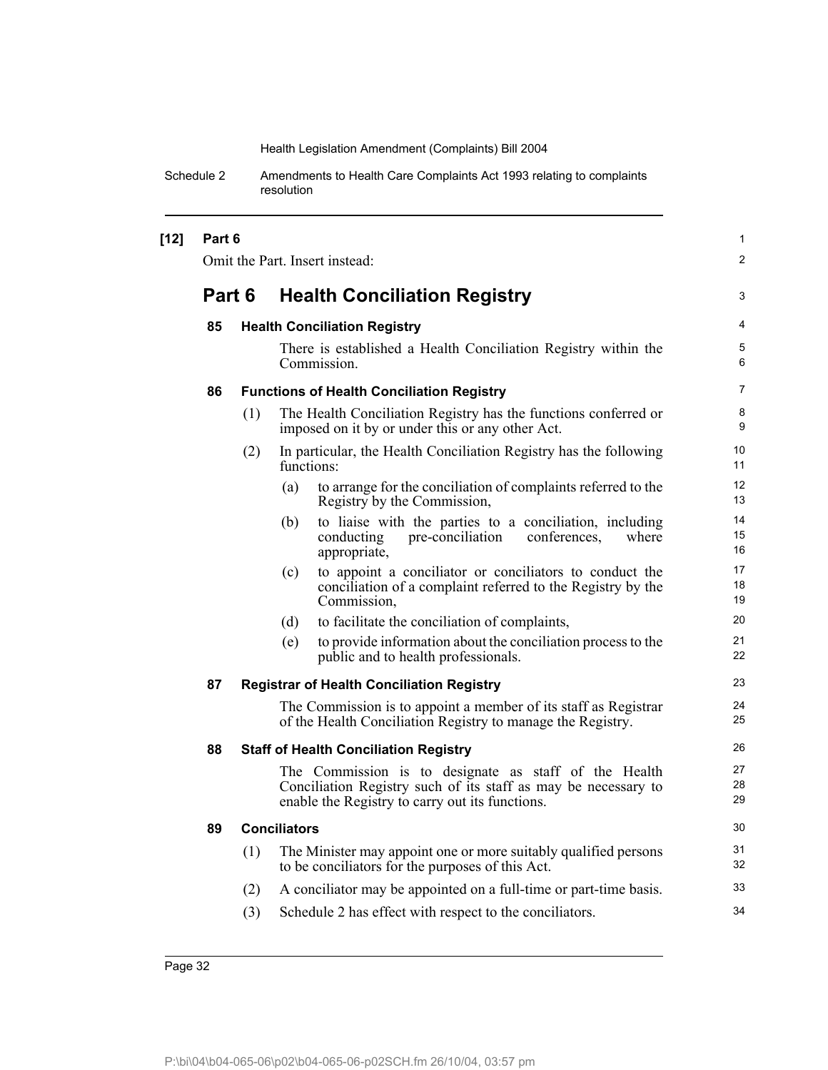**[12] Part 6**

Omit the Part. Insert instead:

## Part 6 Health Conciliation Registry

### 85 Health Conciliation Registry

There is established a Health Conciliation Registry within the Commission.

### 86 Functions of Health Conciliation Registry

(1) The Health Conciliation Registry has the functions conferred or imposed on it by or under this or any other Act.

(2) In particular, the Health Conciliation Registry has the following functions:

(a) to arrange for the conciliation of complaints referred to the Registry by the Commission,

(b) to liaise with the parties to a conciliation, including conducting pre-conciliation conferences, where appropriate,

(c) to appoint a conciliator or conciliators to conduct the conciliation of a complaint referred to the Registry by the Commission,

(d) to facilitate the conciliation of complaints,

(e) to provide information about the conciliation process to the public and to health professionals.

### 87 Registrar of Health Conciliation Registry

The Commission is to appoint a member of its staff as Registrar of the Health Conciliation Registry to manage the Registry.

### 88 Staff of Health Conciliation Registry

The Commission is to designate as staff of the Health Conciliation Registry such of its staff as may be necessary to enable the Registry to carry out its functions.

### 89 Conciliators

(1) The Minister may appoint one or more suitably qualified persons to be conciliators for the purposes of this Act.

(2) A conciliator may be appointed on a full-time or part-time basis.

(3) Schedule 2 has effect with respect to the conciliators.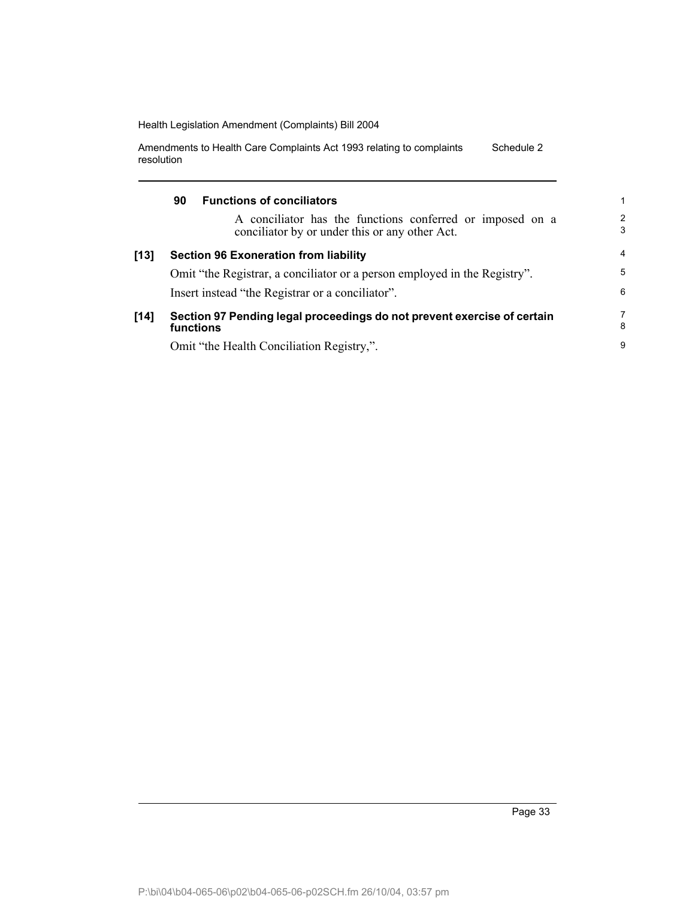#### 90 Functions of conciliators

A conciliator has the functions conferred or imposed on a conciliator by or under this or any other Act.

**[13] Section 96 Exoneration from liability**

Omit "the Registrar, a conciliator or a person employed in the Registry".

Insert instead "the Registrar or a conciliator".

**[14] Section 97 Pending legal proceedings do not prevent exercise of certain functions**

Omit "the Health Conciliation Registry,".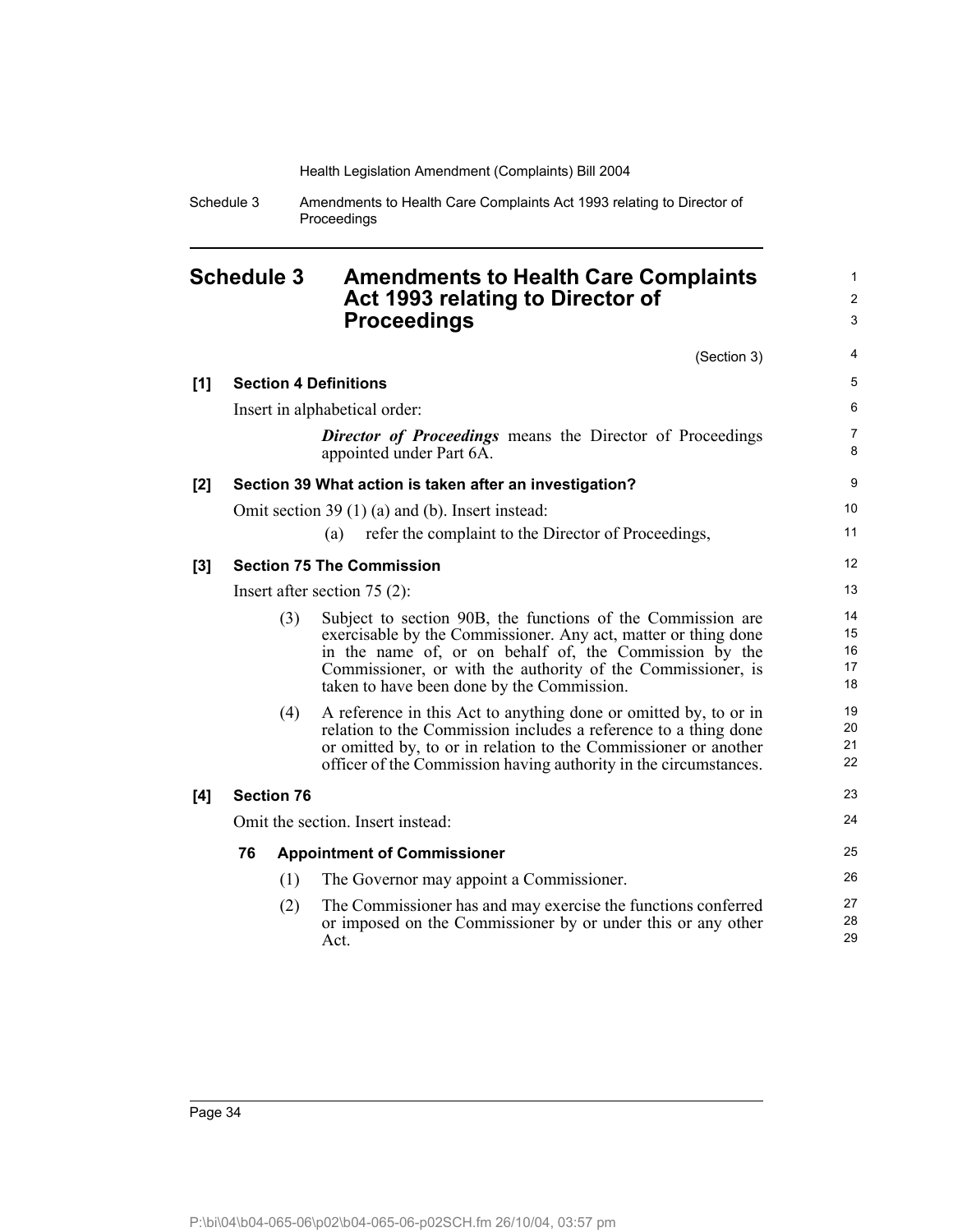# Schedule 3 Amendments to Health Care Complaints Act 1993 relating to Director of Proceedings

(Section 3)

**[1] Section 4 Definitions**

Insert in alphabetical order:

> ***Director of Proceedings*** means the Director of Proceedings appointed under Part 6A.

**[2] Section 39 What action is taken after an investigation?**

Omit section 39 (1) (a) and (b). Insert instead:

> (a) refer the complaint to the Director of Proceedings,

**[3] Section 75 The Commission**

Insert after section 75 (2):

> (3) Subject to section 90B, the functions of the Commission are exercisable by the Commissioner. Any act, matter or thing done in the name of, or on behalf of, the Commission by the Commissioner, or with the authority of the Commissioner, is taken to have been done by the Commission.
>
> (4) A reference in this Act to anything done or omitted by, to or in relation to the Commission includes a reference to a thing done or omitted by, to or in relation to the Commissioner or another officer of the Commission having authority in the circumstances.

**[4] Section 76**

Omit the section. Insert instead:

> **76 Appointment of Commissioner**
>
> (1) The Governor may appoint a Commissioner.
>
> (2) The Commissioner has and may exercise the functions conferred or imposed on the Commissioner by or under this or any other Act.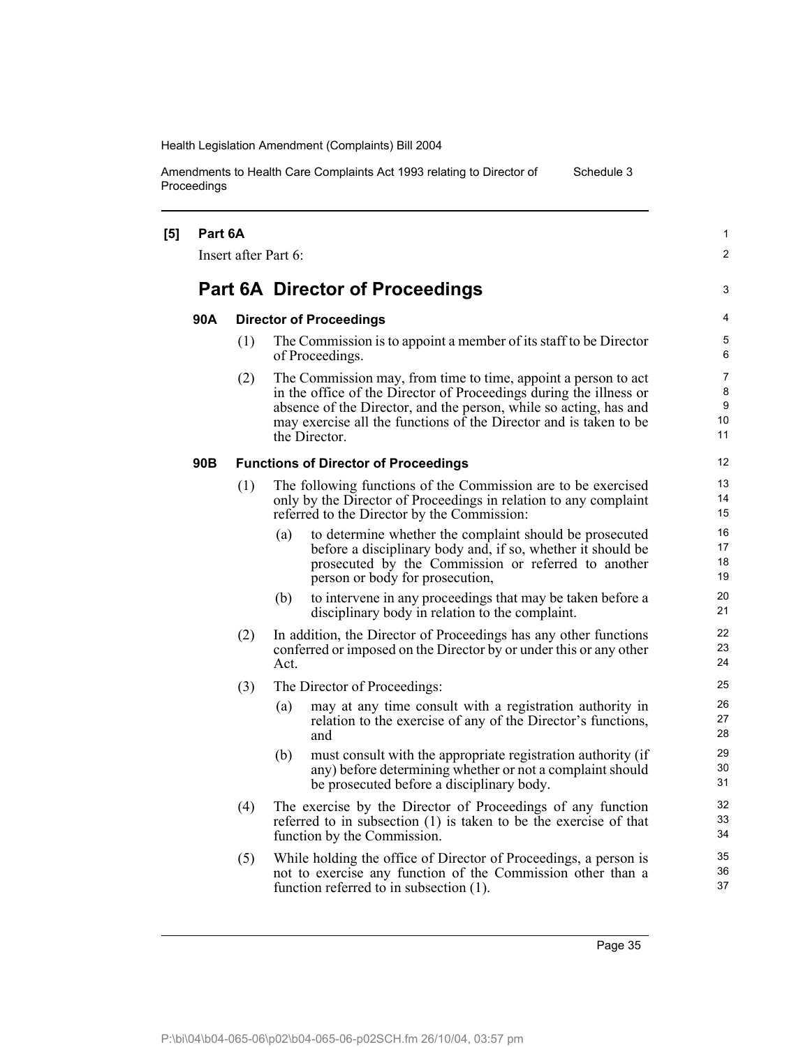**[5] Part 6A**

Insert after Part 6:

## Part 6A Director of Proceedings

**90A Director of Proceedings**

(1) The Commission is to appoint a member of its staff to be Director of Proceedings.

(2) The Commission may, from time to time, appoint a person to act in the office of the Director of Proceedings during the illness or absence of the Director, and the person, while so acting, has and may exercise all the functions of the Director and is taken to be the Director.

**90B Functions of Director of Proceedings**

(1) The following functions of the Commission are to be exercised only by the Director of Proceedings in relation to any complaint referred to the Director by the Commission:

(a) to determine whether the complaint should be prosecuted before a disciplinary body and, if so, whether it should be prosecuted by the Commission or referred to another person or body for prosecution,

(b) to intervene in any proceedings that may be taken before a disciplinary body in relation to the complaint.

(2) In addition, the Director of Proceedings has any other functions conferred or imposed on the Director by or under this or any other Act.

(3) The Director of Proceedings:

(a) may at any time consult with a registration authority in relation to the exercise of any of the Director's functions, and

(b) must consult with the appropriate registration authority (if any) before determining whether or not a complaint should be prosecuted before a disciplinary body.

(4) The exercise by the Director of Proceedings of any function referred to in subsection (1) is taken to be the exercise of that function by the Commission.

(5) While holding the office of Director of Proceedings, a person is not to exercise any function of the Commission other than a function referred to in subsection (1).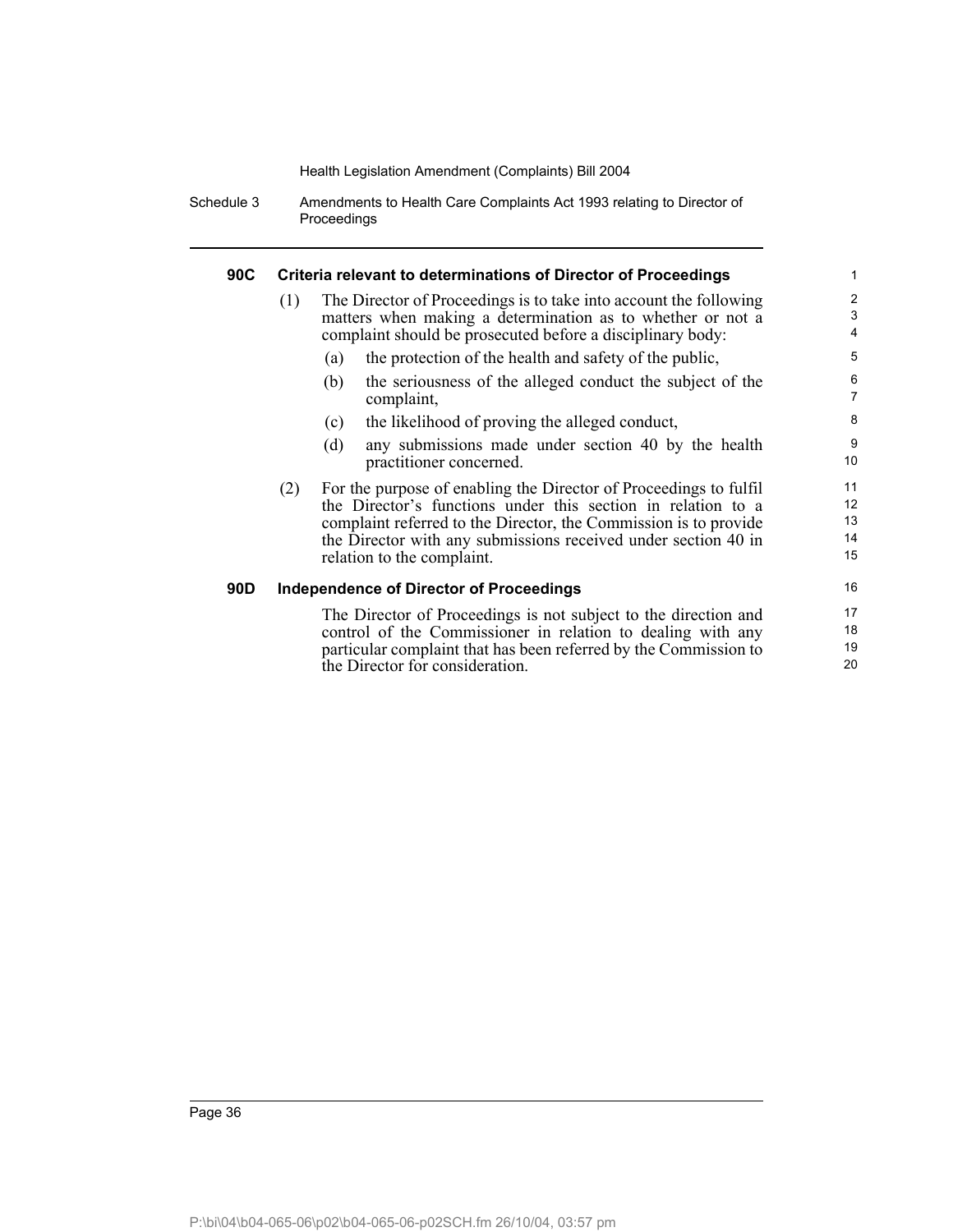#### 90C Criteria relevant to determinations of Director of Proceedings

(1) The Director of Proceedings is to take into account the following matters when making a determination as to whether or not a complaint should be prosecuted before a disciplinary body:

(a) the protection of the health and safety of the public,

(b) the seriousness of the alleged conduct the subject of the complaint,

(c) the likelihood of proving the alleged conduct,

(d) any submissions made under section 40 by the health practitioner concerned.

(2) For the purpose of enabling the Director of Proceedings to fulfil the Director's functions under this section in relation to a complaint referred to the Director, the Commission is to provide the Director with any submissions received under section 40 in relation to the complaint.

#### 90D Independence of Director of Proceedings

The Director of Proceedings is not subject to the direction and control of the Commissioner in relation to dealing with any particular complaint that has been referred by the Commission to the Director for consideration.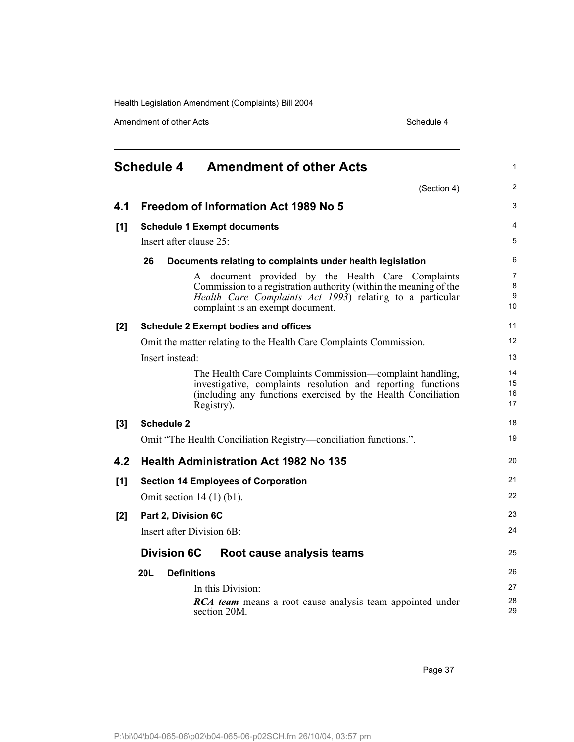# Schedule 4 Amendment of other Acts

(Section 4)

## 4.1 Freedom of Information Act 1989 No 5

**[1] Schedule 1 Exempt documents**

Insert after clause 25:

**26 Documents relating to complaints under health legislation**

A document provided by the Health Care Complaints Commission to a registration authority (within the meaning of the *Health Care Complaints Act 1993*) relating to a particular complaint is an exempt document.

**[2] Schedule 2 Exempt bodies and offices**

Omit the matter relating to the Health Care Complaints Commission.

Insert instead:

The Health Care Complaints Commission—complaint handling, investigative, complaints resolution and reporting functions (including any functions exercised by the Health Conciliation Registry).

**[3] Schedule 2**

Omit "The Health Conciliation Registry—conciliation functions.".

## 4.2 Health Administration Act 1982 No 135

**[1] Section 14 Employees of Corporation**

Omit section 14 (1) (b1).

**[2] Part 2, Division 6C**

Insert after Division 6B:

### Division 6C Root cause analysis teams

**20L Definitions**

In this Division:

***RCA team*** means a root cause analysis team appointed under section 20M.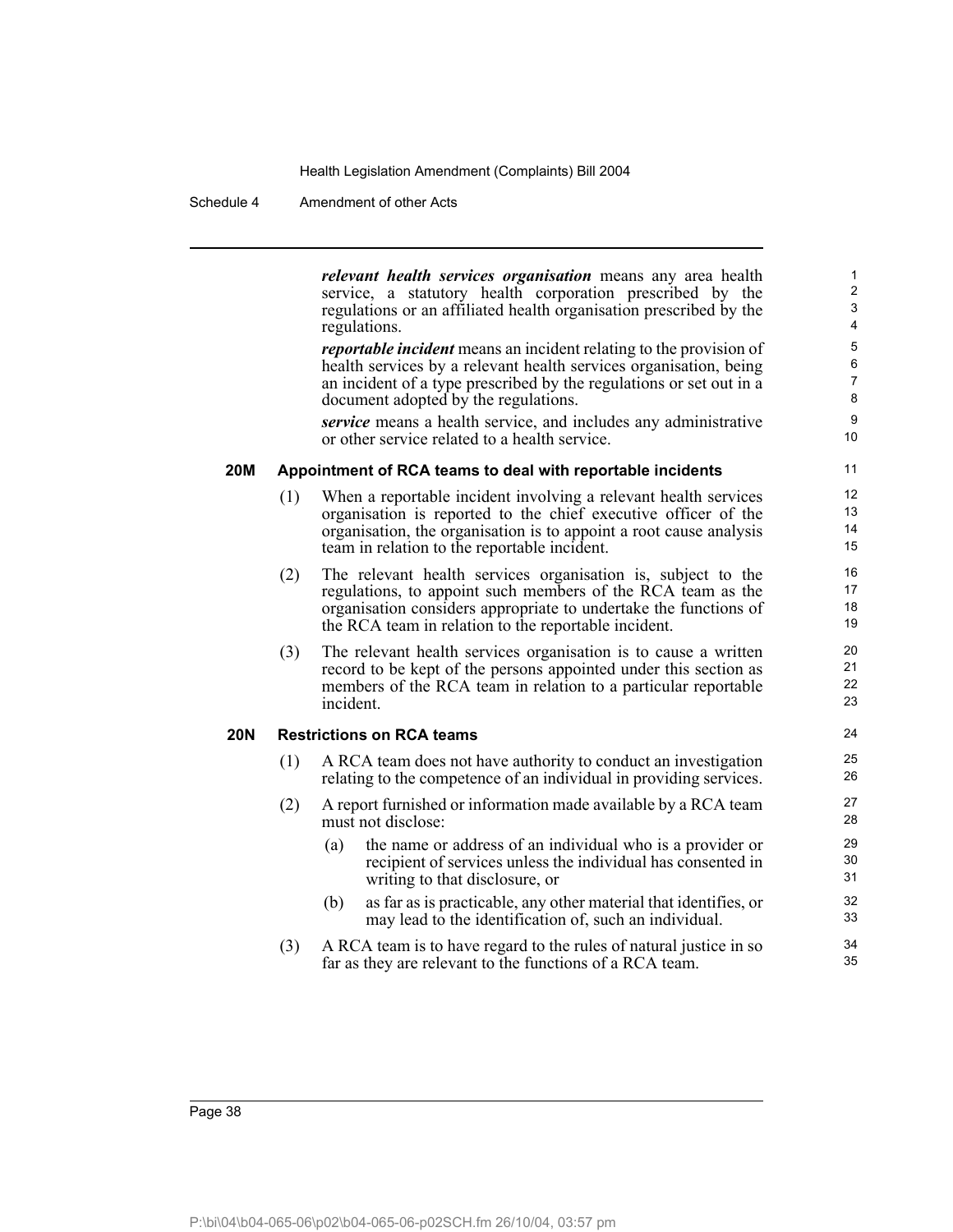***relevant health services organisation*** means any area health service, a statutory health corporation prescribed by the regulations or an affiliated health organisation prescribed by the regulations.

***reportable incident*** means an incident relating to the provision of health services by a relevant health services organisation, being an incident of a type prescribed by the regulations or set out in a document adopted by the regulations.

***service*** means a health service, and includes any administrative or other service related to a health service.

**20M Appointment of RCA teams to deal with reportable incidents**

(1) When a reportable incident involving a relevant health services organisation is reported to the chief executive officer of the organisation, the organisation is to appoint a root cause analysis team in relation to the reportable incident.

(2) The relevant health services organisation is, subject to the regulations, to appoint such members of the RCA team as the organisation considers appropriate to undertake the functions of the RCA team in relation to the reportable incident.

(3) The relevant health services organisation is to cause a written record to be kept of the persons appointed under this section as members of the RCA team in relation to a particular reportable incident.

**20N Restrictions on RCA teams**

(1) A RCA team does not have authority to conduct an investigation relating to the competence of an individual in providing services.

(2) A report furnished or information made available by a RCA team must not disclose:

(a) the name or address of an individual who is a provider or recipient of services unless the individual has consented in writing to that disclosure, or

(b) as far as is practicable, any other material that identifies, or may lead to the identification of, such an individual.

(3) A RCA team is to have regard to the rules of natural justice in so far as they are relevant to the functions of a RCA team.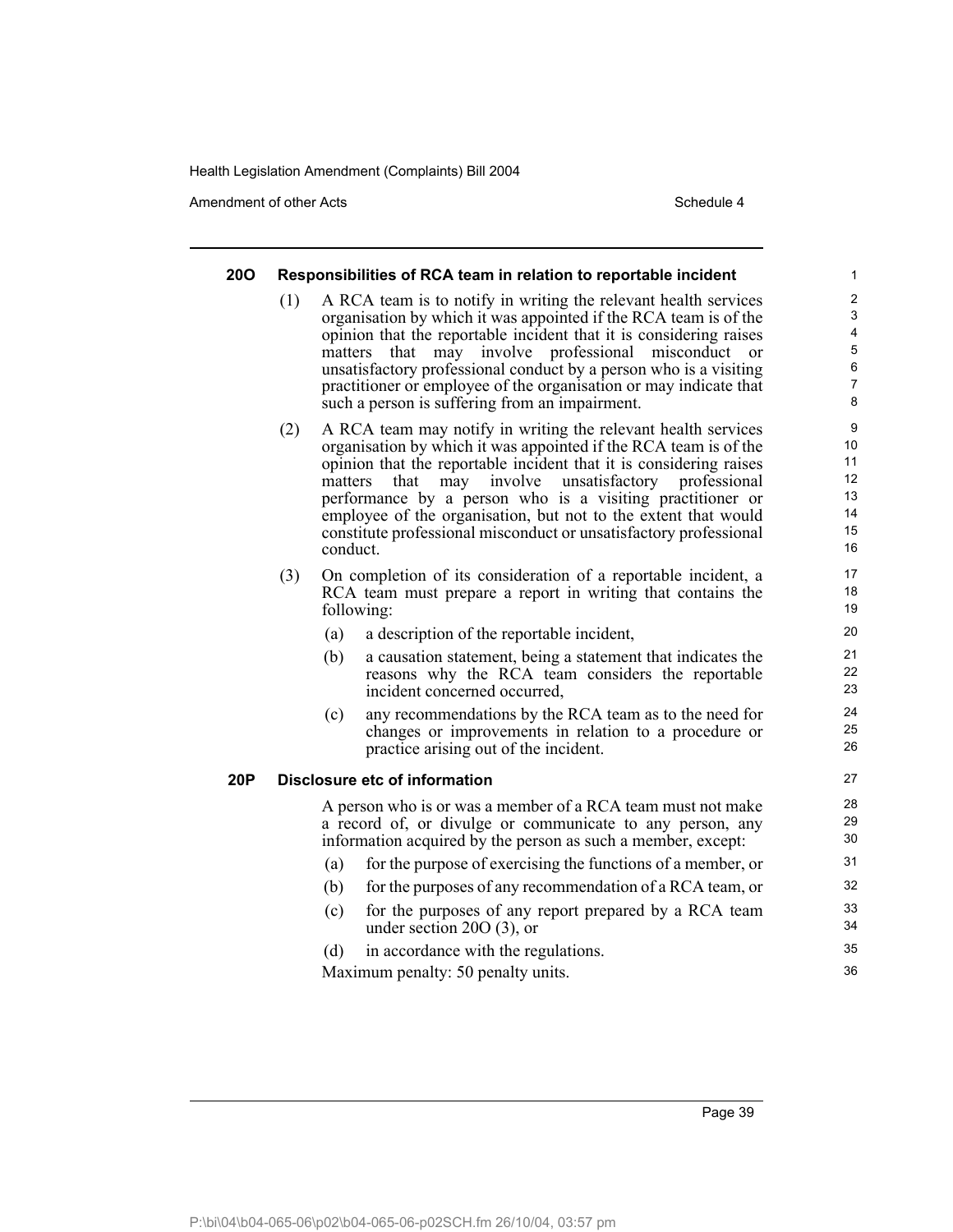**20O Responsibilities of RCA team in relation to reportable incident**

(1) A RCA team is to notify in writing the relevant health services organisation by which it was appointed if the RCA team is of the opinion that the reportable incident that it is considering raises matters that may involve professional misconduct or unsatisfactory professional conduct by a person who is a visiting practitioner or employee of the organisation or may indicate that such a person is suffering from an impairment.

(2) A RCA team may notify in writing the relevant health services organisation by which it was appointed if the RCA team is of the opinion that the reportable incident that it is considering raises matters that may involve unsatisfactory professional performance by a person who is a visiting practitioner or employee of the organisation, but not to the extent that would constitute professional misconduct or unsatisfactory professional conduct.

(3) On completion of its consideration of a reportable incident, a RCA team must prepare a report in writing that contains the following:

(a) a description of the reportable incident,

(b) a causation statement, being a statement that indicates the reasons why the RCA team considers the reportable incident concerned occurred,

(c) any recommendations by the RCA team as to the need for changes or improvements in relation to a procedure or practice arising out of the incident.

**20P Disclosure etc of information**

A person who is or was a member of a RCA team must not make a record of, or divulge or communicate to any person, any information acquired by the person as such a member, except:

(a) for the purpose of exercising the functions of a member, or

(b) for the purposes of any recommendation of a RCA team, or

(c) for the purposes of any report prepared by a RCA team under section 20O (3), or

(d) in accordance with the regulations.

Maximum penalty: 50 penalty units.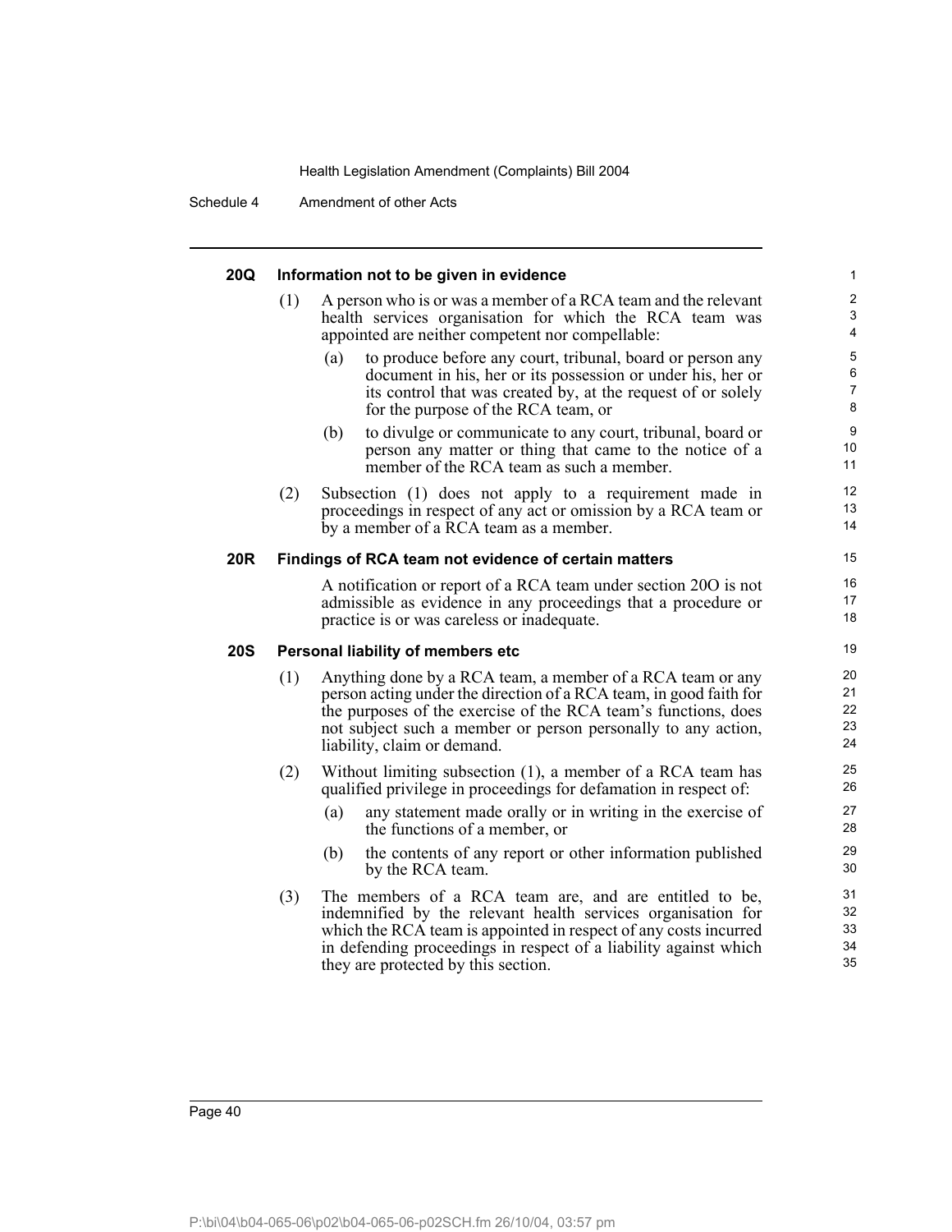### 20Q Information not to be given in evidence

(1) A person who is or was a member of a RCA team and the relevant health services organisation for which the RCA team was appointed are neither competent nor compellable:

(a) to produce before any court, tribunal, board or person any document in his, her or its possession or under his, her or its control that was created by, at the request of or solely for the purpose of the RCA team, or

(b) to divulge or communicate to any court, tribunal, board or person any matter or thing that came to the notice of a member of the RCA team as such a member.

(2) Subsection (1) does not apply to a requirement made in proceedings in respect of any act or omission by a RCA team or by a member of a RCA team as a member.

### 20R Findings of RCA team not evidence of certain matters

A notification or report of a RCA team under section 20O is not admissible as evidence in any proceedings that a procedure or practice is or was careless or inadequate.

### 20S Personal liability of members etc

(1) Anything done by a RCA team, a member of a RCA team or any person acting under the direction of a RCA team, in good faith for the purposes of the exercise of the RCA team's functions, does not subject such a member or person personally to any action, liability, claim or demand.

(2) Without limiting subsection (1), a member of a RCA team has qualified privilege in proceedings for defamation in respect of:

(a) any statement made orally or in writing in the exercise of the functions of a member, or

(b) the contents of any report or other information published by the RCA team.

(3) The members of a RCA team are, and are entitled to be, indemnified by the relevant health services organisation for which the RCA team is appointed in respect of any costs incurred in defending proceedings in respect of a liability against which they are protected by this section.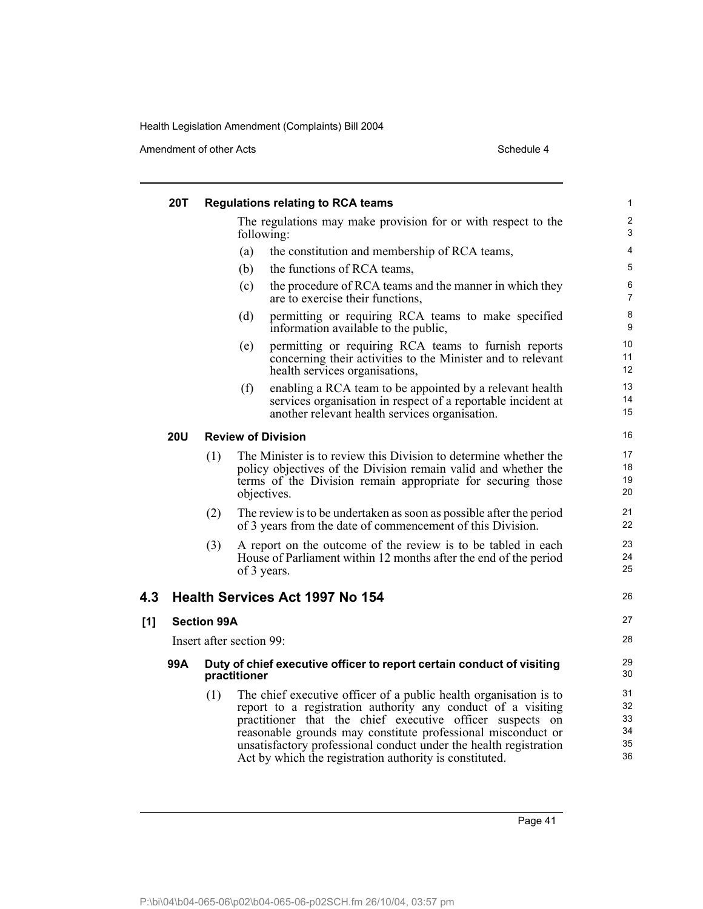**20T Regulations relating to RCA teams**

The regulations may make provision for or with respect to the following:

(a) the constitution and membership of RCA teams,

(b) the functions of RCA teams,

(c) the procedure of RCA teams and the manner in which they are to exercise their functions,

(d) permitting or requiring RCA teams to make specified information available to the public,

(e) permitting or requiring RCA teams to furnish reports concerning their activities to the Minister and to relevant health services organisations,

(f) enabling a RCA team to be appointed by a relevant health services organisation in respect of a reportable incident at another relevant health services organisation.

**20U Review of Division**

(1) The Minister is to review this Division to determine whether the policy objectives of the Division remain valid and whether the terms of the Division remain appropriate for securing those objectives.

(2) The review is to be undertaken as soon as possible after the period of 3 years from the date of commencement of this Division.

(3) A report on the outcome of the review is to be tabled in each House of Parliament within 12 months after the end of the period of 3 years.

## 4.3 Health Services Act 1997 No 154

### [1] Section 99A

Insert after section 99:

**99A Duty of chief executive officer to report certain conduct of visiting practitioner**

(1) The chief executive officer of a public health organisation is to report to a registration authority any conduct of a visiting practitioner that the chief executive officer suspects on reasonable grounds may constitute professional misconduct or unsatisfactory professional conduct under the health registration Act by which the registration authority is constituted.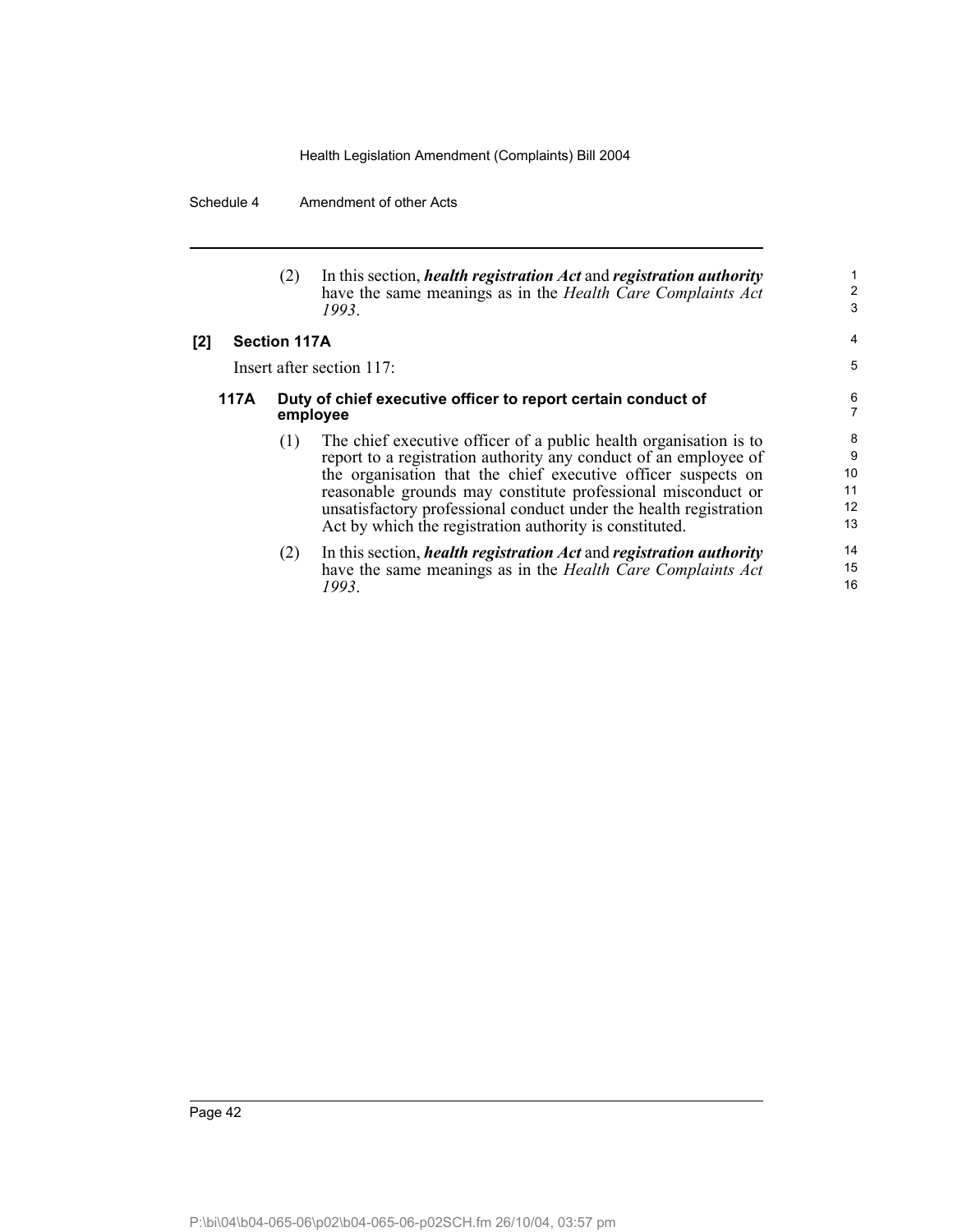(2) In this section, ***health registration Act*** and ***registration authority*** have the same meanings as in the *Health Care Complaints Act 1993*.

**[2] Section 117A**

Insert after section 117:

### 117A Duty of chief executive officer to report certain conduct of employee

(1) The chief executive officer of a public health organisation is to report to a registration authority any conduct of an employee of the organisation that the chief executive officer suspects on reasonable grounds may constitute professional misconduct or unsatisfactory professional conduct under the health registration Act by which the registration authority is constituted.

(2) In this section, ***health registration Act*** and ***registration authority*** have the same meanings as in the *Health Care Complaints Act 1993*.